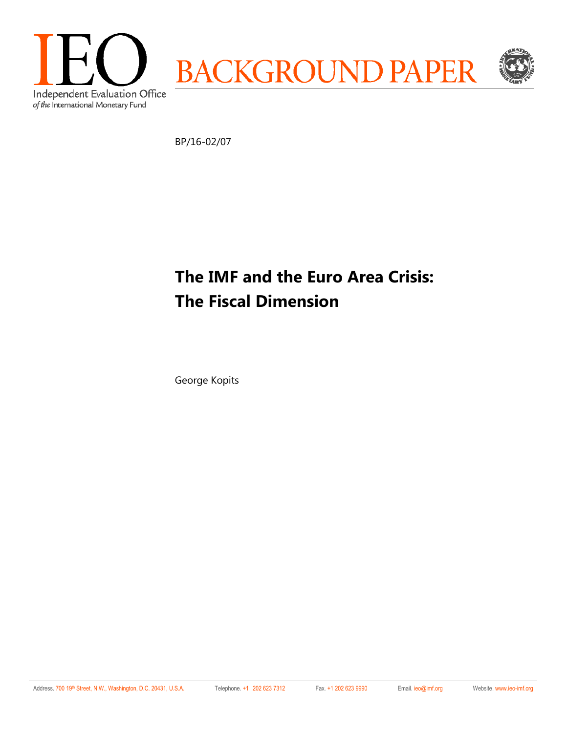IEO

Independent Evaluation Office of the International Monetary Fund

BACKGROUND PAPER

BP/16-02/07

# The IMF and the Euro Area Crisis: The Fiscal Dimension

George Kopits

Address. 700 19th Street, N.W., Washington, D.C. 20431, U.S.A. Telephone. +1 202 623 7312 Fax. +1 202 623 9990 Email. ieo@imf.org Website. www.ieo-imf.org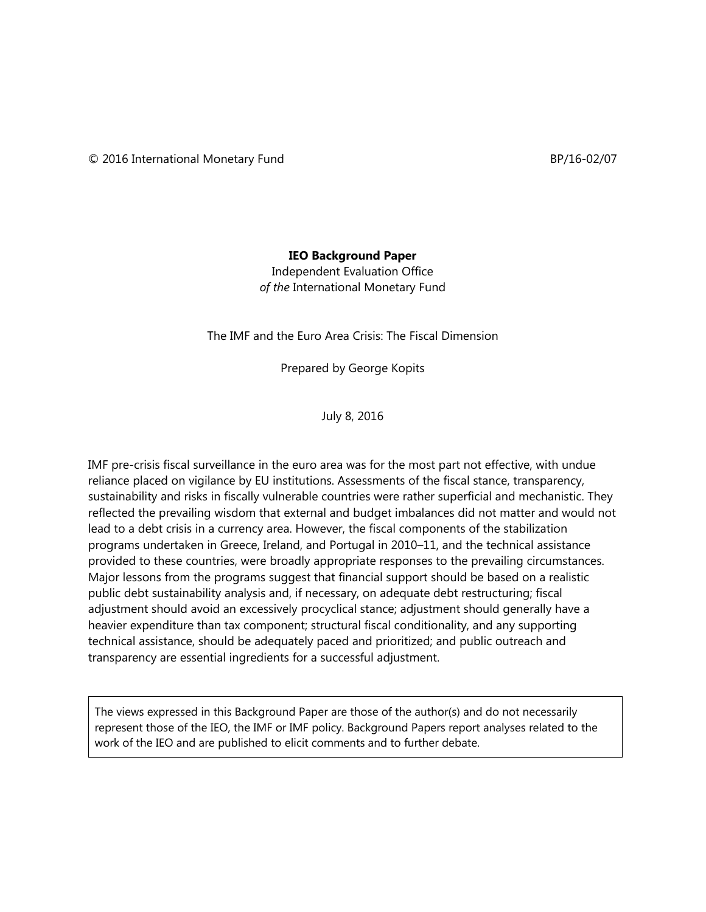© 2016 International Monetary Fund BP/16-02/07

**IEO Background Paper**

Independent Evaluation Office
*of the* International Monetary Fund

The IMF and the Euro Area Crisis: The Fiscal Dimension

Prepared by George Kopits

July 8, 2016

IMF pre-crisis fiscal surveillance in the euro area was for the most part not effective, with undue reliance placed on vigilance by EU institutions. Assessments of the fiscal stance, transparency, sustainability and risks in fiscally vulnerable countries were rather superficial and mechanistic. They reflected the prevailing wisdom that external and budget imbalances did not matter and would not lead to a debt crisis in a currency area. However, the fiscal components of the stabilization programs undertaken in Greece, Ireland, and Portugal in 2010–11, and the technical assistance provided to these countries, were broadly appropriate responses to the prevailing circumstances. Major lessons from the programs suggest that financial support should be based on a realistic public debt sustainability analysis and, if necessary, on adequate debt restructuring; fiscal adjustment should avoid an excessively procyclical stance; adjustment should generally have a heavier expenditure than tax component; structural fiscal conditionality, and any supporting technical assistance, should be adequately paced and prioritized; and public outreach and transparency are essential ingredients for a successful adjustment.

> The views expressed in this Background Paper are those of the author(s) and do not necessarily represent those of the IEO, the IMF or IMF policy. Background Papers report analyses related to the work of the IEO and are published to elicit comments and to further debate.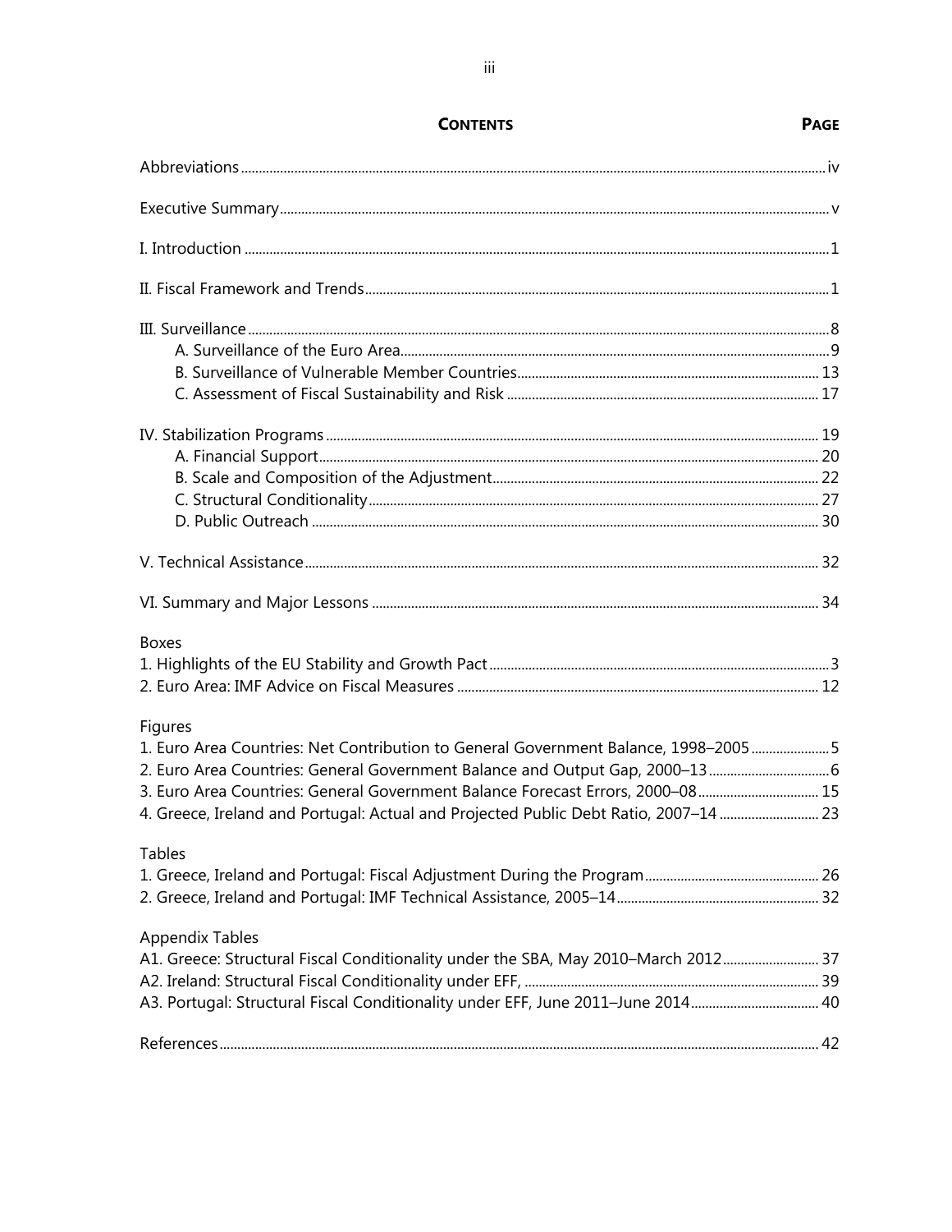# CONTENTS

**PAGE**

Abbreviations .......... iv

Executive Summary .......... v

I. Introduction .......... 1

II. Fiscal Framework and Trends .......... 1

III. Surveillance .......... 8
- A. Surveillance of the Euro Area .......... 9
- B. Surveillance of Vulnerable Member Countries .......... 13
- C. Assessment of Fiscal Sustainability and Risk .......... 17

IV. Stabilization Programs .......... 19
- A. Financial Support .......... 20
- B. Scale and Composition of the Adjustment .......... 22
- C. Structural Conditionality .......... 27
- D. Public Outreach .......... 30

V. Technical Assistance .......... 32

VI. Summary and Major Lessons .......... 34

Boxes

1. Highlights of the EU Stability and Growth Pact .......... 3
2. Euro Area: IMF Advice on Fiscal Measures .......... 12

Figures

1. Euro Area Countries: Net Contribution to General Government Balance, 1998–2005 .......... 5
2. Euro Area Countries: General Government Balance and Output Gap, 2000–13 .......... 6
3. Euro Area Countries: General Government Balance Forecast Errors, 2000–08 .......... 15
4. Greece, Ireland and Portugal: Actual and Projected Public Debt Ratio, 2007–14 .......... 23

Tables

1. Greece, Ireland and Portugal: Fiscal Adjustment During the Program .......... 26
2. Greece, Ireland and Portugal: IMF Technical Assistance, 2005–14 .......... 32

Appendix Tables

A1. Greece: Structural Fiscal Conditionality under the SBA, May 2010–March 2012 .......... 37
A2. Ireland: Structural Fiscal Conditionality under EFF, .......... 39
A3. Portugal: Structural Fiscal Conditionality under EFF, June 2011–June 2014 .......... 40

References .......... 42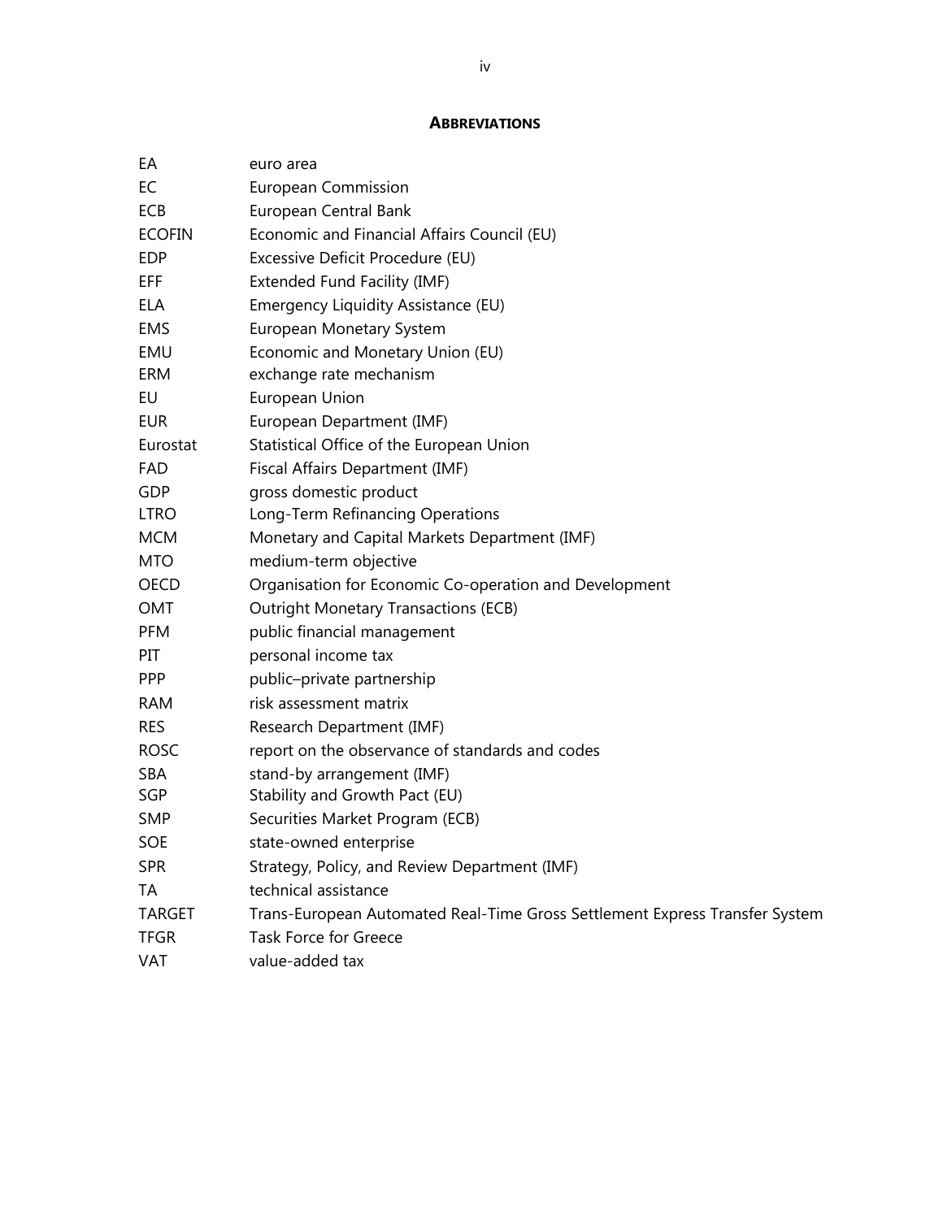## ABBREVIATIONS

| | |
|---|---|
| EA | euro area |
| EC | European Commission |
| ECB | European Central Bank |
| ECOFIN | Economic and Financial Affairs Council (EU) |
| EDP | Excessive Deficit Procedure (EU) |
| EFF | Extended Fund Facility (IMF) |
| ELA | Emergency Liquidity Assistance (EU) |
| EMS | European Monetary System |
| EMU | Economic and Monetary Union (EU) |
| ERM | exchange rate mechanism |
| EU | European Union |
| EUR | European Department (IMF) |
| Eurostat | Statistical Office of the European Union |
| FAD | Fiscal Affairs Department (IMF) |
| GDP | gross domestic product |
| LTRO | Long-Term Refinancing Operations |
| MCM | Monetary and Capital Markets Department (IMF) |
| MTO | medium-term objective |
| OECD | Organisation for Economic Co-operation and Development |
| OMT | Outright Monetary Transactions (ECB) |
| PFM | public financial management |
| PIT | personal income tax |
| PPP | public–private partnership |
| RAM | risk assessment matrix |
| RES | Research Department (IMF) |
| ROSC | report on the observance of standards and codes |
| SBA | stand-by arrangement (IMF) |
| SGP | Stability and Growth Pact (EU) |
| SMP | Securities Market Program (ECB) |
| SOE | state-owned enterprise |
| SPR | Strategy, Policy, and Review Department (IMF) |
| TA | technical assistance |
| TARGET | Trans-European Automated Real-Time Gross Settlement Express Transfer System |
| TFGR | Task Force for Greece |
| VAT | value-added tax |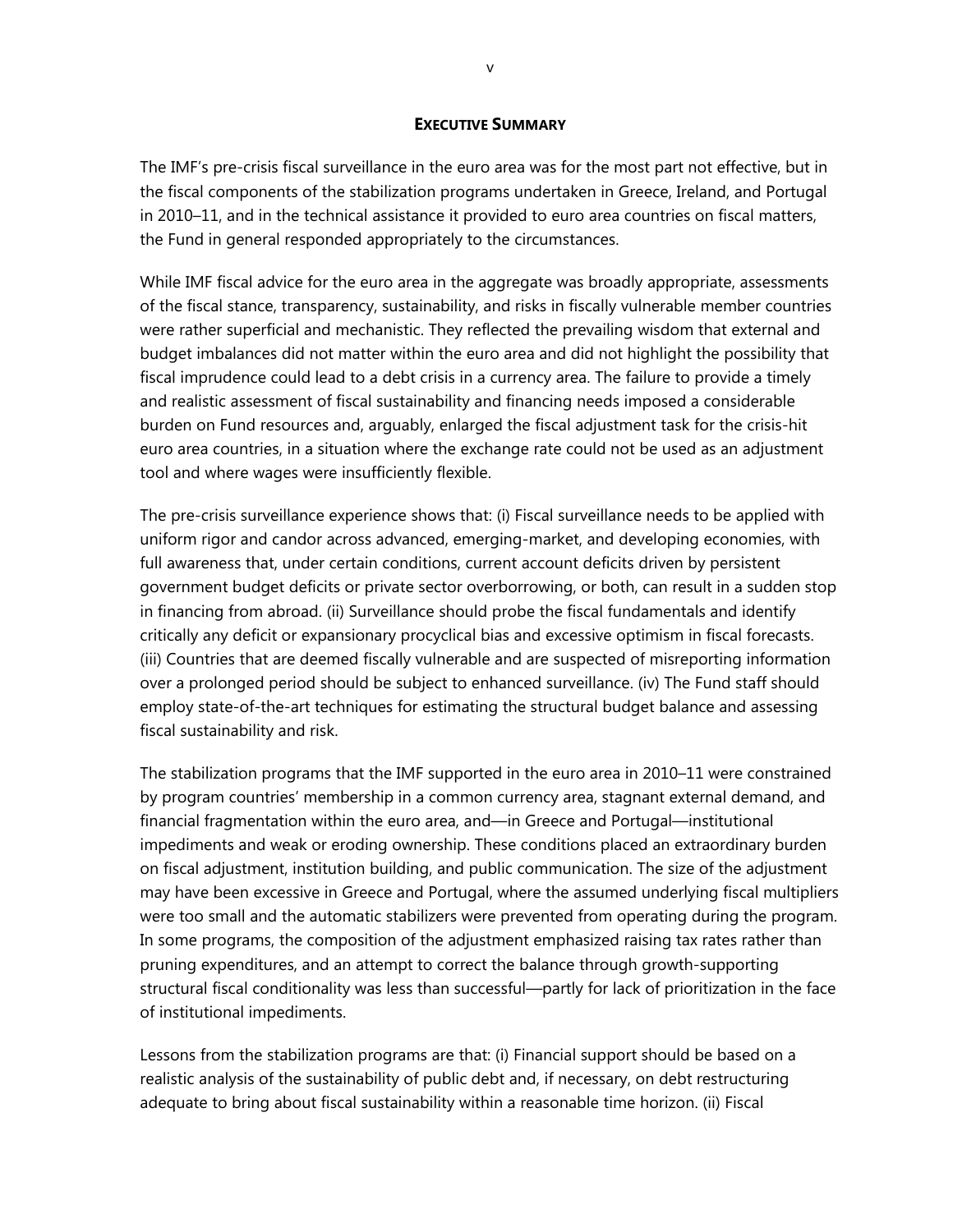## EXECUTIVE SUMMARY

The IMF's pre-crisis fiscal surveillance in the euro area was for the most part not effective, but in the fiscal components of the stabilization programs undertaken in Greece, Ireland, and Portugal in 2010–11, and in the technical assistance it provided to euro area countries on fiscal matters, the Fund in general responded appropriately to the circumstances.

While IMF fiscal advice for the euro area in the aggregate was broadly appropriate, assessments of the fiscal stance, transparency, sustainability, and risks in fiscally vulnerable member countries were rather superficial and mechanistic. They reflected the prevailing wisdom that external and budget imbalances did not matter within the euro area and did not highlight the possibility that fiscal imprudence could lead to a debt crisis in a currency area. The failure to provide a timely and realistic assessment of fiscal sustainability and financing needs imposed a considerable burden on Fund resources and, arguably, enlarged the fiscal adjustment task for the crisis-hit euro area countries, in a situation where the exchange rate could not be used as an adjustment tool and where wages were insufficiently flexible.

The pre-crisis surveillance experience shows that: (i) Fiscal surveillance needs to be applied with uniform rigor and candor across advanced, emerging-market, and developing economies, with full awareness that, under certain conditions, current account deficits driven by persistent government budget deficits or private sector overborrowing, or both, can result in a sudden stop in financing from abroad. (ii) Surveillance should probe the fiscal fundamentals and identify critically any deficit or expansionary procyclical bias and excessive optimism in fiscal forecasts. (iii) Countries that are deemed fiscally vulnerable and are suspected of misreporting information over a prolonged period should be subject to enhanced surveillance. (iv) The Fund staff should employ state-of-the-art techniques for estimating the structural budget balance and assessing fiscal sustainability and risk.

The stabilization programs that the IMF supported in the euro area in 2010–11 were constrained by program countries' membership in a common currency area, stagnant external demand, and financial fragmentation within the euro area, and—in Greece and Portugal—institutional impediments and weak or eroding ownership. These conditions placed an extraordinary burden on fiscal adjustment, institution building, and public communication. The size of the adjustment may have been excessive in Greece and Portugal, where the assumed underlying fiscal multipliers were too small and the automatic stabilizers were prevented from operating during the program. In some programs, the composition of the adjustment emphasized raising tax rates rather than pruning expenditures, and an attempt to correct the balance through growth-supporting structural fiscal conditionality was less than successful—partly for lack of prioritization in the face of institutional impediments.

Lessons from the stabilization programs are that: (i) Financial support should be based on a realistic analysis of the sustainability of public debt and, if necessary, on debt restructuring adequate to bring about fiscal sustainability within a reasonable time horizon. (ii) Fiscal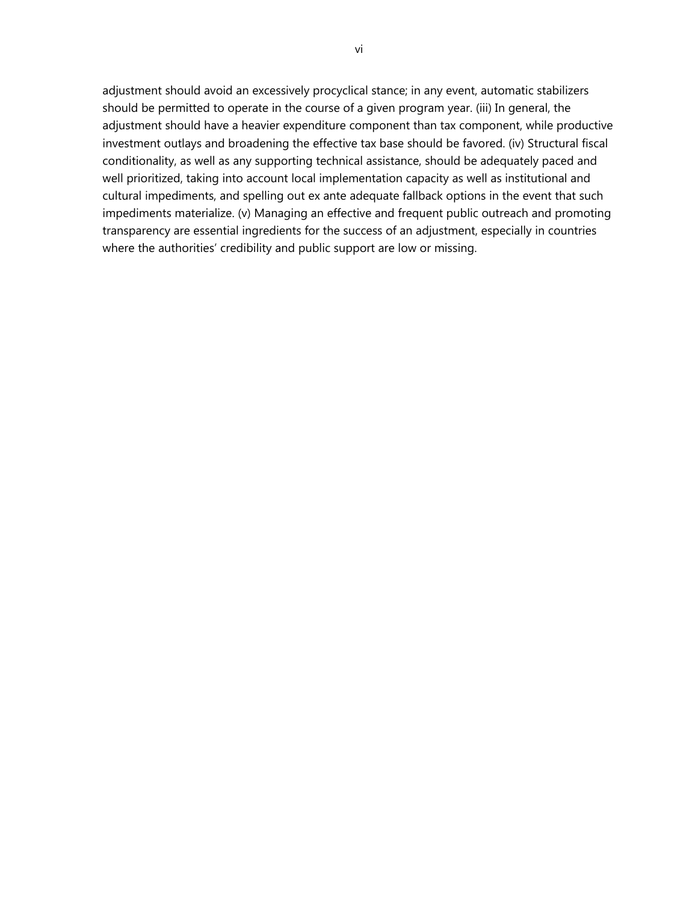adjustment should avoid an excessively procyclical stance; in any event, automatic stabilizers should be permitted to operate in the course of a given program year. (iii) In general, the adjustment should have a heavier expenditure component than tax component, while productive investment outlays and broadening the effective tax base should be favored. (iv) Structural fiscal conditionality, as well as any supporting technical assistance, should be adequately paced and well prioritized, taking into account local implementation capacity as well as institutional and cultural impediments, and spelling out ex ante adequate fallback options in the event that such impediments materialize. (v) Managing an effective and frequent public outreach and promoting transparency are essential ingredients for the success of an adjustment, especially in countries where the authorities' credibility and public support are low or missing.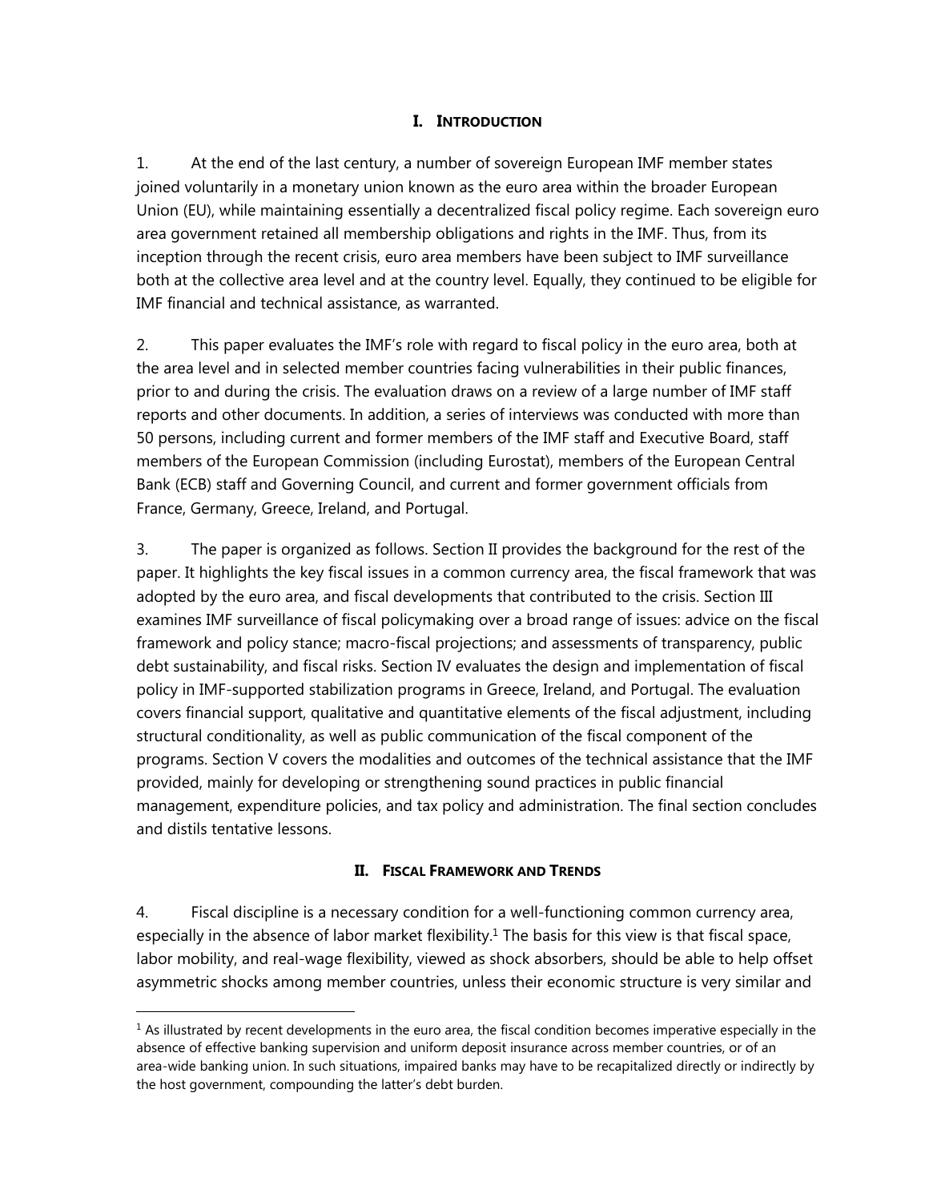## I. INTRODUCTION

1. At the end of the last century, a number of sovereign European IMF member states joined voluntarily in a monetary union known as the euro area within the broader European Union (EU), while maintaining essentially a decentralized fiscal policy regime. Each sovereign euro area government retained all membership obligations and rights in the IMF. Thus, from its inception through the recent crisis, euro area members have been subject to IMF surveillance both at the collective area level and at the country level. Equally, they continued to be eligible for IMF financial and technical assistance, as warranted.

2. This paper evaluates the IMF's role with regard to fiscal policy in the euro area, both at the area level and in selected member countries facing vulnerabilities in their public finances, prior to and during the crisis. The evaluation draws on a review of a large number of IMF staff reports and other documents. In addition, a series of interviews was conducted with more than 50 persons, including current and former members of the IMF staff and Executive Board, staff members of the European Commission (including Eurostat), members of the European Central Bank (ECB) staff and Governing Council, and current and former government officials from France, Germany, Greece, Ireland, and Portugal.

3. The paper is organized as follows. Section II provides the background for the rest of the paper. It highlights the key fiscal issues in a common currency area, the fiscal framework that was adopted by the euro area, and fiscal developments that contributed to the crisis. Section III examines IMF surveillance of fiscal policymaking over a broad range of issues: advice on the fiscal framework and policy stance; macro-fiscal projections; and assessments of transparency, public debt sustainability, and fiscal risks. Section IV evaluates the design and implementation of fiscal policy in IMF-supported stabilization programs in Greece, Ireland, and Portugal. The evaluation covers financial support, qualitative and quantitative elements of the fiscal adjustment, including structural conditionality, as well as public communication of the fiscal component of the programs. Section V covers the modalities and outcomes of the technical assistance that the IMF provided, mainly for developing or strengthening sound practices in public financial management, expenditure policies, and tax policy and administration. The final section concludes and distils tentative lessons.

## II. FISCAL FRAMEWORK AND TRENDS

4. Fiscal discipline is a necessary condition for a well-functioning common currency area, especially in the absence of labor market flexibility.[1] The basis for this view is that fiscal space, labor mobility, and real-wage flexibility, viewed as shock absorbers, should be able to help offset asymmetric shocks among member countries, unless their economic structure is very similar and

[1] As illustrated by recent developments in the euro area, the fiscal condition becomes imperative especially in the absence of effective banking supervision and uniform deposit insurance across member countries, or of an area-wide banking union. In such situations, impaired banks may have to be recapitalized directly or indirectly by the host government, compounding the latter's debt burden.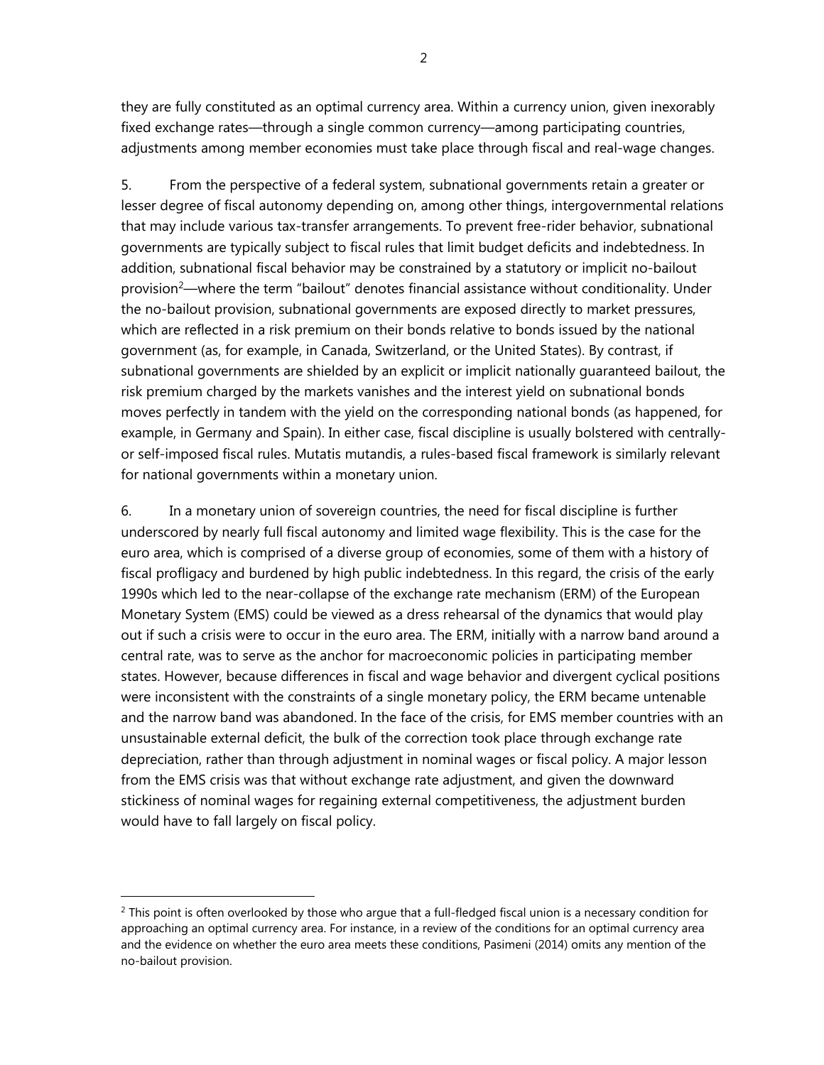they are fully constituted as an optimal currency area. Within a currency union, given inexorably fixed exchange rates—through a single common currency—among participating countries, adjustments among member economies must take place through fiscal and real-wage changes.

5. From the perspective of a federal system, subnational governments retain a greater or lesser degree of fiscal autonomy depending on, among other things, intergovernmental relations that may include various tax-transfer arrangements. To prevent free-rider behavior, subnational governments are typically subject to fiscal rules that limit budget deficits and indebtedness. In addition, subnational fiscal behavior may be constrained by a statutory or implicit no-bailout provision[2]—where the term "bailout" denotes financial assistance without conditionality. Under the no-bailout provision, subnational governments are exposed directly to market pressures, which are reflected in a risk premium on their bonds relative to bonds issued by the national government (as, for example, in Canada, Switzerland, or the United States). By contrast, if subnational governments are shielded by an explicit or implicit nationally guaranteed bailout, the risk premium charged by the markets vanishes and the interest yield on subnational bonds moves perfectly in tandem with the yield on the corresponding national bonds (as happened, for example, in Germany and Spain). In either case, fiscal discipline is usually bolstered with centrally- or self-imposed fiscal rules. Mutatis mutandis, a rules-based fiscal framework is similarly relevant for national governments within a monetary union.

6. In a monetary union of sovereign countries, the need for fiscal discipline is further underscored by nearly full fiscal autonomy and limited wage flexibility. This is the case for the euro area, which is comprised of a diverse group of economies, some of them with a history of fiscal profligacy and burdened by high public indebtedness. In this regard, the crisis of the early 1990s which led to the near-collapse of the exchange rate mechanism (ERM) of the European Monetary System (EMS) could be viewed as a dress rehearsal of the dynamics that would play out if such a crisis were to occur in the euro area. The ERM, initially with a narrow band around a central rate, was to serve as the anchor for macroeconomic policies in participating member states. However, because differences in fiscal and wage behavior and divergent cyclical positions were inconsistent with the constraints of a single monetary policy, the ERM became untenable and the narrow band was abandoned. In the face of the crisis, for EMS member countries with an unsustainable external deficit, the bulk of the correction took place through exchange rate depreciation, rather than through adjustment in nominal wages or fiscal policy. A major lesson from the EMS crisis was that without exchange rate adjustment, and given the downward stickiness of nominal wages for regaining external competitiveness, the adjustment burden would have to fall largely on fiscal policy.

---

[2] This point is often overlooked by those who argue that a full-fledged fiscal union is a necessary condition for approaching an optimal currency area. For instance, in a review of the conditions for an optimal currency area and the evidence on whether the euro area meets these conditions, Pasimeni (2014) omits any mention of the no-bailout provision.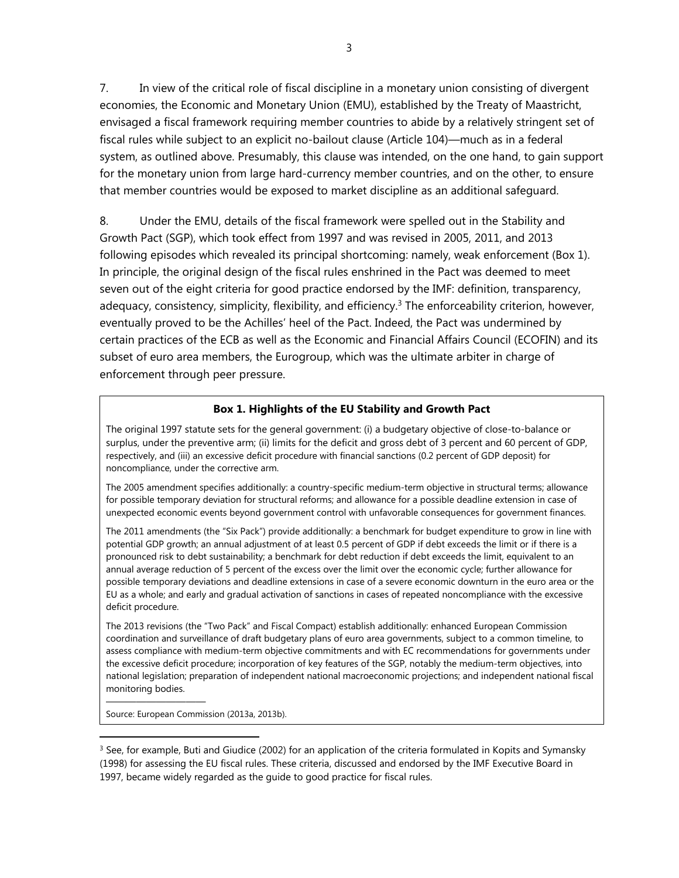7. In view of the critical role of fiscal discipline in a monetary union consisting of divergent economies, the Economic and Monetary Union (EMU), established by the Treaty of Maastricht, envisaged a fiscal framework requiring member countries to abide by a relatively stringent set of fiscal rules while subject to an explicit no-bailout clause (Article 104)—much as in a federal system, as outlined above. Presumably, this clause was intended, on the one hand, to gain support for the monetary union from large hard-currency member countries, and on the other, to ensure that member countries would be exposed to market discipline as an additional safeguard.

8. Under the EMU, details of the fiscal framework were spelled out in the Stability and Growth Pact (SGP), which took effect from 1997 and was revised in 2005, 2011, and 2013 following episodes which revealed its principal shortcoming: namely, weak enforcement (Box 1). In principle, the original design of the fiscal rules enshrined in the Pact was deemed to meet seven out of the eight criteria for good practice endorsed by the IMF: definition, transparency, adequacy, consistency, simplicity, flexibility, and efficiency.[3] The enforceability criterion, however, eventually proved to be the Achilles' heel of the Pact. Indeed, the Pact was undermined by certain practices of the ECB as well as the Economic and Financial Affairs Council (ECOFIN) and its subset of euro area members, the Eurogroup, which was the ultimate arbiter in charge of enforcement through peer pressure.

**Box 1. Highlights of the EU Stability and Growth Pact**

The original 1997 statute sets for the general government: (i) a budgetary objective of close-to-balance or surplus, under the preventive arm; (ii) limits for the deficit and gross debt of 3 percent and 60 percent of GDP, respectively, and (iii) an excessive deficit procedure with financial sanctions (0.2 percent of GDP deposit) for noncompliance, under the corrective arm.

The 2005 amendment specifies additionally: a country-specific medium-term objective in structural terms; allowance for possible temporary deviation for structural reforms; and allowance for a possible deadline extension in case of unexpected economic events beyond government control with unfavorable consequences for government finances.

The 2011 amendments (the "Six Pack") provide additionally: a benchmark for budget expenditure to grow in line with potential GDP growth; an annual adjustment of at least 0.5 percent of GDP if debt exceeds the limit or if there is a pronounced risk to debt sustainability; a benchmark for debt reduction if debt exceeds the limit, equivalent to an annual average reduction of 5 percent of the excess over the limit over the economic cycle; further allowance for possible temporary deviations and deadline extensions in case of a severe economic downturn in the euro area or the EU as a whole; and early and gradual activation of sanctions in cases of repeated noncompliance with the excessive deficit procedure.

The 2013 revisions (the "Two Pack" and Fiscal Compact) establish additionally: enhanced European Commission coordination and surveillance of draft budgetary plans of euro area governments, subject to a common timeline, to assess compliance with medium-term objective commitments and with EC recommendations for governments under the excessive deficit procedure; incorporation of key features of the SGP, notably the medium-term objectives, into national legislation; preparation of independent national macroeconomic projections; and independent national fiscal monitoring bodies.

Source: European Commission (2013a, 2013b).

[3] See, for example, Buti and Giudice (2002) for an application of the criteria formulated in Kopits and Symansky (1998) for assessing the EU fiscal rules. These criteria, discussed and endorsed by the IMF Executive Board in 1997, became widely regarded as the guide to good practice for fiscal rules.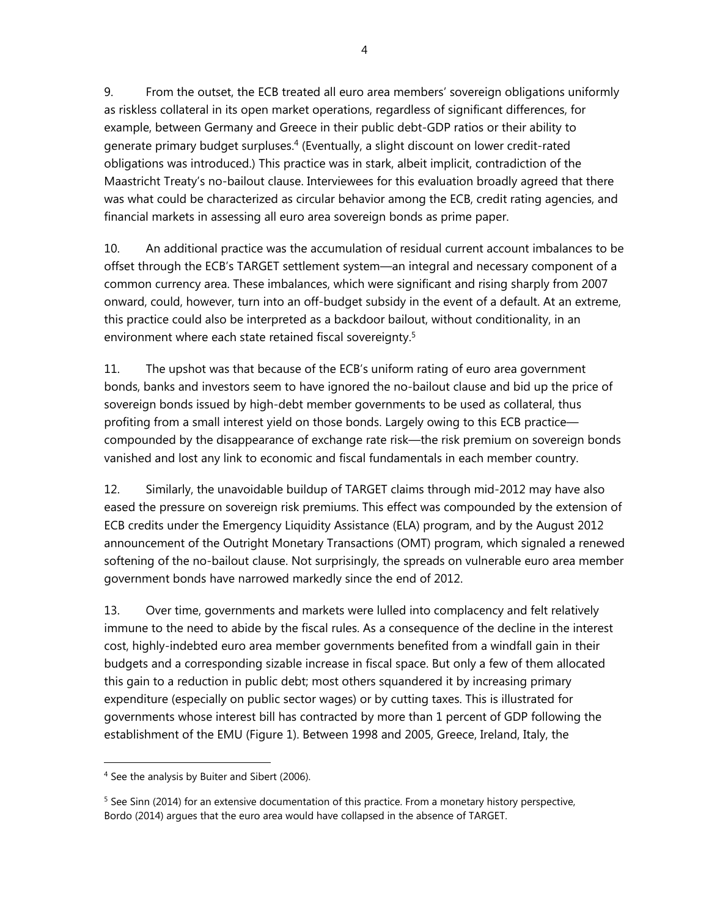9. From the outset, the ECB treated all euro area members' sovereign obligations uniformly as riskless collateral in its open market operations, regardless of significant differences, for example, between Germany and Greece in their public debt-GDP ratios or their ability to generate primary budget surpluses.[4] (Eventually, a slight discount on lower credit-rated obligations was introduced.) This practice was in stark, albeit implicit, contradiction of the Maastricht Treaty's no-bailout clause. Interviewees for this evaluation broadly agreed that there was what could be characterized as circular behavior among the ECB, credit rating agencies, and financial markets in assessing all euro area sovereign bonds as prime paper.

10. An additional practice was the accumulation of residual current account imbalances to be offset through the ECB's TARGET settlement system—an integral and necessary component of a common currency area. These imbalances, which were significant and rising sharply from 2007 onward, could, however, turn into an off-budget subsidy in the event of a default. At an extreme, this practice could also be interpreted as a backdoor bailout, without conditionality, in an environment where each state retained fiscal sovereignty.[5]

11. The upshot was that because of the ECB's uniform rating of euro area government bonds, banks and investors seem to have ignored the no-bailout clause and bid up the price of sovereign bonds issued by high-debt member governments to be used as collateral, thus profiting from a small interest yield on those bonds. Largely owing to this ECB practice—compounded by the disappearance of exchange rate risk—the risk premium on sovereign bonds vanished and lost any link to economic and fiscal fundamentals in each member country.

12. Similarly, the unavoidable buildup of TARGET claims through mid-2012 may have also eased the pressure on sovereign risk premiums. This effect was compounded by the extension of ECB credits under the Emergency Liquidity Assistance (ELA) program, and by the August 2012 announcement of the Outright Monetary Transactions (OMT) program, which signaled a renewed softening of the no-bailout clause. Not surprisingly, the spreads on vulnerable euro area member government bonds have narrowed markedly since the end of 2012.

13. Over time, governments and markets were lulled into complacency and felt relatively immune to the need to abide by the fiscal rules. As a consequence of the decline in the interest cost, highly-indebted euro area member governments benefited from a windfall gain in their budgets and a corresponding sizable increase in fiscal space. But only a few of them allocated this gain to a reduction in public debt; most others squandered it by increasing primary expenditure (especially on public sector wages) or by cutting taxes. This is illustrated for governments whose interest bill has contracted by more than 1 percent of GDP following the establishment of the EMU (Figure 1). Between 1998 and 2005, Greece, Ireland, Italy, the

---

[4] See the analysis by Buiter and Sibert (2006).

[5] See Sinn (2014) for an extensive documentation of this practice. From a monetary history perspective, Bordo (2014) argues that the euro area would have collapsed in the absence of TARGET.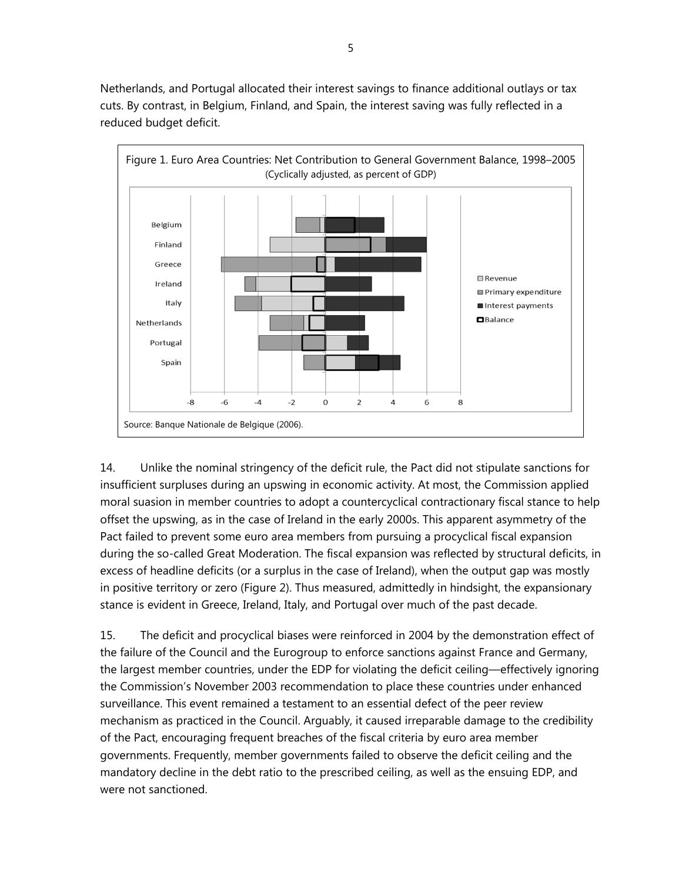Netherlands, and Portugal allocated their interest savings to finance additional outlays or tax cuts. By contrast, in Belgium, Finland, and Spain, the interest saving was fully reflected in a reduced budget deficit.

Figure 1. Euro Area Countries: Net Contribution to General Government Balance, 1998–2005
(Cyclically adjusted, as percent of GDP)

Source: Banque Nationale de Belgique (2006).

14. Unlike the nominal stringency of the deficit rule, the Pact did not stipulate sanctions for insufficient surpluses during an upswing in economic activity. At most, the Commission applied moral suasion in member countries to adopt a countercyclical contractionary fiscal stance to help offset the upswing, as in the case of Ireland in the early 2000s. This apparent asymmetry of the Pact failed to prevent some euro area members from pursuing a procyclical fiscal expansion during the so-called Great Moderation. The fiscal expansion was reflected by structural deficits, in excess of headline deficits (or a surplus in the case of Ireland), when the output gap was mostly in positive territory or zero (Figure 2). Thus measured, admittedly in hindsight, the expansionary stance is evident in Greece, Ireland, Italy, and Portugal over much of the past decade.

15. The deficit and procyclical biases were reinforced in 2004 by the demonstration effect of the failure of the Council and the Eurogroup to enforce sanctions against France and Germany, the largest member countries, under the EDP for violating the deficit ceiling—effectively ignoring the Commission's November 2003 recommendation to place these countries under enhanced surveillance. This event remained a testament to an essential defect of the peer review mechanism as practiced in the Council. Arguably, it caused irreparable damage to the credibility of the Pact, encouraging frequent breaches of the fiscal criteria by euro area member governments. Frequently, member governments failed to observe the deficit ceiling and the mandatory decline in the debt ratio to the prescribed ceiling, as well as the ensuing EDP, and were not sanctioned.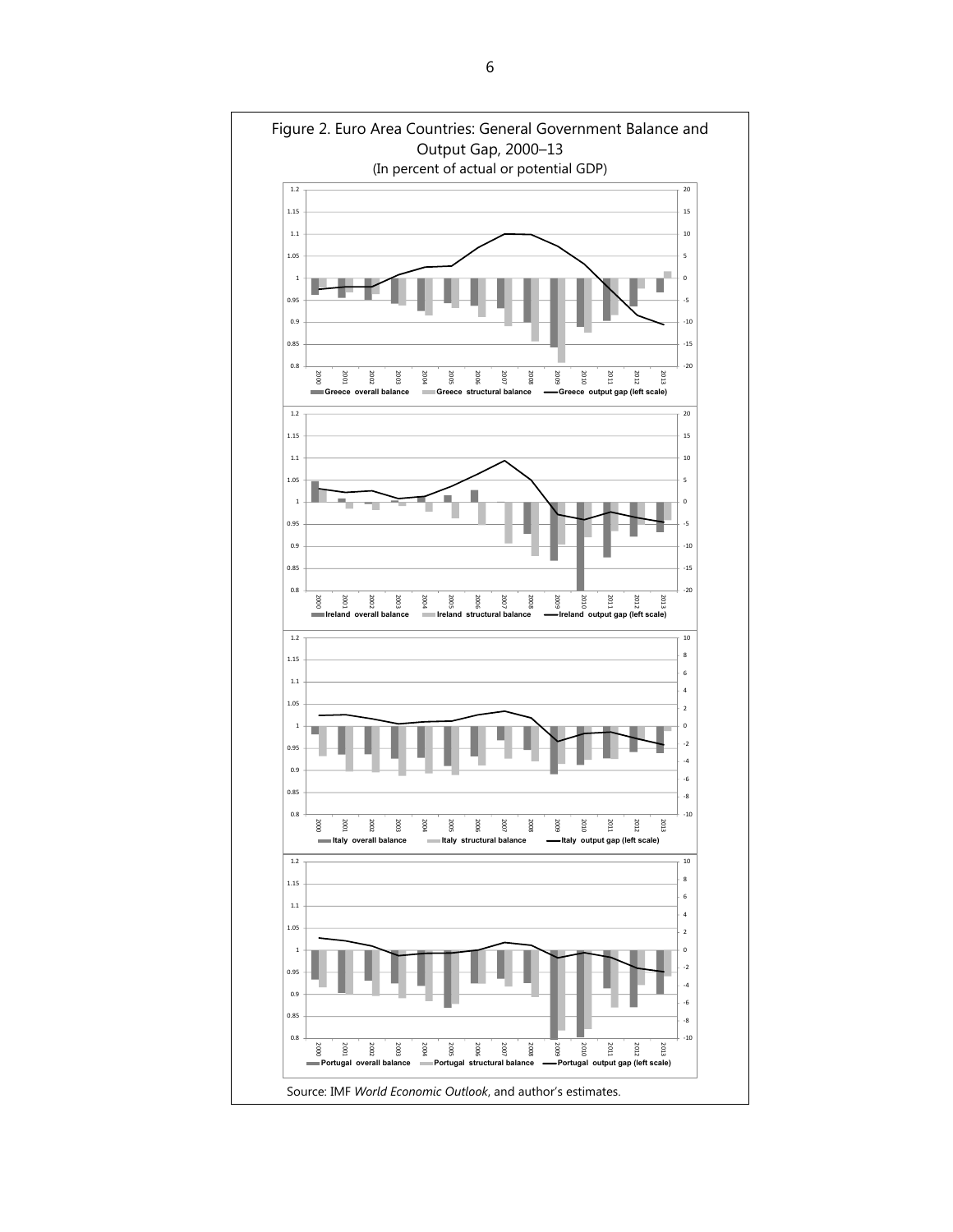Figure 2. Euro Area Countries: General Government Balance and Output Gap, 2000–13

(In percent of actual or potential GDP)

Source: IMF *World Economic Outlook*, and author's estimates.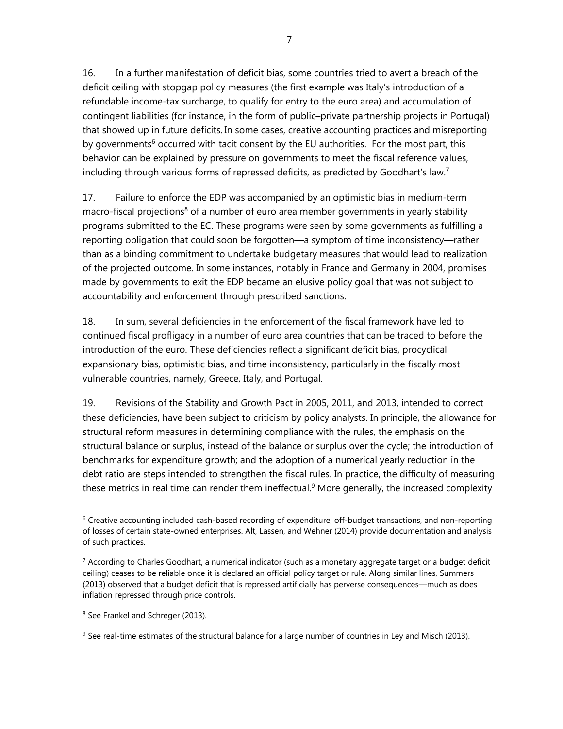16. In a further manifestation of deficit bias, some countries tried to avert a breach of the deficit ceiling with stopgap policy measures (the first example was Italy's introduction of a refundable income-tax surcharge, to qualify for entry to the euro area) and accumulation of contingent liabilities (for instance, in the form of public–private partnership projects in Portugal) that showed up in future deficits. In some cases, creative accounting practices and misreporting by governments[6] occurred with tacit consent by the EU authorities. For the most part, this behavior can be explained by pressure on governments to meet the fiscal reference values, including through various forms of repressed deficits, as predicted by Goodhart's law.[7]

17. Failure to enforce the EDP was accompanied by an optimistic bias in medium-term macro-fiscal projections[8] of a number of euro area member governments in yearly stability programs submitted to the EC. These programs were seen by some governments as fulfilling a reporting obligation that could soon be forgotten—a symptom of time inconsistency—rather than as a binding commitment to undertake budgetary measures that would lead to realization of the projected outcome. In some instances, notably in France and Germany in 2004, promises made by governments to exit the EDP became an elusive policy goal that was not subject to accountability and enforcement through prescribed sanctions.

18. In sum, several deficiencies in the enforcement of the fiscal framework have led to continued fiscal profligacy in a number of euro area countries that can be traced to before the introduction of the euro. These deficiencies reflect a significant deficit bias, procyclical expansionary bias, optimistic bias, and time inconsistency, particularly in the fiscally most vulnerable countries, namely, Greece, Italy, and Portugal.

19. Revisions of the Stability and Growth Pact in 2005, 2011, and 2013, intended to correct these deficiencies, have been subject to criticism by policy analysts. In principle, the allowance for structural reform measures in determining compliance with the rules, the emphasis on the structural balance or surplus, instead of the balance or surplus over the cycle; the introduction of benchmarks for expenditure growth; and the adoption of a numerical yearly reduction in the debt ratio are steps intended to strengthen the fiscal rules. In practice, the difficulty of measuring these metrics in real time can render them ineffectual.[9] More generally, the increased complexity

---

[6] Creative accounting included cash-based recording of expenditure, off-budget transactions, and non-reporting of losses of certain state-owned enterprises. Alt, Lassen, and Wehner (2014) provide documentation and analysis of such practices.

[7] According to Charles Goodhart, a numerical indicator (such as a monetary aggregate target or a budget deficit ceiling) ceases to be reliable once it is declared an official policy target or rule. Along similar lines, Summers (2013) observed that a budget deficit that is repressed artificially has perverse consequences—much as does inflation repressed through price controls.

[8] See Frankel and Schreger (2013).

[9] See real-time estimates of the structural balance for a large number of countries in Ley and Misch (2013).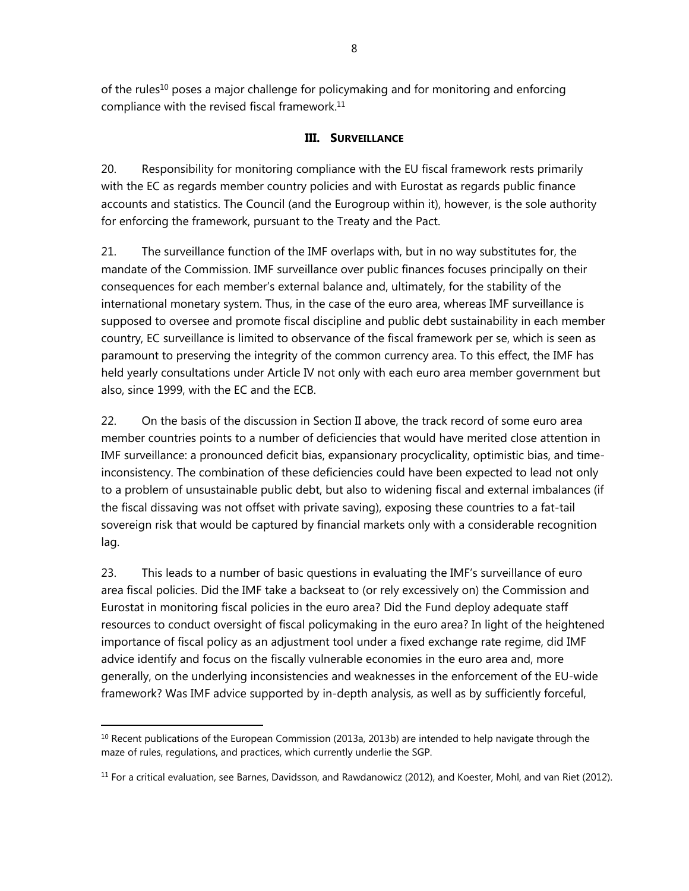of the rules[10] poses a major challenge for policymaking and for monitoring and enforcing compliance with the revised fiscal framework.[11]

## III. SURVEILLANCE

20. Responsibility for monitoring compliance with the EU fiscal framework rests primarily with the EC as regards member country policies and with Eurostat as regards public finance accounts and statistics. The Council (and the Eurogroup within it), however, is the sole authority for enforcing the framework, pursuant to the Treaty and the Pact.

21. The surveillance function of the IMF overlaps with, but in no way substitutes for, the mandate of the Commission. IMF surveillance over public finances focuses principally on their consequences for each member's external balance and, ultimately, for the stability of the international monetary system. Thus, in the case of the euro area, whereas IMF surveillance is supposed to oversee and promote fiscal discipline and public debt sustainability in each member country, EC surveillance is limited to observance of the fiscal framework per se, which is seen as paramount to preserving the integrity of the common currency area. To this effect, the IMF has held yearly consultations under Article IV not only with each euro area member government but also, since 1999, with the EC and the ECB.

22. On the basis of the discussion in Section II above, the track record of some euro area member countries points to a number of deficiencies that would have merited close attention in IMF surveillance: a pronounced deficit bias, expansionary procyclicality, optimistic bias, and time-inconsistency. The combination of these deficiencies could have been expected to lead not only to a problem of unsustainable public debt, but also to widening fiscal and external imbalances (if the fiscal dissaving was not offset with private saving), exposing these countries to a fat-tail sovereign risk that would be captured by financial markets only with a considerable recognition lag.

23. This leads to a number of basic questions in evaluating the IMF's surveillance of euro area fiscal policies. Did the IMF take a backseat to (or rely excessively on) the Commission and Eurostat in monitoring fiscal policies in the euro area? Did the Fund deploy adequate staff resources to conduct oversight of fiscal policymaking in the euro area? In light of the heightened importance of fiscal policy as an adjustment tool under a fixed exchange rate regime, did IMF advice identify and focus on the fiscally vulnerable economies in the euro area and, more generally, on the underlying inconsistencies and weaknesses in the enforcement of the EU-wide framework? Was IMF advice supported by in-depth analysis, as well as by sufficiently forceful,

---

[10] Recent publications of the European Commission (2013a, 2013b) are intended to help navigate through the maze of rules, regulations, and practices, which currently underlie the SGP.

[11] For a critical evaluation, see Barnes, Davidsson, and Rawdanowicz (2012), and Koester, Mohl, and van Riet (2012).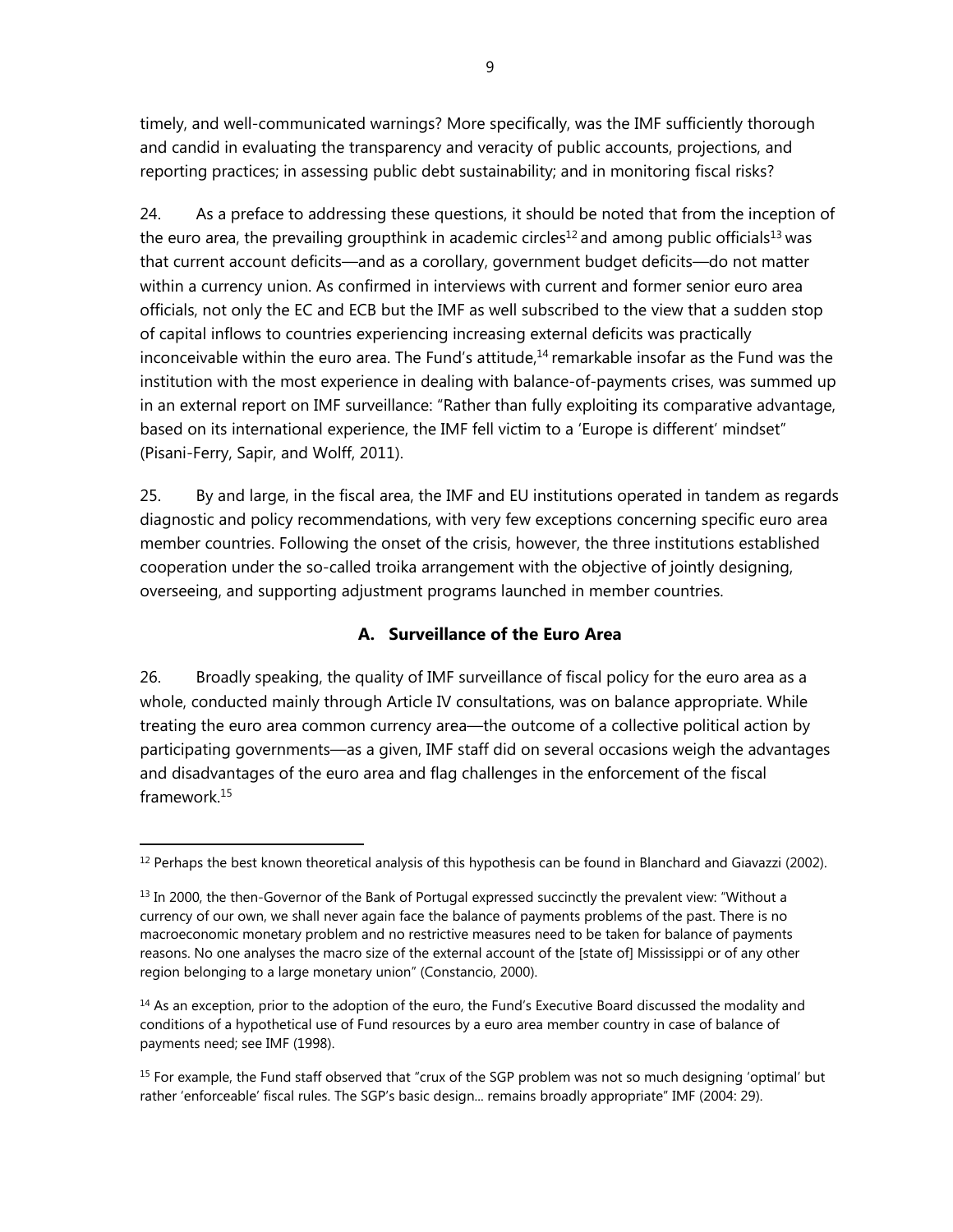timely, and well-communicated warnings? More specifically, was the IMF sufficiently thorough and candid in evaluating the transparency and veracity of public accounts, projections, and reporting practices; in assessing public debt sustainability; and in monitoring fiscal risks?

24. As a preface to addressing these questions, it should be noted that from the inception of the euro area, the prevailing groupthink in academic circles[12] and among public officials[13] was that current account deficits—and as a corollary, government budget deficits—do not matter within a currency union. As confirmed in interviews with current and former senior euro area officials, not only the EC and ECB but the IMF as well subscribed to the view that a sudden stop of capital inflows to countries experiencing increasing external deficits was practically inconceivable within the euro area. The Fund's attitude,[14] remarkable insofar as the Fund was the institution with the most experience in dealing with balance-of-payments crises, was summed up in an external report on IMF surveillance: "Rather than fully exploiting its comparative advantage, based on its international experience, the IMF fell victim to a 'Europe is different' mindset" (Pisani-Ferry, Sapir, and Wolff, 2011).

25. By and large, in the fiscal area, the IMF and EU institutions operated in tandem as regards diagnostic and policy recommendations, with very few exceptions concerning specific euro area member countries. Following the onset of the crisis, however, the three institutions established cooperation under the so-called troika arrangement with the objective of jointly designing, overseeing, and supporting adjustment programs launched in member countries.

### A. Surveillance of the Euro Area

26. Broadly speaking, the quality of IMF surveillance of fiscal policy for the euro area as a whole, conducted mainly through Article IV consultations, was on balance appropriate. While treating the euro area common currency area—the outcome of a collective political action by participating governments—as a given, IMF staff did on several occasions weigh the advantages and disadvantages of the euro area and flag challenges in the enforcement of the fiscal framework.[15]

---

[12] Perhaps the best known theoretical analysis of this hypothesis can be found in Blanchard and Giavazzi (2002).

[13] In 2000, the then-Governor of the Bank of Portugal expressed succinctly the prevalent view: "Without a currency of our own, we shall never again face the balance of payments problems of the past. There is no macroeconomic monetary problem and no restrictive measures need to be taken for balance of payments reasons. No one analyses the macro size of the external account of the [state of] Mississippi or of any other region belonging to a large monetary union" (Constancio, 2000).

[14] As an exception, prior to the adoption of the euro, the Fund's Executive Board discussed the modality and conditions of a hypothetical use of Fund resources by a euro area member country in case of balance of payments need; see IMF (1998).

[15] For example, the Fund staff observed that "crux of the SGP problem was not so much designing 'optimal' but rather 'enforceable' fiscal rules. The SGP's basic design... remains broadly appropriate" IMF (2004: 29).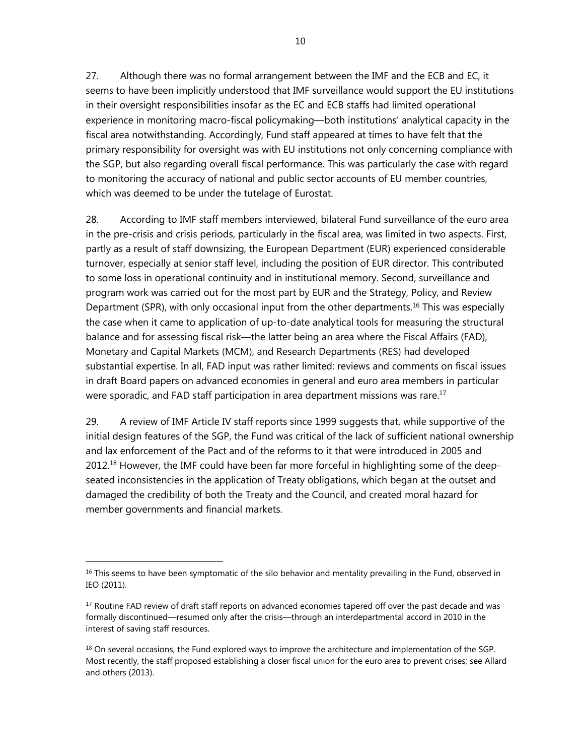27. Although there was no formal arrangement between the IMF and the ECB and EC, it seems to have been implicitly understood that IMF surveillance would support the EU institutions in their oversight responsibilities insofar as the EC and ECB staffs had limited operational experience in monitoring macro-fiscal policymaking—both institutions' analytical capacity in the fiscal area notwithstanding. Accordingly, Fund staff appeared at times to have felt that the primary responsibility for oversight was with EU institutions not only concerning compliance with the SGP, but also regarding overall fiscal performance. This was particularly the case with regard to monitoring the accuracy of national and public sector accounts of EU member countries, which was deemed to be under the tutelage of Eurostat.

28. According to IMF staff members interviewed, bilateral Fund surveillance of the euro area in the pre-crisis and crisis periods, particularly in the fiscal area, was limited in two aspects. First, partly as a result of staff downsizing, the European Department (EUR) experienced considerable turnover, especially at senior staff level, including the position of EUR director. This contributed to some loss in operational continuity and in institutional memory. Second, surveillance and program work was carried out for the most part by EUR and the Strategy, Policy, and Review Department (SPR), with only occasional input from the other departments.[16] This was especially the case when it came to application of up-to-date analytical tools for measuring the structural balance and for assessing fiscal risk—the latter being an area where the Fiscal Affairs (FAD), Monetary and Capital Markets (MCM), and Research Departments (RES) had developed substantial expertise. In all, FAD input was rather limited: reviews and comments on fiscal issues in draft Board papers on advanced economies in general and euro area members in particular were sporadic, and FAD staff participation in area department missions was rare.[17]

29. A review of IMF Article IV staff reports since 1999 suggests that, while supportive of the initial design features of the SGP, the Fund was critical of the lack of sufficient national ownership and lax enforcement of the Pact and of the reforms to it that were introduced in 2005 and 2012.[18] However, the IMF could have been far more forceful in highlighting some of the deep-seated inconsistencies in the application of Treaty obligations, which began at the outset and damaged the credibility of both the Treaty and the Council, and created moral hazard for member governments and financial markets.

---

[16] This seems to have been symptomatic of the silo behavior and mentality prevailing in the Fund, observed in IEO (2011).

[17] Routine FAD review of draft staff reports on advanced economies tapered off over the past decade and was formally discontinued—resumed only after the crisis—through an interdepartmental accord in 2010 in the interest of saving staff resources.

[18] On several occasions, the Fund explored ways to improve the architecture and implementation of the SGP. Most recently, the staff proposed establishing a closer fiscal union for the euro area to prevent crises; see Allard and others (2013).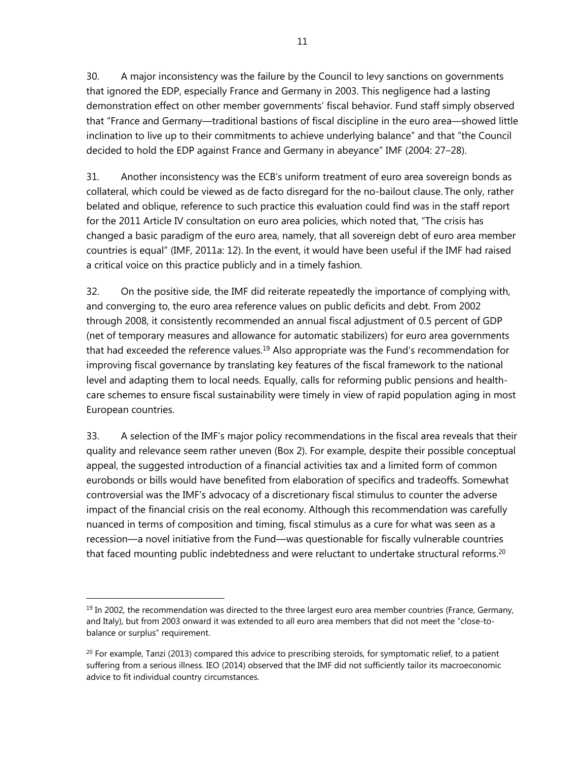30. A major inconsistency was the failure by the Council to levy sanctions on governments that ignored the EDP, especially France and Germany in 2003. This negligence had a lasting demonstration effect on other member governments' fiscal behavior. Fund staff simply observed that "France and Germany—traditional bastions of fiscal discipline in the euro area—showed little inclination to live up to their commitments to achieve underlying balance" and that "the Council decided to hold the EDP against France and Germany in abeyance" IMF (2004: 27–28).

31. Another inconsistency was the ECB's uniform treatment of euro area sovereign bonds as collateral, which could be viewed as de facto disregard for the no-bailout clause. The only, rather belated and oblique, reference to such practice this evaluation could find was in the staff report for the 2011 Article IV consultation on euro area policies, which noted that, "The crisis has changed a basic paradigm of the euro area, namely, that all sovereign debt of euro area member countries is equal" (IMF, 2011a: 12). In the event, it would have been useful if the IMF had raised a critical voice on this practice publicly and in a timely fashion.

32. On the positive side, the IMF did reiterate repeatedly the importance of complying with, and converging to, the euro area reference values on public deficits and debt. From 2002 through 2008, it consistently recommended an annual fiscal adjustment of 0.5 percent of GDP (net of temporary measures and allowance for automatic stabilizers) for euro area governments that had exceeded the reference values.[19] Also appropriate was the Fund's recommendation for improving fiscal governance by translating key features of the fiscal framework to the national level and adapting them to local needs. Equally, calls for reforming public pensions and health-care schemes to ensure fiscal sustainability were timely in view of rapid population aging in most European countries.

33. A selection of the IMF's major policy recommendations in the fiscal area reveals that their quality and relevance seem rather uneven (Box 2). For example, despite their possible conceptual appeal, the suggested introduction of a financial activities tax and a limited form of common eurobonds or bills would have benefited from elaboration of specifics and tradeoffs. Somewhat controversial was the IMF's advocacy of a discretionary fiscal stimulus to counter the adverse impact of the financial crisis on the real economy. Although this recommendation was carefully nuanced in terms of composition and timing, fiscal stimulus as a cure for what was seen as a recession—a novel initiative from the Fund—was questionable for fiscally vulnerable countries that faced mounting public indebtedness and were reluctant to undertake structural reforms.[20]

---

[19] In 2002, the recommendation was directed to the three largest euro area member countries (France, Germany, and Italy), but from 2003 onward it was extended to all euro area members that did not meet the "close-to-balance or surplus" requirement.

[20] For example, Tanzi (2013) compared this advice to prescribing steroids, for symptomatic relief, to a patient suffering from a serious illness. IEO (2014) observed that the IMF did not sufficiently tailor its macroeconomic advice to fit individual country circumstances.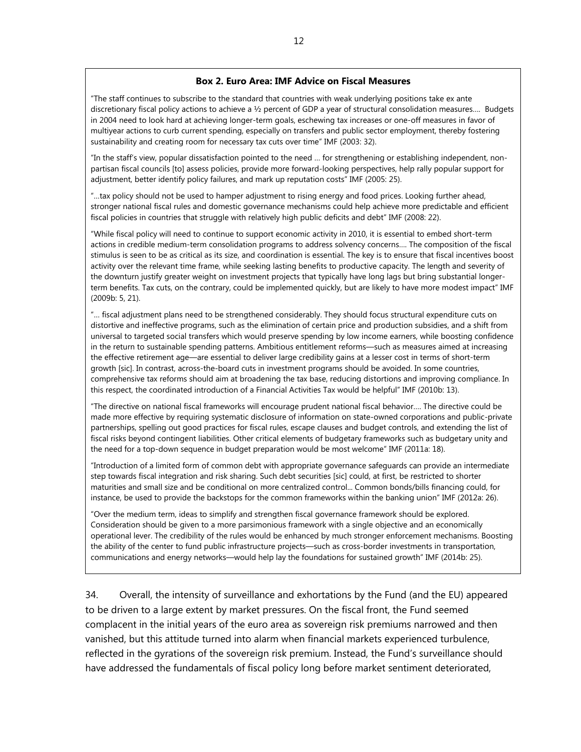**Box 2. Euro Area: IMF Advice on Fiscal Measures**

"The staff continues to subscribe to the standard that countries with weak underlying positions take ex ante discretionary fiscal policy actions to achieve a ½ percent of GDP a year of structural consolidation measures…. Budgets in 2004 need to look hard at achieving longer-term goals, eschewing tax increases or one-off measures in favor of multiyear actions to curb current spending, especially on transfers and public sector employment, thereby fostering sustainability and creating room for necessary tax cuts over time" IMF (2003: 32).

"In the staff's view, popular dissatisfaction pointed to the need … for strengthening or establishing independent, non-partisan fiscal councils [to] assess policies, provide more forward-looking perspectives, help rally popular support for adjustment, better identify policy failures, and mark up reputation costs" IMF (2005: 25).

"…tax policy should not be used to hamper adjustment to rising energy and food prices. Looking further ahead, stronger national fiscal rules and domestic governance mechanisms could help achieve more predictable and efficient fiscal policies in countries that struggle with relatively high public deficits and debt" IMF (2008: 22).

"While fiscal policy will need to continue to support economic activity in 2010, it is essential to embed short-term actions in credible medium-term consolidation programs to address solvency concerns…. The composition of the fiscal stimulus is seen to be as critical as its size, and coordination is essential. The key is to ensure that fiscal incentives boost activity over the relevant time frame, while seeking lasting benefits to productive capacity. The length and severity of the downturn justify greater weight on investment projects that typically have long lags but bring substantial longer-term benefits. Tax cuts, on the contrary, could be implemented quickly, but are likely to have more modest impact" IMF (2009b: 5, 21).

"… fiscal adjustment plans need to be strengthened considerably. They should focus structural expenditure cuts on distortive and ineffective programs, such as the elimination of certain price and production subsidies, and a shift from universal to targeted social transfers which would preserve spending by low income earners, while boosting confidence in the return to sustainable spending patterns. Ambitious entitlement reforms—such as measures aimed at increasing the effective retirement age—are essential to deliver large credibility gains at a lesser cost in terms of short-term growth [sic]. In contrast, across-the-board cuts in investment programs should be avoided. In some countries, comprehensive tax reforms should aim at broadening the tax base, reducing distortions and improving compliance. In this respect, the coordinated introduction of a Financial Activities Tax would be helpful" IMF (2010b: 13).

"The directive on national fiscal frameworks will encourage prudent national fiscal behavior…. The directive could be made more effective by requiring systematic disclosure of information on state-owned corporations and public-private partnerships, spelling out good practices for fiscal rules, escape clauses and budget controls, and extending the list of fiscal risks beyond contingent liabilities. Other critical elements of budgetary frameworks such as budgetary unity and the need for a top-down sequence in budget preparation would be most welcome" IMF (2011a: 18).

"Introduction of a limited form of common debt with appropriate governance safeguards can provide an intermediate step towards fiscal integration and risk sharing. Such debt securities [sic] could, at first, be restricted to shorter maturities and small size and be conditional on more centralized control... Common bonds/bills financing could, for instance, be used to provide the backstops for the common frameworks within the banking union" IMF (2012a: 26).

"Over the medium term, ideas to simplify and strengthen fiscal governance framework should be explored. Consideration should be given to a more parsimonious framework with a single objective and an economically operational lever. The credibility of the rules would be enhanced by much stronger enforcement mechanisms. Boosting the ability of the center to fund public infrastructure projects—such as cross-border investments in transportation, communications and energy networks—would help lay the foundations for sustained growth" IMF (2014b: 25).

34. Overall, the intensity of surveillance and exhortations by the Fund (and the EU) appeared to be driven to a large extent by market pressures. On the fiscal front, the Fund seemed complacent in the initial years of the euro area as sovereign risk premiums narrowed and then vanished, but this attitude turned into alarm when financial markets experienced turbulence, reflected in the gyrations of the sovereign risk premium. Instead, the Fund's surveillance should have addressed the fundamentals of fiscal policy long before market sentiment deteriorated,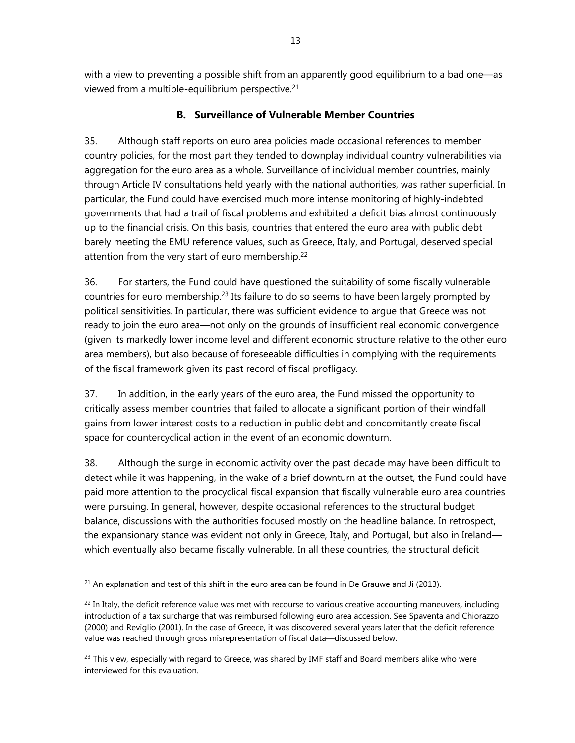with a view to preventing a possible shift from an apparently good equilibrium to a bad one—as viewed from a multiple-equilibrium perspective.[21]

### B. Surveillance of Vulnerable Member Countries

35. Although staff reports on euro area policies made occasional references to member country policies, for the most part they tended to downplay individual country vulnerabilities via aggregation for the euro area as a whole. Surveillance of individual member countries, mainly through Article IV consultations held yearly with the national authorities, was rather superficial. In particular, the Fund could have exercised much more intense monitoring of highly-indebted governments that had a trail of fiscal problems and exhibited a deficit bias almost continuously up to the financial crisis. On this basis, countries that entered the euro area with public debt barely meeting the EMU reference values, such as Greece, Italy, and Portugal, deserved special attention from the very start of euro membership.[22]

36. For starters, the Fund could have questioned the suitability of some fiscally vulnerable countries for euro membership.[23] Its failure to do so seems to have been largely prompted by political sensitivities. In particular, there was sufficient evidence to argue that Greece was not ready to join the euro area—not only on the grounds of insufficient real economic convergence (given its markedly lower income level and different economic structure relative to the other euro area members), but also because of foreseeable difficulties in complying with the requirements of the fiscal framework given its past record of fiscal profligacy.

37. In addition, in the early years of the euro area, the Fund missed the opportunity to critically assess member countries that failed to allocate a significant portion of their windfall gains from lower interest costs to a reduction in public debt and concomitantly create fiscal space for countercyclical action in the event of an economic downturn.

38. Although the surge in economic activity over the past decade may have been difficult to detect while it was happening, in the wake of a brief downturn at the outset, the Fund could have paid more attention to the procyclical fiscal expansion that fiscally vulnerable euro area countries were pursuing. In general, however, despite occasional references to the structural budget balance, discussions with the authorities focused mostly on the headline balance. In retrospect, the expansionary stance was evident not only in Greece, Italy, and Portugal, but also in Ireland—which eventually also became fiscally vulnerable. In all these countries, the structural deficit

---

[21] An explanation and test of this shift in the euro area can be found in De Grauwe and Ji (2013).

[22] In Italy, the deficit reference value was met with recourse to various creative accounting maneuvers, including introduction of a tax surcharge that was reimbursed following euro area accession. See Spaventa and Chiorazzo (2000) and Reviglio (2001). In the case of Greece, it was discovered several years later that the deficit reference value was reached through gross misrepresentation of fiscal data—discussed below.

[23] This view, especially with regard to Greece, was shared by IMF staff and Board members alike who were interviewed for this evaluation.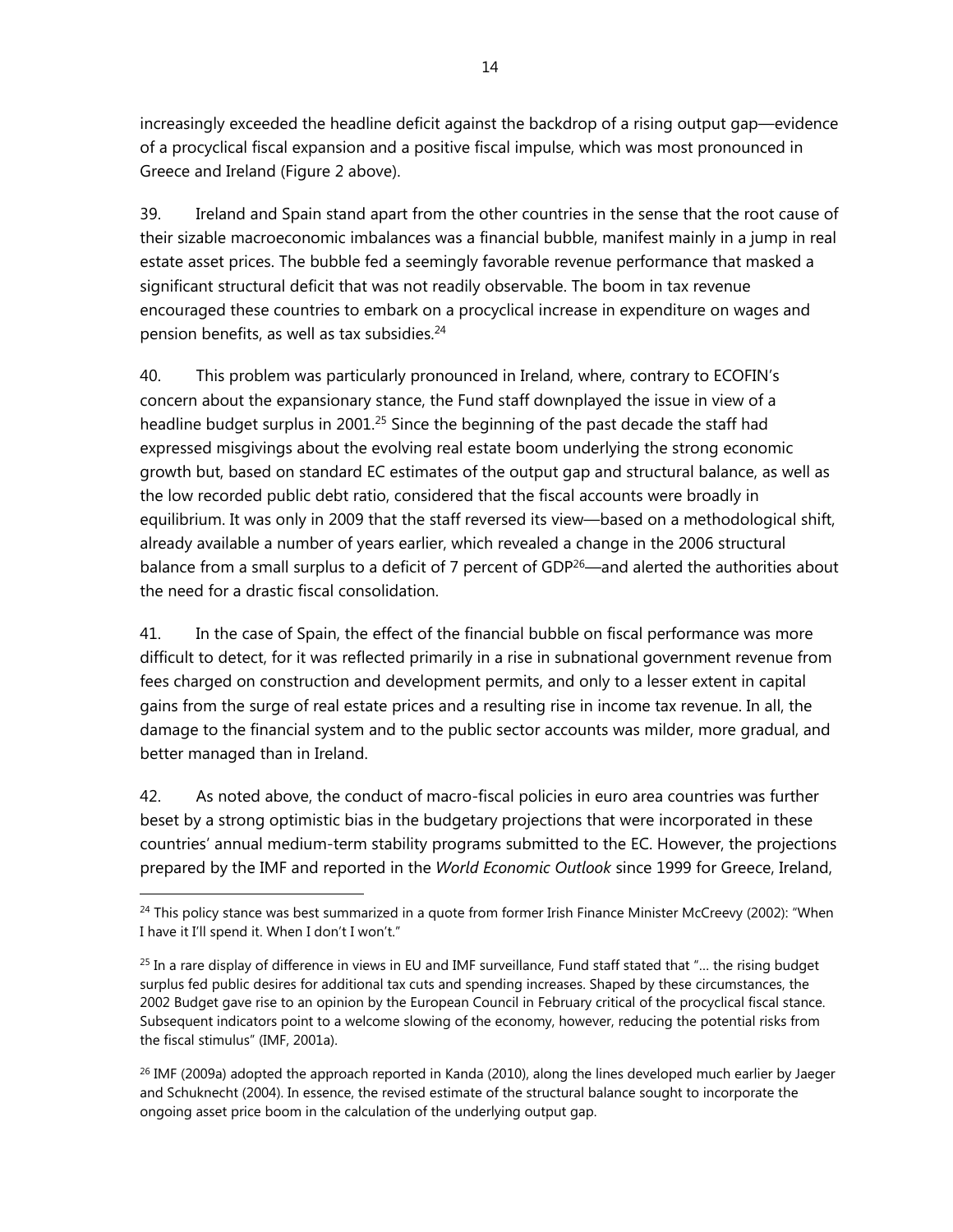increasingly exceeded the headline deficit against the backdrop of a rising output gap—evidence of a procyclical fiscal expansion and a positive fiscal impulse, which was most pronounced in Greece and Ireland (Figure 2 above).

39. Ireland and Spain stand apart from the other countries in the sense that the root cause of their sizable macroeconomic imbalances was a financial bubble, manifest mainly in a jump in real estate asset prices. The bubble fed a seemingly favorable revenue performance that masked a significant structural deficit that was not readily observable. The boom in tax revenue encouraged these countries to embark on a procyclical increase in expenditure on wages and pension benefits, as well as tax subsidies.[24]

40. This problem was particularly pronounced in Ireland, where, contrary to ECOFIN's concern about the expansionary stance, the Fund staff downplayed the issue in view of a headline budget surplus in 2001.[25] Since the beginning of the past decade the staff had expressed misgivings about the evolving real estate boom underlying the strong economic growth but, based on standard EC estimates of the output gap and structural balance, as well as the low recorded public debt ratio, considered that the fiscal accounts were broadly in equilibrium. It was only in 2009 that the staff reversed its view—based on a methodological shift, already available a number of years earlier, which revealed a change in the 2006 structural balance from a small surplus to a deficit of 7 percent of GDP[26]—and alerted the authorities about the need for a drastic fiscal consolidation.

41. In the case of Spain, the effect of the financial bubble on fiscal performance was more difficult to detect, for it was reflected primarily in a rise in subnational government revenue from fees charged on construction and development permits, and only to a lesser extent in capital gains from the surge of real estate prices and a resulting rise in income tax revenue. In all, the damage to the financial system and to the public sector accounts was milder, more gradual, and better managed than in Ireland.

42. As noted above, the conduct of macro-fiscal policies in euro area countries was further beset by a strong optimistic bias in the budgetary projections that were incorporated in these countries' annual medium-term stability programs submitted to the EC. However, the projections prepared by the IMF and reported in the *World Economic Outlook* since 1999 for Greece, Ireland,

---

[24] This policy stance was best summarized in a quote from former Irish Finance Minister McCreevy (2002): "When I have it I'll spend it. When I don't I won't."

[25] In a rare display of difference in views in EU and IMF surveillance, Fund staff stated that "… the rising budget surplus fed public desires for additional tax cuts and spending increases. Shaped by these circumstances, the 2002 Budget gave rise to an opinion by the European Council in February critical of the procyclical fiscal stance. Subsequent indicators point to a welcome slowing of the economy, however, reducing the potential risks from the fiscal stimulus" (IMF, 2001a).

[26] IMF (2009a) adopted the approach reported in Kanda (2010), along the lines developed much earlier by Jaeger and Schuknecht (2004). In essence, the revised estimate of the structural balance sought to incorporate the ongoing asset price boom in the calculation of the underlying output gap.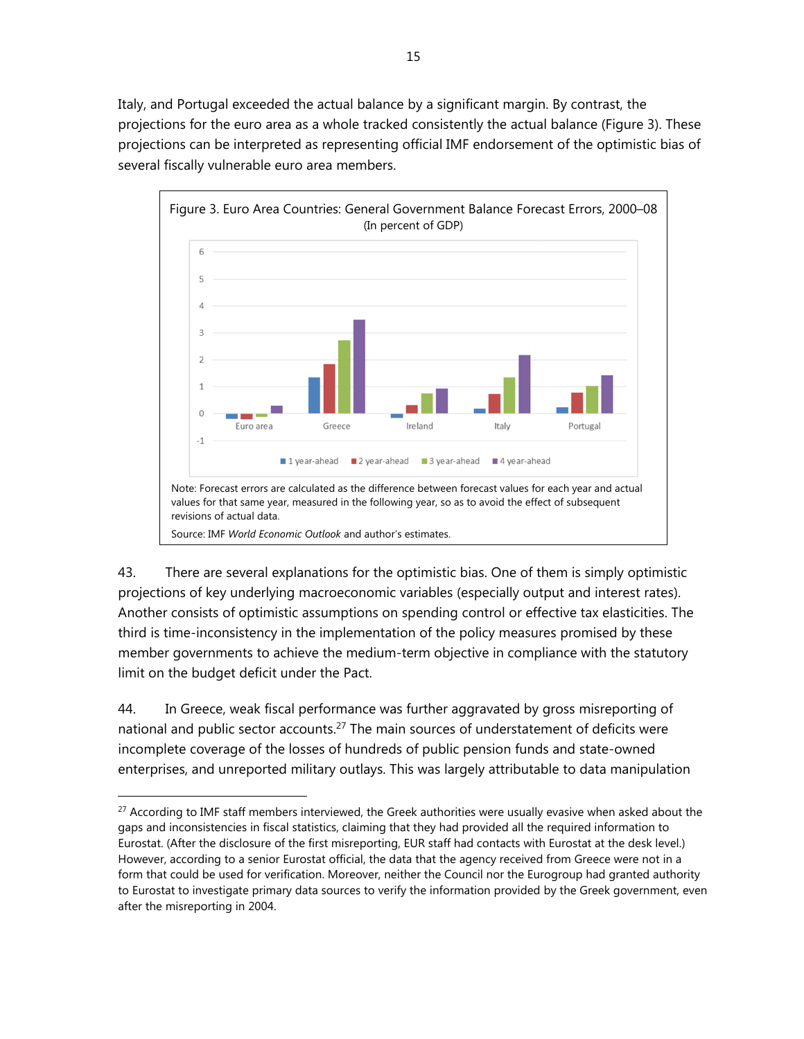Italy, and Portugal exceeded the actual balance by a significant margin. By contrast, the projections for the euro area as a whole tracked consistently the actual balance (Figure 3). These projections can be interpreted as representing official IMF endorsement of the optimistic bias of several fiscally vulnerable euro area members.

Figure 3. Euro Area Countries: General Government Balance Forecast Errors, 2000–08
(In percent of GDP)

Note: Forecast errors are calculated as the difference between forecast values for each year and actual values for that same year, measured in the following year, so as to avoid the effect of subsequent revisions of actual data.

Source: IMF *World Economic Outlook* and author's estimates.

43. There are several explanations for the optimistic bias. One of them is simply optimistic projections of key underlying macroeconomic variables (especially output and interest rates). Another consists of optimistic assumptions on spending control or effective tax elasticities. The third is time-inconsistency in the implementation of the policy measures promised by these member governments to achieve the medium-term objective in compliance with the statutory limit on the budget deficit under the Pact.

44. In Greece, weak fiscal performance was further aggravated by gross misreporting of national and public sector accounts.[27] The main sources of understatement of deficits were incomplete coverage of the losses of hundreds of public pension funds and state-owned enterprises, and unreported military outlays. This was largely attributable to data manipulation

[27] According to IMF staff members interviewed, the Greek authorities were usually evasive when asked about the gaps and inconsistencies in fiscal statistics, claiming that they had provided all the required information to Eurostat. (After the disclosure of the first misreporting, EUR staff had contacts with Eurostat at the desk level.) However, according to a senior Eurostat official, the data that the agency received from Greece were not in a form that could be used for verification. Moreover, neither the Council nor the Eurogroup had granted authority to Eurostat to investigate primary data sources to verify the information provided by the Greek government, even after the misreporting in 2004.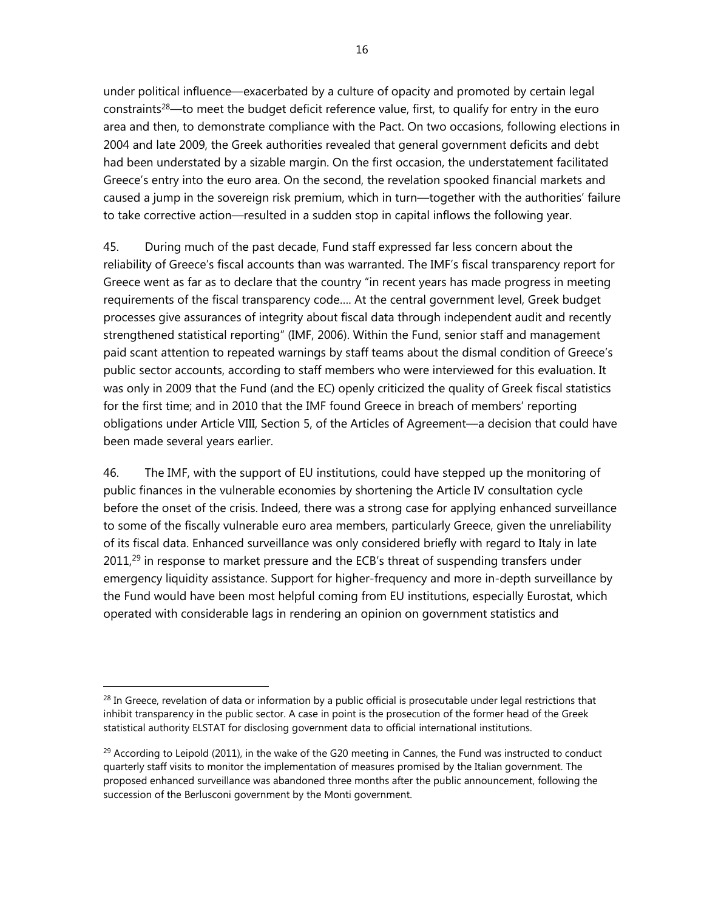under political influence—exacerbated by a culture of opacity and promoted by certain legal constraints[28]—to meet the budget deficit reference value, first, to qualify for entry in the euro area and then, to demonstrate compliance with the Pact. On two occasions, following elections in 2004 and late 2009, the Greek authorities revealed that general government deficits and debt had been understated by a sizable margin. On the first occasion, the understatement facilitated Greece's entry into the euro area. On the second, the revelation spooked financial markets and caused a jump in the sovereign risk premium, which in turn—together with the authorities' failure to take corrective action—resulted in a sudden stop in capital inflows the following year.

45. During much of the past decade, Fund staff expressed far less concern about the reliability of Greece's fiscal accounts than was warranted. The IMF's fiscal transparency report for Greece went as far as to declare that the country "in recent years has made progress in meeting requirements of the fiscal transparency code.... At the central government level, Greek budget processes give assurances of integrity about fiscal data through independent audit and recently strengthened statistical reporting" (IMF, 2006). Within the Fund, senior staff and management paid scant attention to repeated warnings by staff teams about the dismal condition of Greece's public sector accounts, according to staff members who were interviewed for this evaluation. It was only in 2009 that the Fund (and the EC) openly criticized the quality of Greek fiscal statistics for the first time; and in 2010 that the IMF found Greece in breach of members' reporting obligations under Article VIII, Section 5, of the Articles of Agreement—a decision that could have been made several years earlier.

46. The IMF, with the support of EU institutions, could have stepped up the monitoring of public finances in the vulnerable economies by shortening the Article IV consultation cycle before the onset of the crisis. Indeed, there was a strong case for applying enhanced surveillance to some of the fiscally vulnerable euro area members, particularly Greece, given the unreliability of its fiscal data. Enhanced surveillance was only considered briefly with regard to Italy in late 2011,[29] in response to market pressure and the ECB's threat of suspending transfers under emergency liquidity assistance. Support for higher-frequency and more in-depth surveillance by the Fund would have been most helpful coming from EU institutions, especially Eurostat, which operated with considerable lags in rendering an opinion on government statistics and

---

[28] In Greece, revelation of data or information by a public official is prosecutable under legal restrictions that inhibit transparency in the public sector. A case in point is the prosecution of the former head of the Greek statistical authority ELSTAT for disclosing government data to official international institutions.

[29] According to Leipold (2011), in the wake of the G20 meeting in Cannes, the Fund was instructed to conduct quarterly staff visits to monitor the implementation of measures promised by the Italian government. The proposed enhanced surveillance was abandoned three months after the public announcement, following the succession of the Berlusconi government by the Monti government.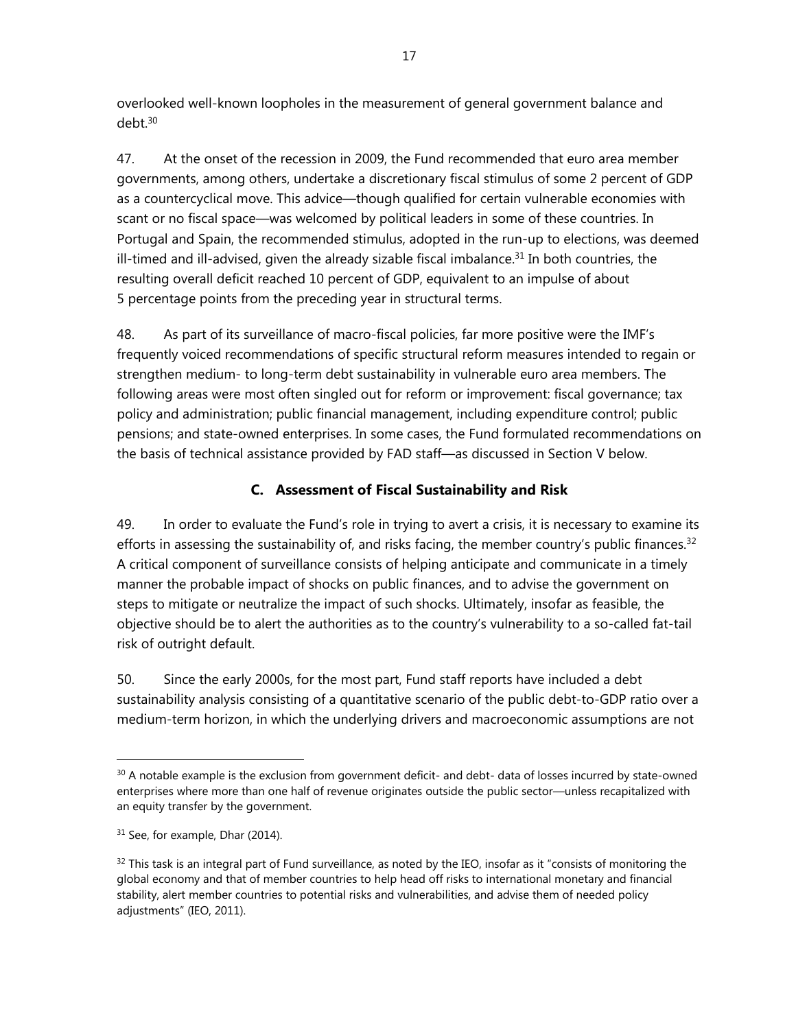overlooked well-known loopholes in the measurement of general government balance and debt.[30]

47. At the onset of the recession in 2009, the Fund recommended that euro area member governments, among others, undertake a discretionary fiscal stimulus of some 2 percent of GDP as a countercyclical move. This advice—though qualified for certain vulnerable economies with scant or no fiscal space—was welcomed by political leaders in some of these countries. In Portugal and Spain, the recommended stimulus, adopted in the run-up to elections, was deemed ill-timed and ill-advised, given the already sizable fiscal imbalance.[31] In both countries, the resulting overall deficit reached 10 percent of GDP, equivalent to an impulse of about 5 percentage points from the preceding year in structural terms.

48. As part of its surveillance of macro-fiscal policies, far more positive were the IMF's frequently voiced recommendations of specific structural reform measures intended to regain or strengthen medium- to long-term debt sustainability in vulnerable euro area members. The following areas were most often singled out for reform or improvement: fiscal governance; tax policy and administration; public financial management, including expenditure control; public pensions; and state-owned enterprises. In some cases, the Fund formulated recommendations on the basis of technical assistance provided by FAD staff—as discussed in Section V below.

### C. Assessment of Fiscal Sustainability and Risk

49. In order to evaluate the Fund's role in trying to avert a crisis, it is necessary to examine its efforts in assessing the sustainability of, and risks facing, the member country's public finances.[32] A critical component of surveillance consists of helping anticipate and communicate in a timely manner the probable impact of shocks on public finances, and to advise the government on steps to mitigate or neutralize the impact of such shocks. Ultimately, insofar as feasible, the objective should be to alert the authorities as to the country's vulnerability to a so-called fat-tail risk of outright default.

50. Since the early 2000s, for the most part, Fund staff reports have included a debt sustainability analysis consisting of a quantitative scenario of the public debt-to-GDP ratio over a medium-term horizon, in which the underlying drivers and macroeconomic assumptions are not

---

[30] A notable example is the exclusion from government deficit- and debt- data of losses incurred by state-owned enterprises where more than one half of revenue originates outside the public sector—unless recapitalized with an equity transfer by the government.

[31] See, for example, Dhar (2014).

[32] This task is an integral part of Fund surveillance, as noted by the IEO, insofar as it "consists of monitoring the global economy and that of member countries to help head off risks to international monetary and financial stability, alert member countries to potential risks and vulnerabilities, and advise them of needed policy adjustments" (IEO, 2011).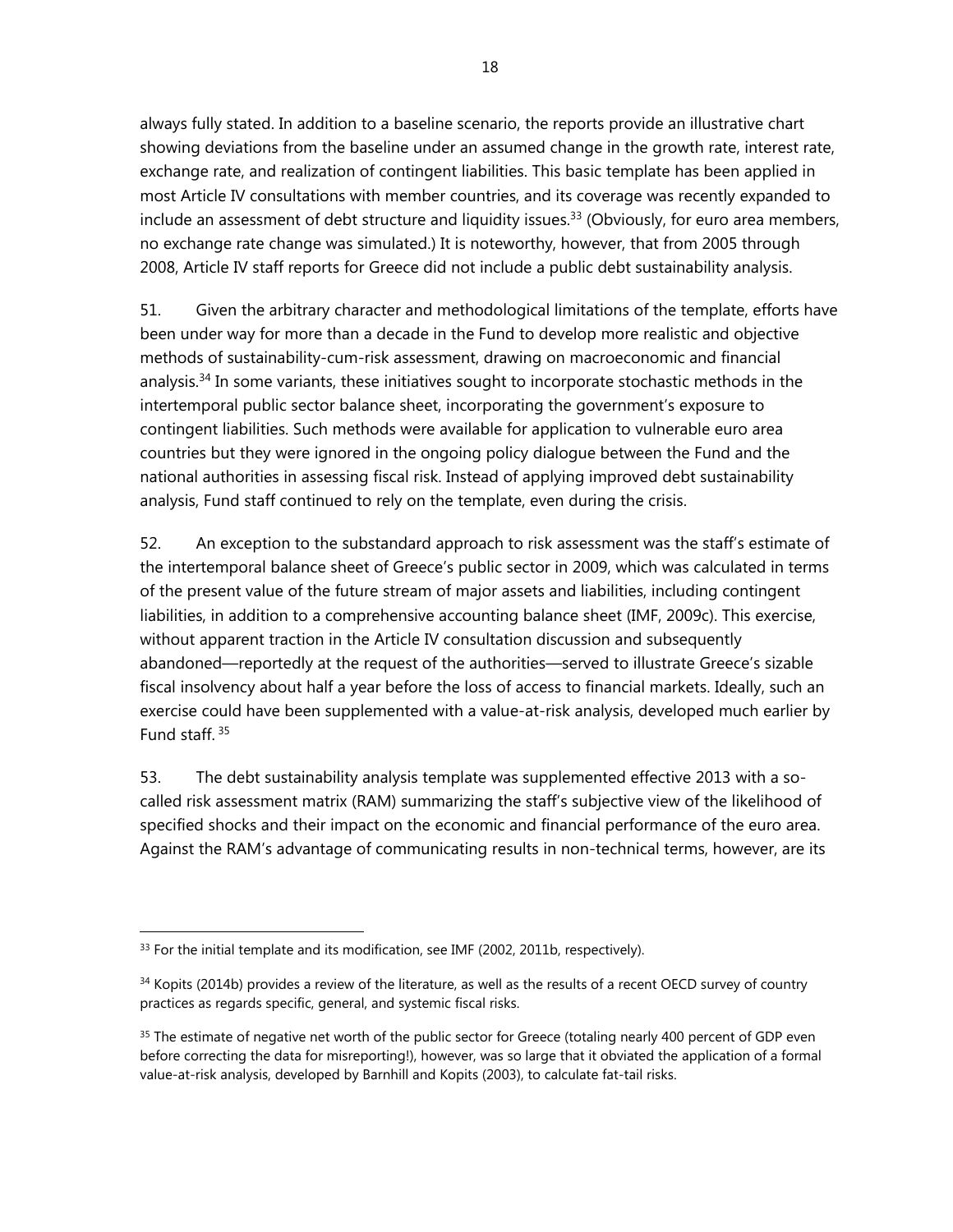always fully stated. In addition to a baseline scenario, the reports provide an illustrative chart showing deviations from the baseline under an assumed change in the growth rate, interest rate, exchange rate, and realization of contingent liabilities. This basic template has been applied in most Article IV consultations with member countries, and its coverage was recently expanded to include an assessment of debt structure and liquidity issues.[33] (Obviously, for euro area members, no exchange rate change was simulated.) It is noteworthy, however, that from 2005 through 2008, Article IV staff reports for Greece did not include a public debt sustainability analysis.

51. Given the arbitrary character and methodological limitations of the template, efforts have been under way for more than a decade in the Fund to develop more realistic and objective methods of sustainability-cum-risk assessment, drawing on macroeconomic and financial analysis.[34] In some variants, these initiatives sought to incorporate stochastic methods in the intertemporal public sector balance sheet, incorporating the government's exposure to contingent liabilities. Such methods were available for application to vulnerable euro area countries but they were ignored in the ongoing policy dialogue between the Fund and the national authorities in assessing fiscal risk. Instead of applying improved debt sustainability analysis, Fund staff continued to rely on the template, even during the crisis.

52. An exception to the substandard approach to risk assessment was the staff's estimate of the intertemporal balance sheet of Greece's public sector in 2009, which was calculated in terms of the present value of the future stream of major assets and liabilities, including contingent liabilities, in addition to a comprehensive accounting balance sheet (IMF, 2009c). This exercise, without apparent traction in the Article IV consultation discussion and subsequently abandoned—reportedly at the request of the authorities—served to illustrate Greece's sizable fiscal insolvency about half a year before the loss of access to financial markets. Ideally, such an exercise could have been supplemented with a value-at-risk analysis, developed much earlier by Fund staff.[35]

53. The debt sustainability analysis template was supplemented effective 2013 with a so-called risk assessment matrix (RAM) summarizing the staff's subjective view of the likelihood of specified shocks and their impact on the economic and financial performance of the euro area. Against the RAM's advantage of communicating results in non-technical terms, however, are its

---

[33] For the initial template and its modification, see IMF (2002, 2011b, respectively).

[34] Kopits (2014b) provides a review of the literature, as well as the results of a recent OECD survey of country practices as regards specific, general, and systemic fiscal risks.

[35] The estimate of negative net worth of the public sector for Greece (totaling nearly 400 percent of GDP even before correcting the data for misreporting!), however, was so large that it obviated the application of a formal value-at-risk analysis, developed by Barnhill and Kopits (2003), to calculate fat-tail risks.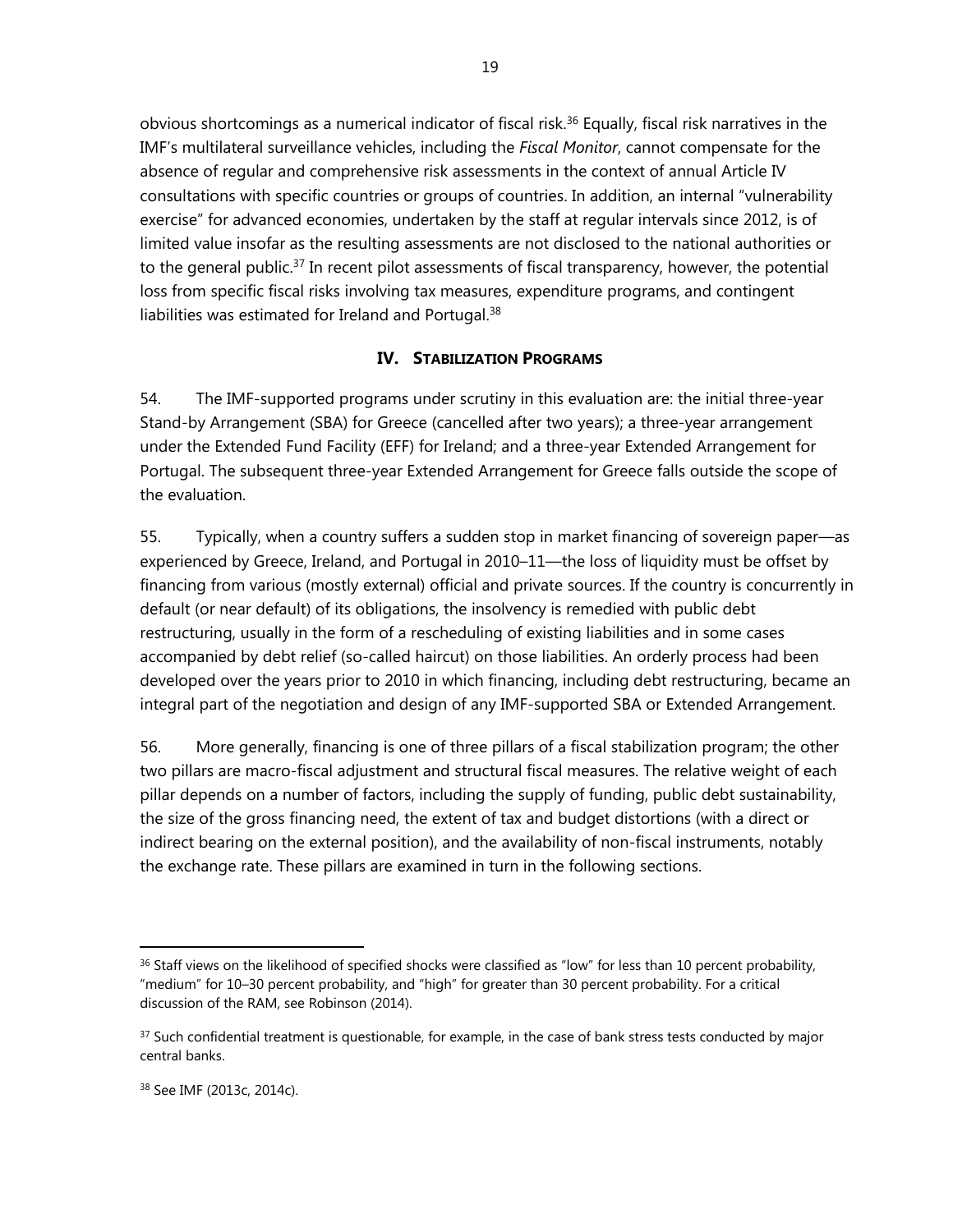obvious shortcomings as a numerical indicator of fiscal risk.[36] Equally, fiscal risk narratives in the IMF's multilateral surveillance vehicles, including the *Fiscal Monitor*, cannot compensate for the absence of regular and comprehensive risk assessments in the context of annual Article IV consultations with specific countries or groups of countries. In addition, an internal "vulnerability exercise" for advanced economies, undertaken by the staff at regular intervals since 2012, is of limited value insofar as the resulting assessments are not disclosed to the national authorities or to the general public.[37] In recent pilot assessments of fiscal transparency, however, the potential loss from specific fiscal risks involving tax measures, expenditure programs, and contingent liabilities was estimated for Ireland and Portugal.[38]

## IV. Stabilization Programs

54. The IMF-supported programs under scrutiny in this evaluation are: the initial three-year Stand-by Arrangement (SBA) for Greece (cancelled after two years); a three-year arrangement under the Extended Fund Facility (EFF) for Ireland; and a three-year Extended Arrangement for Portugal. The subsequent three-year Extended Arrangement for Greece falls outside the scope of the evaluation.

55. Typically, when a country suffers a sudden stop in market financing of sovereign paper—as experienced by Greece, Ireland, and Portugal in 2010–11—the loss of liquidity must be offset by financing from various (mostly external) official and private sources. If the country is concurrently in default (or near default) of its obligations, the insolvency is remedied with public debt restructuring, usually in the form of a rescheduling of existing liabilities and in some cases accompanied by debt relief (so-called haircut) on those liabilities. An orderly process had been developed over the years prior to 2010 in which financing, including debt restructuring, became an integral part of the negotiation and design of any IMF-supported SBA or Extended Arrangement.

56. More generally, financing is one of three pillars of a fiscal stabilization program; the other two pillars are macro-fiscal adjustment and structural fiscal measures. The relative weight of each pillar depends on a number of factors, including the supply of funding, public debt sustainability, the size of the gross financing need, the extent of tax and budget distortions (with a direct or indirect bearing on the external position), and the availability of non-fiscal instruments, notably the exchange rate. These pillars are examined in turn in the following sections.

---

[36] Staff views on the likelihood of specified shocks were classified as "low" for less than 10 percent probability, "medium" for 10–30 percent probability, and "high" for greater than 30 percent probability. For a critical discussion of the RAM, see Robinson (2014).

[37] Such confidential treatment is questionable, for example, in the case of bank stress tests conducted by major central banks.

[38] See IMF (2013c, 2014c).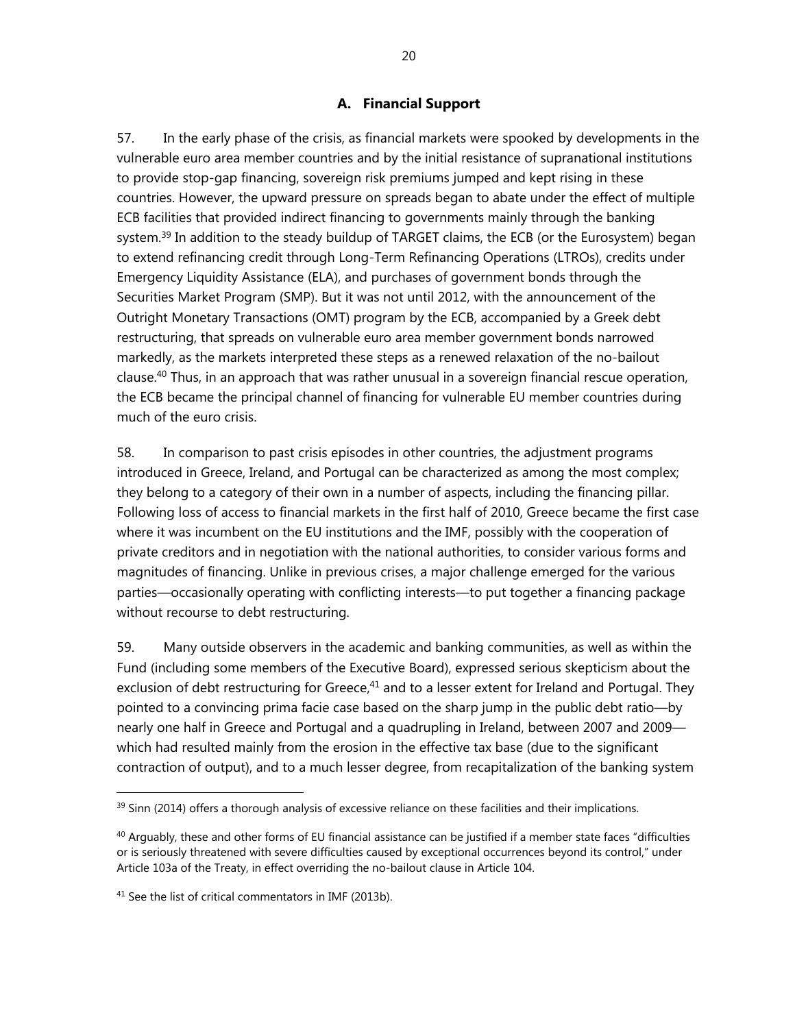### A. Financial Support

57. In the early phase of the crisis, as financial markets were spooked by developments in the vulnerable euro area member countries and by the initial resistance of supranational institutions to provide stop-gap financing, sovereign risk premiums jumped and kept rising in these countries. However, the upward pressure on spreads began to abate under the effect of multiple ECB facilities that provided indirect financing to governments mainly through the banking system.[39] In addition to the steady buildup of TARGET claims, the ECB (or the Eurosystem) began to extend refinancing credit through Long-Term Refinancing Operations (LTROs), credits under Emergency Liquidity Assistance (ELA), and purchases of government bonds through the Securities Market Program (SMP). But it was not until 2012, with the announcement of the Outright Monetary Transactions (OMT) program by the ECB, accompanied by a Greek debt restructuring, that spreads on vulnerable euro area member government bonds narrowed markedly, as the markets interpreted these steps as a renewed relaxation of the no-bailout clause.[40] Thus, in an approach that was rather unusual in a sovereign financial rescue operation, the ECB became the principal channel of financing for vulnerable EU member countries during much of the euro crisis.

58. In comparison to past crisis episodes in other countries, the adjustment programs introduced in Greece, Ireland, and Portugal can be characterized as among the most complex; they belong to a category of their own in a number of aspects, including the financing pillar. Following loss of access to financial markets in the first half of 2010, Greece became the first case where it was incumbent on the EU institutions and the IMF, possibly with the cooperation of private creditors and in negotiation with the national authorities, to consider various forms and magnitudes of financing. Unlike in previous crises, a major challenge emerged for the various parties—occasionally operating with conflicting interests—to put together a financing package without recourse to debt restructuring.

59. Many outside observers in the academic and banking communities, as well as within the Fund (including some members of the Executive Board), expressed serious skepticism about the exclusion of debt restructuring for Greece,[41] and to a lesser extent for Ireland and Portugal. They pointed to a convincing prima facie case based on the sharp jump in the public debt ratio—by nearly one half in Greece and Portugal and a quadrupling in Ireland, between 2007 and 2009—which had resulted mainly from the erosion in the effective tax base (due to the significant contraction of output), and to a much lesser degree, from recapitalization of the banking system

---

[39] Sinn (2014) offers a thorough analysis of excessive reliance on these facilities and their implications.

[40] Arguably, these and other forms of EU financial assistance can be justified if a member state faces "difficulties or is seriously threatened with severe difficulties caused by exceptional occurrences beyond its control," under Article 103a of the Treaty, in effect overriding the no-bailout clause in Article 104.

[41] See the list of critical commentators in IMF (2013b).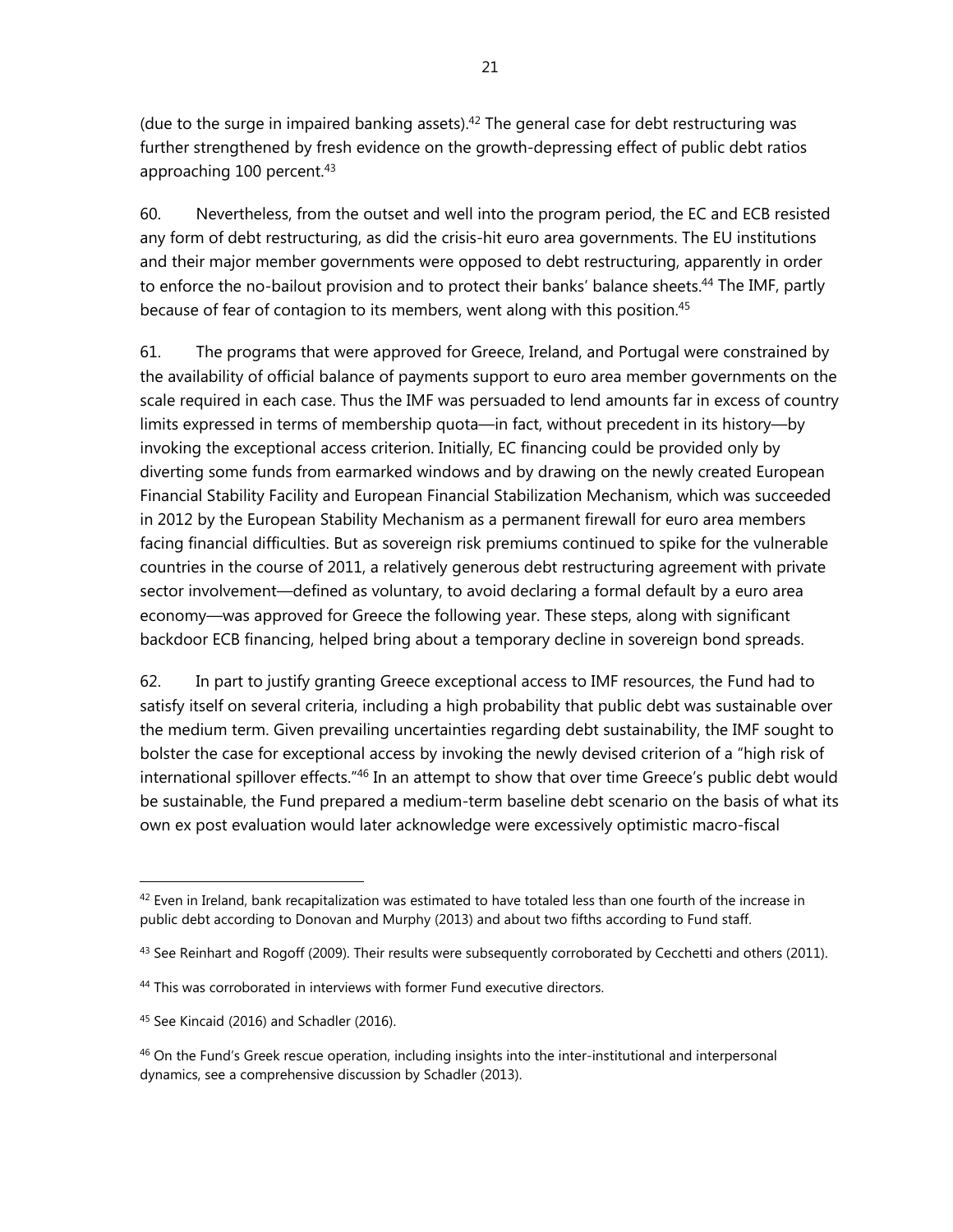(due to the surge in impaired banking assets).[42] The general case for debt restructuring was further strengthened by fresh evidence on the growth-depressing effect of public debt ratios approaching 100 percent.[43]

60. Nevertheless, from the outset and well into the program period, the EC and ECB resisted any form of debt restructuring, as did the crisis-hit euro area governments. The EU institutions and their major member governments were opposed to debt restructuring, apparently in order to enforce the no-bailout provision and to protect their banks' balance sheets.[44] The IMF, partly because of fear of contagion to its members, went along with this position.[45]

61. The programs that were approved for Greece, Ireland, and Portugal were constrained by the availability of official balance of payments support to euro area member governments on the scale required in each case. Thus the IMF was persuaded to lend amounts far in excess of country limits expressed in terms of membership quota—in fact, without precedent in its history—by invoking the exceptional access criterion. Initially, EC financing could be provided only by diverting some funds from earmarked windows and by drawing on the newly created European Financial Stability Facility and European Financial Stabilization Mechanism, which was succeeded in 2012 by the European Stability Mechanism as a permanent firewall for euro area members facing financial difficulties. But as sovereign risk premiums continued to spike for the vulnerable countries in the course of 2011, a relatively generous debt restructuring agreement with private sector involvement—defined as voluntary, to avoid declaring a formal default by a euro area economy—was approved for Greece the following year. These steps, along with significant backdoor ECB financing, helped bring about a temporary decline in sovereign bond spreads.

62. In part to justify granting Greece exceptional access to IMF resources, the Fund had to satisfy itself on several criteria, including a high probability that public debt was sustainable over the medium term. Given prevailing uncertainties regarding debt sustainability, the IMF sought to bolster the case for exceptional access by invoking the newly devised criterion of a "high risk of international spillover effects."[46] In an attempt to show that over time Greece's public debt would be sustainable, the Fund prepared a medium-term baseline debt scenario on the basis of what its own ex post evaluation would later acknowledge were excessively optimistic macro-fiscal

---

[42] Even in Ireland, bank recapitalization was estimated to have totaled less than one fourth of the increase in public debt according to Donovan and Murphy (2013) and about two fifths according to Fund staff.

[43] See Reinhart and Rogoff (2009). Their results were subsequently corroborated by Cecchetti and others (2011).

[44] This was corroborated in interviews with former Fund executive directors.

[45] See Kincaid (2016) and Schadler (2016).

[46] On the Fund's Greek rescue operation, including insights into the inter-institutional and interpersonal dynamics, see a comprehensive discussion by Schadler (2013).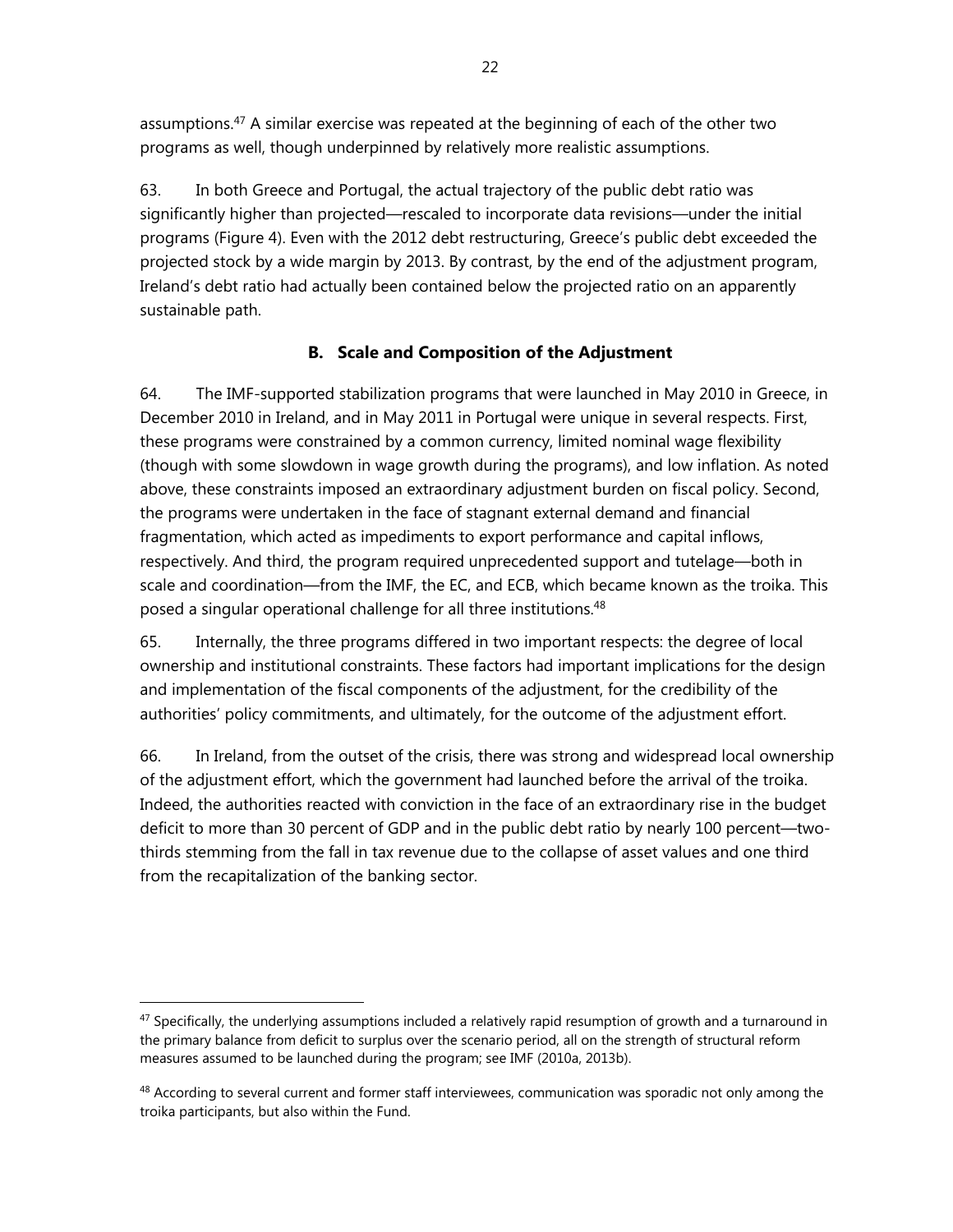assumptions.[47] A similar exercise was repeated at the beginning of each of the other two programs as well, though underpinned by relatively more realistic assumptions.

63. In both Greece and Portugal, the actual trajectory of the public debt ratio was significantly higher than projected—rescaled to incorporate data revisions—under the initial programs (Figure 4). Even with the 2012 debt restructuring, Greece's public debt exceeded the projected stock by a wide margin by 2013. By contrast, by the end of the adjustment program, Ireland's debt ratio had actually been contained below the projected ratio on an apparently sustainable path.

## B. Scale and Composition of the Adjustment

64. The IMF-supported stabilization programs that were launched in May 2010 in Greece, in December 2010 in Ireland, and in May 2011 in Portugal were unique in several respects. First, these programs were constrained by a common currency, limited nominal wage flexibility (though with some slowdown in wage growth during the programs), and low inflation. As noted above, these constraints imposed an extraordinary adjustment burden on fiscal policy. Second, the programs were undertaken in the face of stagnant external demand and financial fragmentation, which acted as impediments to export performance and capital inflows, respectively. And third, the program required unprecedented support and tutelage—both in scale and coordination—from the IMF, the EC, and ECB, which became known as the troika. This posed a singular operational challenge for all three institutions.[48]

65. Internally, the three programs differed in two important respects: the degree of local ownership and institutional constraints. These factors had important implications for the design and implementation of the fiscal components of the adjustment, for the credibility of the authorities' policy commitments, and ultimately, for the outcome of the adjustment effort.

66. In Ireland, from the outset of the crisis, there was strong and widespread local ownership of the adjustment effort, which the government had launched before the arrival of the troika. Indeed, the authorities reacted with conviction in the face of an extraordinary rise in the budget deficit to more than 30 percent of GDP and in the public debt ratio by nearly 100 percent—two-thirds stemming from the fall in tax revenue due to the collapse of asset values and one third from the recapitalization of the banking sector.

---

[47] Specifically, the underlying assumptions included a relatively rapid resumption of growth and a turnaround in the primary balance from deficit to surplus over the scenario period, all on the strength of structural reform measures assumed to be launched during the program; see IMF (2010a, 2013b).

[48] According to several current and former staff interviewees, communication was sporadic not only among the troika participants, but also within the Fund.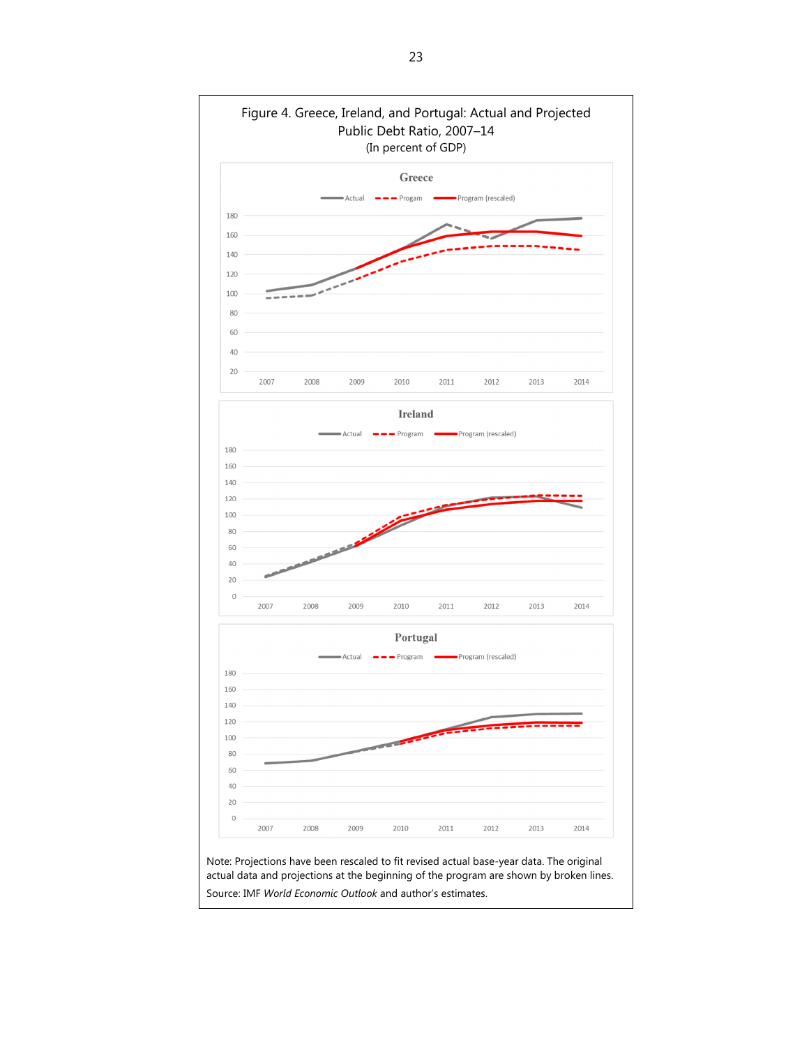Figure 4. Greece, Ireland, and Portugal: Actual and Projected Public Debt Ratio, 2007–14

(In percent of GDP)

Note: Projections have been rescaled to fit revised actual base-year data. The original actual data and projections at the beginning of the program are shown by broken lines.

Source: IMF *World Economic Outlook* and author's estimates.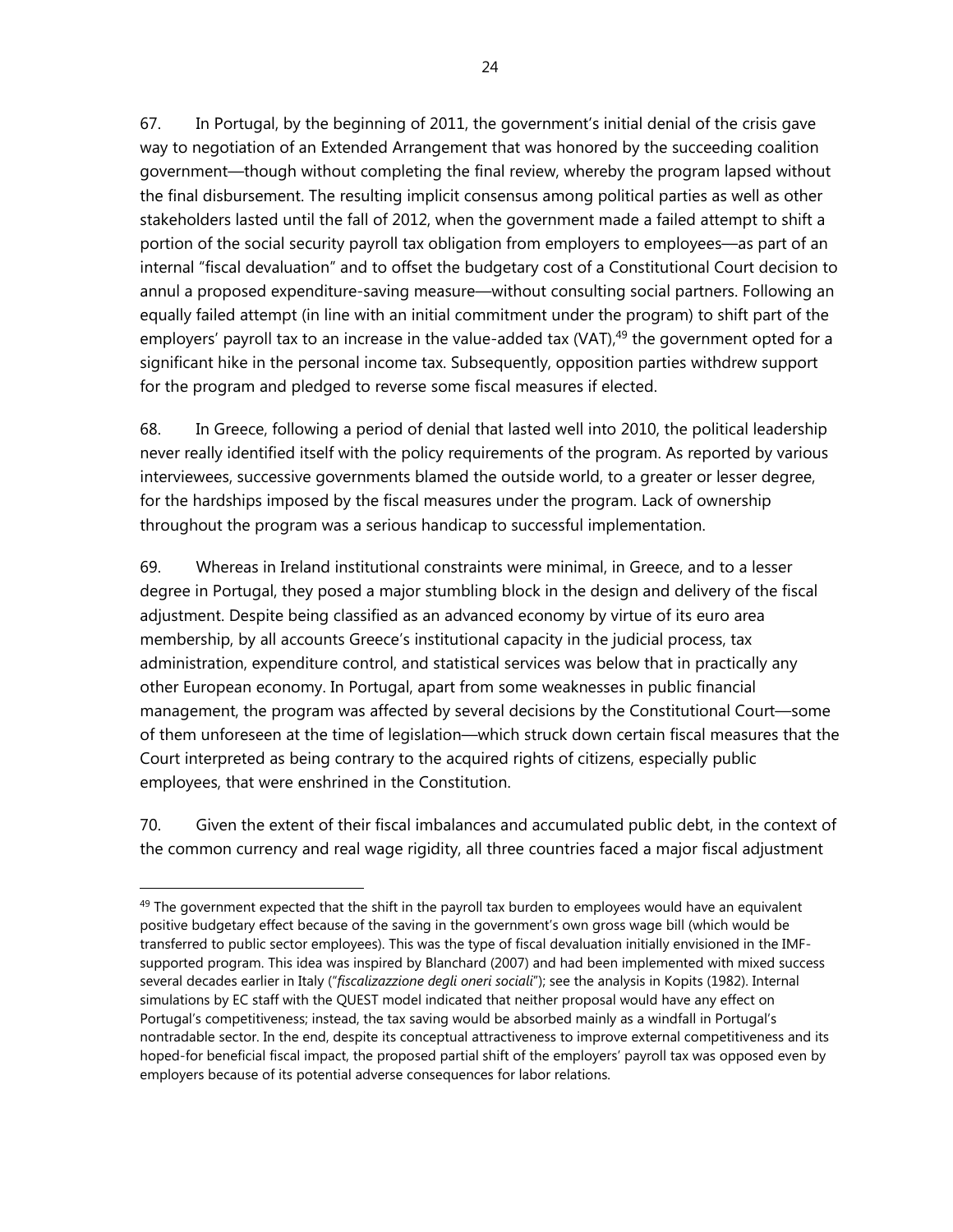67. In Portugal, by the beginning of 2011, the government's initial denial of the crisis gave way to negotiation of an Extended Arrangement that was honored by the succeeding coalition government—though without completing the final review, whereby the program lapsed without the final disbursement. The resulting implicit consensus among political parties as well as other stakeholders lasted until the fall of 2012, when the government made a failed attempt to shift a portion of the social security payroll tax obligation from employers to employees—as part of an internal "fiscal devaluation" and to offset the budgetary cost of a Constitutional Court decision to annul a proposed expenditure-saving measure—without consulting social partners. Following an equally failed attempt (in line with an initial commitment under the program) to shift part of the employers' payroll tax to an increase in the value-added tax (VAT),[49] the government opted for a significant hike in the personal income tax. Subsequently, opposition parties withdrew support for the program and pledged to reverse some fiscal measures if elected.

68. In Greece, following a period of denial that lasted well into 2010, the political leadership never really identified itself with the policy requirements of the program. As reported by various interviewees, successive governments blamed the outside world, to a greater or lesser degree, for the hardships imposed by the fiscal measures under the program. Lack of ownership throughout the program was a serious handicap to successful implementation.

69. Whereas in Ireland institutional constraints were minimal, in Greece, and to a lesser degree in Portugal, they posed a major stumbling block in the design and delivery of the fiscal adjustment. Despite being classified as an advanced economy by virtue of its euro area membership, by all accounts Greece's institutional capacity in the judicial process, tax administration, expenditure control, and statistical services was below that in practically any other European economy. In Portugal, apart from some weaknesses in public financial management, the program was affected by several decisions by the Constitutional Court—some of them unforeseen at the time of legislation—which struck down certain fiscal measures that the Court interpreted as being contrary to the acquired rights of citizens, especially public employees, that were enshrined in the Constitution.

70. Given the extent of their fiscal imbalances and accumulated public debt, in the context of the common currency and real wage rigidity, all three countries faced a major fiscal adjustment

---

[49] The government expected that the shift in the payroll tax burden to employees would have an equivalent positive budgetary effect because of the saving in the government's own gross wage bill (which would be transferred to public sector employees). This was the type of fiscal devaluation initially envisioned in the IMF-supported program. This idea was inspired by Blanchard (2007) and had been implemented with mixed success several decades earlier in Italy ("*fiscalizazzione degli oneri sociali*"); see the analysis in Kopits (1982). Internal simulations by EC staff with the QUEST model indicated that neither proposal would have any effect on Portugal's competitiveness; instead, the tax saving would be absorbed mainly as a windfall in Portugal's nontradable sector. In the end, despite its conceptual attractiveness to improve external competitiveness and its hoped-for beneficial fiscal impact, the proposed partial shift of the employers' payroll tax was opposed even by employers because of its potential adverse consequences for labor relations.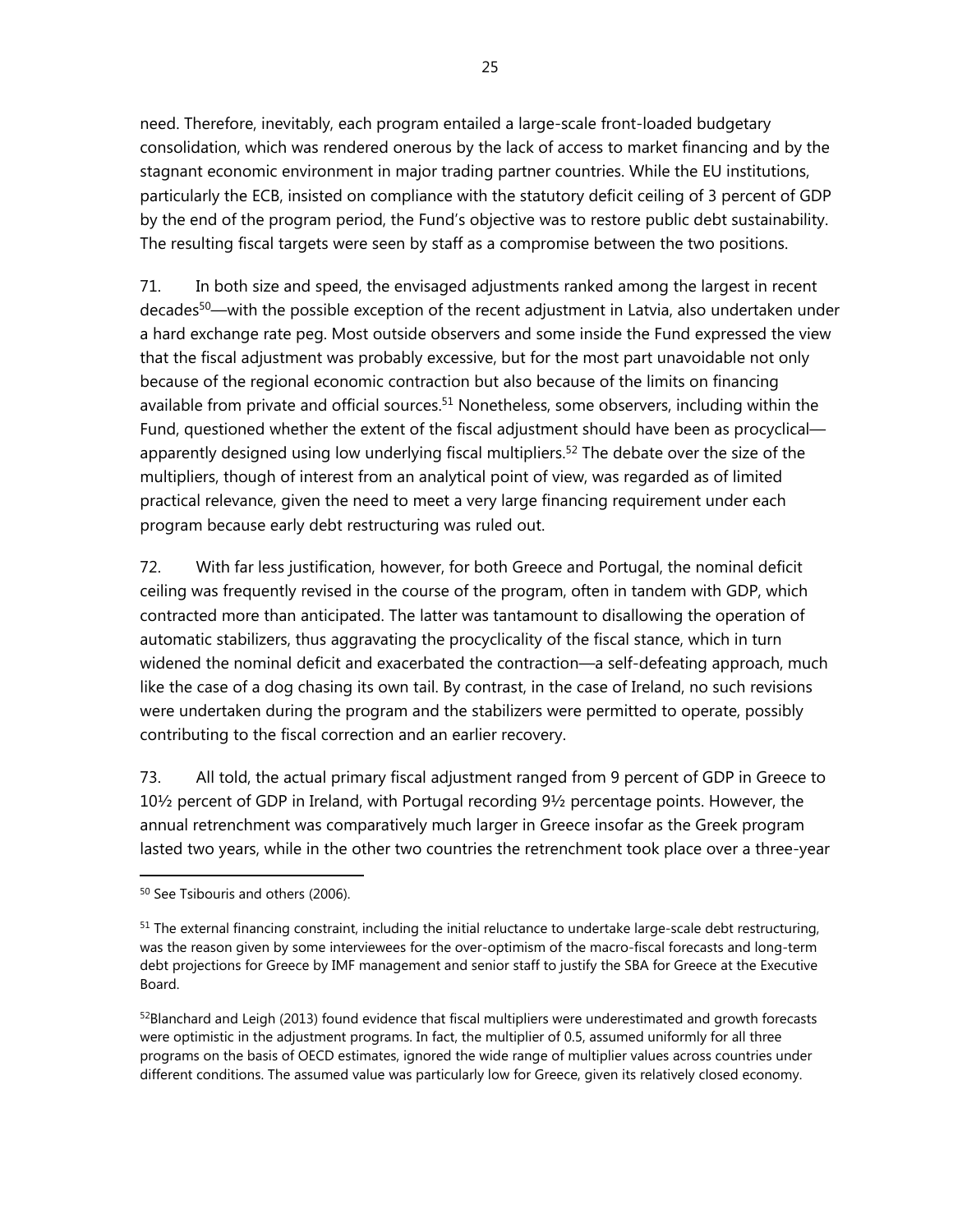need. Therefore, inevitably, each program entailed a large-scale front-loaded budgetary consolidation, which was rendered onerous by the lack of access to market financing and by the stagnant economic environment in major trading partner countries. While the EU institutions, particularly the ECB, insisted on compliance with the statutory deficit ceiling of 3 percent of GDP by the end of the program period, the Fund's objective was to restore public debt sustainability. The resulting fiscal targets were seen by staff as a compromise between the two positions.

71. In both size and speed, the envisaged adjustments ranked among the largest in recent decades[50]—with the possible exception of the recent adjustment in Latvia, also undertaken under a hard exchange rate peg. Most outside observers and some inside the Fund expressed the view that the fiscal adjustment was probably excessive, but for the most part unavoidable not only because of the regional economic contraction but also because of the limits on financing available from private and official sources.[51] Nonetheless, some observers, including within the Fund, questioned whether the extent of the fiscal adjustment should have been as procyclical—apparently designed using low underlying fiscal multipliers.[52] The debate over the size of the multipliers, though of interest from an analytical point of view, was regarded as of limited practical relevance, given the need to meet a very large financing requirement under each program because early debt restructuring was ruled out.

72. With far less justification, however, for both Greece and Portugal, the nominal deficit ceiling was frequently revised in the course of the program, often in tandem with GDP, which contracted more than anticipated. The latter was tantamount to disallowing the operation of automatic stabilizers, thus aggravating the procyclicality of the fiscal stance, which in turn widened the nominal deficit and exacerbated the contraction—a self-defeating approach, much like the case of a dog chasing its own tail. By contrast, in the case of Ireland, no such revisions were undertaken during the program and the stabilizers were permitted to operate, possibly contributing to the fiscal correction and an earlier recovery.

73. All told, the actual primary fiscal adjustment ranged from 9 percent of GDP in Greece to 10½ percent of GDP in Ireland, with Portugal recording 9½ percentage points. However, the annual retrenchment was comparatively much larger in Greece insofar as the Greek program lasted two years, while in the other two countries the retrenchment took place over a three-year

---

[50] See Tsibouris and others (2006).

[51] The external financing constraint, including the initial reluctance to undertake large-scale debt restructuring, was the reason given by some interviewees for the over-optimism of the macro-fiscal forecasts and long-term debt projections for Greece by IMF management and senior staff to justify the SBA for Greece at the Executive Board.

[52] Blanchard and Leigh (2013) found evidence that fiscal multipliers were underestimated and growth forecasts were optimistic in the adjustment programs. In fact, the multiplier of 0.5, assumed uniformly for all three programs on the basis of OECD estimates, ignored the wide range of multiplier values across countries under different conditions. The assumed value was particularly low for Greece, given its relatively closed economy.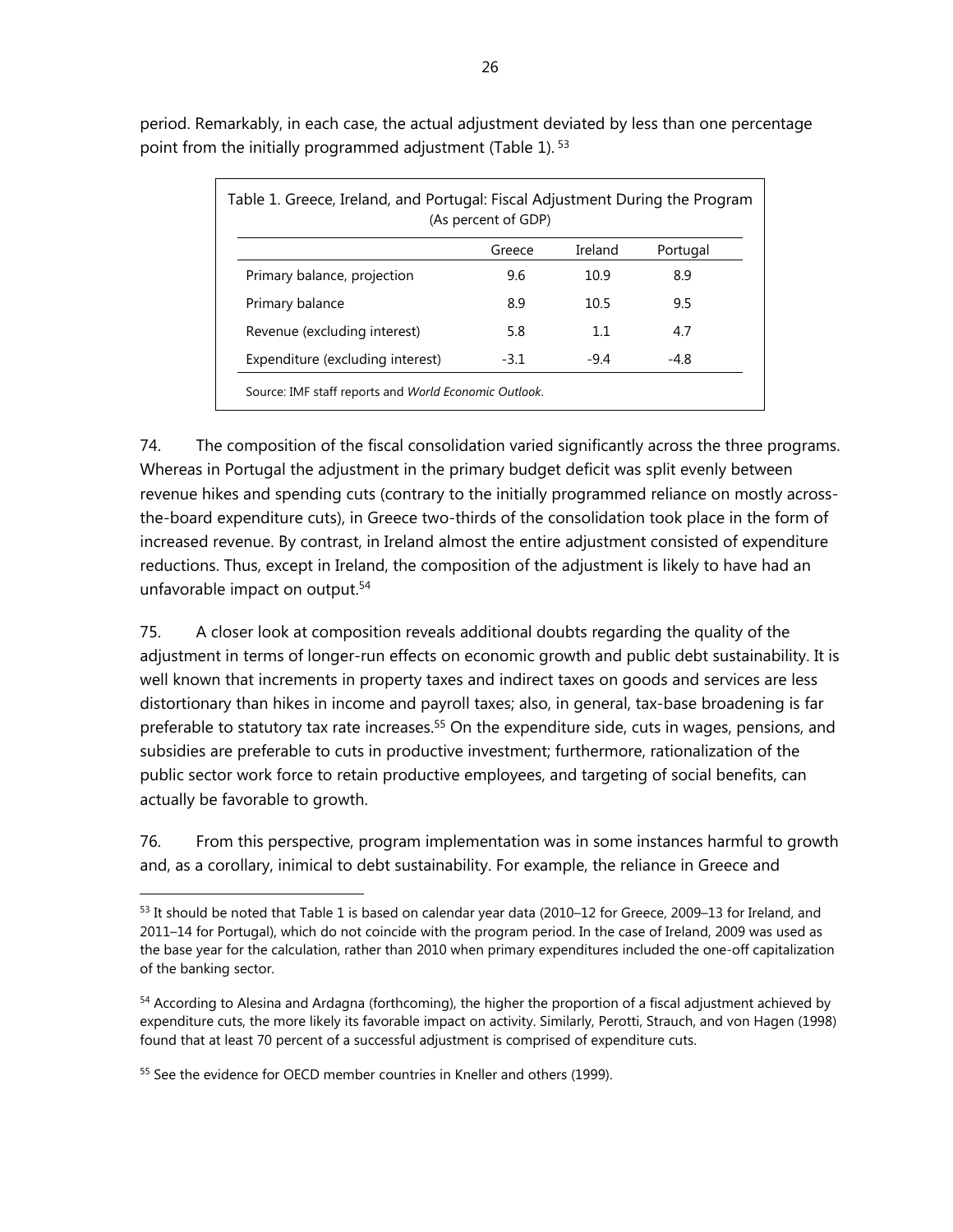period. Remarkably, in each case, the actual adjustment deviated by less than one percentage point from the initially programmed adjustment (Table 1).[53]

Table 1. Greece, Ireland, and Portugal: Fiscal Adjustment During the Program
(As percent of GDP)

| | Greece | Ireland | Portugal |
|---|---|---|---|
| Primary balance, projection | 9.6 | 10.9 | 8.9 |
| Primary balance | 8.9 | 10.5 | 9.5 |
| Revenue (excluding interest) | 5.8 | 1.1 | 4.7 |
| Expenditure (excluding interest) | -3.1 | -9.4 | -4.8 |

Source: IMF staff reports and *World Economic Outlook*.

74. The composition of the fiscal consolidation varied significantly across the three programs. Whereas in Portugal the adjustment in the primary budget deficit was split evenly between revenue hikes and spending cuts (contrary to the initially programmed reliance on mostly across-the-board expenditure cuts), in Greece two-thirds of the consolidation took place in the form of increased revenue. By contrast, in Ireland almost the entire adjustment consisted of expenditure reductions. Thus, except in Ireland, the composition of the adjustment is likely to have had an unfavorable impact on output.[54]

75. A closer look at composition reveals additional doubts regarding the quality of the adjustment in terms of longer-run effects on economic growth and public debt sustainability. It is well known that increments in property taxes and indirect taxes on goods and services are less distortionary than hikes in income and payroll taxes; also, in general, tax-base broadening is far preferable to statutory tax rate increases.[55] On the expenditure side, cuts in wages, pensions, and subsidies are preferable to cuts in productive investment; furthermore, rationalization of the public sector work force to retain productive employees, and targeting of social benefits, can actually be favorable to growth.

76. From this perspective, program implementation was in some instances harmful to growth and, as a corollary, inimical to debt sustainability. For example, the reliance in Greece and

---

[53] It should be noted that Table 1 is based on calendar year data (2010–12 for Greece, 2009–13 for Ireland, and 2011–14 for Portugal), which do not coincide with the program period. In the case of Ireland, 2009 was used as the base year for the calculation, rather than 2010 when primary expenditures included the one-off capitalization of the banking sector.

[54] According to Alesina and Ardagna (forthcoming), the higher the proportion of a fiscal adjustment achieved by expenditure cuts, the more likely its favorable impact on activity. Similarly, Perotti, Strauch, and von Hagen (1998) found that at least 70 percent of a successful adjustment is comprised of expenditure cuts.

[55] See the evidence for OECD member countries in Kneller and others (1999).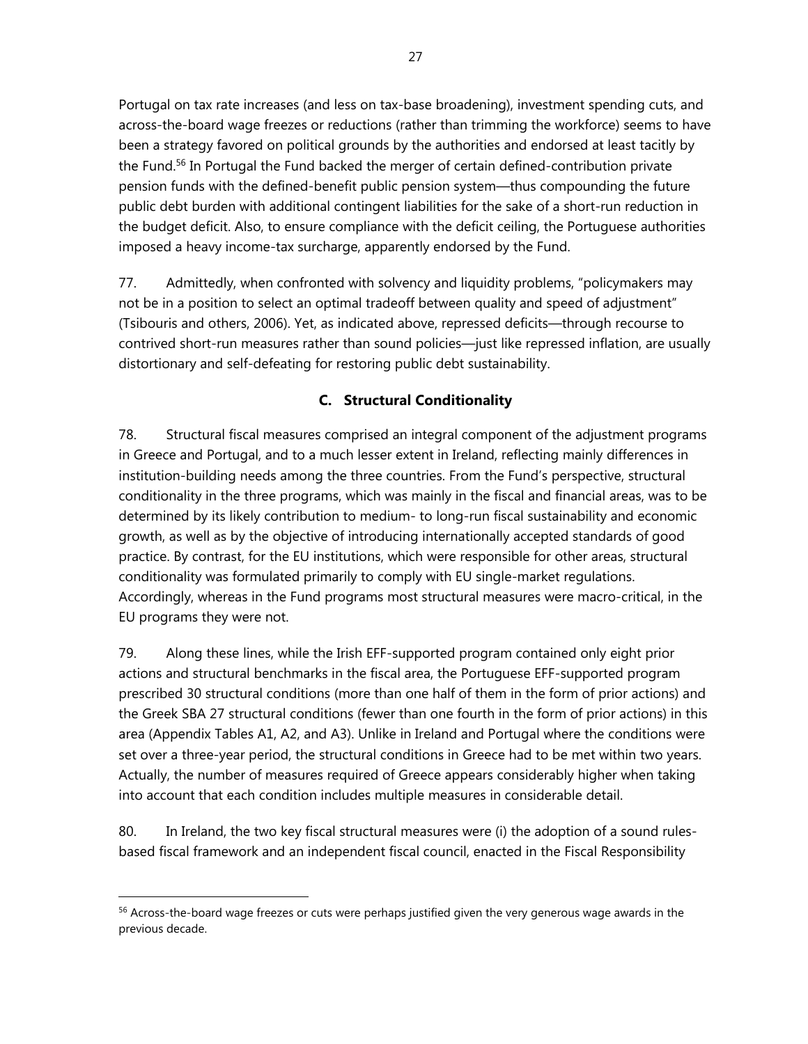Portugal on tax rate increases (and less on tax-base broadening), investment spending cuts, and across-the-board wage freezes or reductions (rather than trimming the workforce) seems to have been a strategy favored on political grounds by the authorities and endorsed at least tacitly by the Fund.[56] In Portugal the Fund backed the merger of certain defined-contribution private pension funds with the defined-benefit public pension system—thus compounding the future public debt burden with additional contingent liabilities for the sake of a short-run reduction in the budget deficit. Also, to ensure compliance with the deficit ceiling, the Portuguese authorities imposed a heavy income-tax surcharge, apparently endorsed by the Fund.

77. Admittedly, when confronted with solvency and liquidity problems, "policymakers may not be in a position to select an optimal tradeoff between quality and speed of adjustment" (Tsibouris and others, 2006). Yet, as indicated above, repressed deficits—through recourse to contrived short-run measures rather than sound policies—just like repressed inflation, are usually distortionary and self-defeating for restoring public debt sustainability.

## C. Structural Conditionality

78. Structural fiscal measures comprised an integral component of the adjustment programs in Greece and Portugal, and to a much lesser extent in Ireland, reflecting mainly differences in institution-building needs among the three countries. From the Fund's perspective, structural conditionality in the three programs, which was mainly in the fiscal and financial areas, was to be determined by its likely contribution to medium- to long-run fiscal sustainability and economic growth, as well as by the objective of introducing internationally accepted standards of good practice. By contrast, for the EU institutions, which were responsible for other areas, structural conditionality was formulated primarily to comply with EU single-market regulations. Accordingly, whereas in the Fund programs most structural measures were macro-critical, in the EU programs they were not.

79. Along these lines, while the Irish EFF-supported program contained only eight prior actions and structural benchmarks in the fiscal area, the Portuguese EFF-supported program prescribed 30 structural conditions (more than one half of them in the form of prior actions) and the Greek SBA 27 structural conditions (fewer than one fourth in the form of prior actions) in this area (Appendix Tables A1, A2, and A3). Unlike in Ireland and Portugal where the conditions were set over a three-year period, the structural conditions in Greece had to be met within two years. Actually, the number of measures required of Greece appears considerably higher when taking into account that each condition includes multiple measures in considerable detail.

80. In Ireland, the two key fiscal structural measures were (i) the adoption of a sound rules-based fiscal framework and an independent fiscal council, enacted in the Fiscal Responsibility

---

[56] Across-the-board wage freezes or cuts were perhaps justified given the very generous wage awards in the previous decade.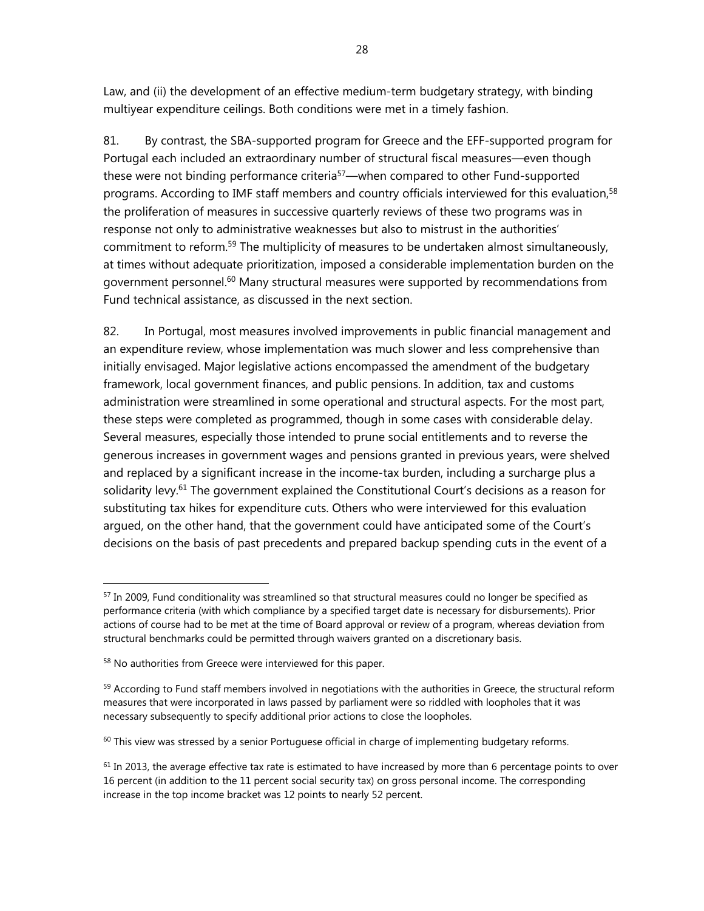Law, and (ii) the development of an effective medium-term budgetary strategy, with binding multiyear expenditure ceilings. Both conditions were met in a timely fashion.

81. By contrast, the SBA-supported program for Greece and the EFF-supported program for Portugal each included an extraordinary number of structural fiscal measures—even though these were not binding performance criteria[57]—when compared to other Fund-supported programs. According to IMF staff members and country officials interviewed for this evaluation,[58] the proliferation of measures in successive quarterly reviews of these two programs was in response not only to administrative weaknesses but also to mistrust in the authorities' commitment to reform.[59] The multiplicity of measures to be undertaken almost simultaneously, at times without adequate prioritization, imposed a considerable implementation burden on the government personnel.[60] Many structural measures were supported by recommendations from Fund technical assistance, as discussed in the next section.

82. In Portugal, most measures involved improvements in public financial management and an expenditure review, whose implementation was much slower and less comprehensive than initially envisaged. Major legislative actions encompassed the amendment of the budgetary framework, local government finances, and public pensions. In addition, tax and customs administration were streamlined in some operational and structural aspects. For the most part, these steps were completed as programmed, though in some cases with considerable delay. Several measures, especially those intended to prune social entitlements and to reverse the generous increases in government wages and pensions granted in previous years, were shelved and replaced by a significant increase in the income-tax burden, including a surcharge plus a solidarity levy.[61] The government explained the Constitutional Court's decisions as a reason for substituting tax hikes for expenditure cuts. Others who were interviewed for this evaluation argued, on the other hand, that the government could have anticipated some of the Court's decisions on the basis of past precedents and prepared backup spending cuts in the event of a

---

[57] In 2009, Fund conditionality was streamlined so that structural measures could no longer be specified as performance criteria (with which compliance by a specified target date is necessary for disbursements). Prior actions of course had to be met at the time of Board approval or review of a program, whereas deviation from structural benchmarks could be permitted through waivers granted on a discretionary basis.

[58] No authorities from Greece were interviewed for this paper.

[59] According to Fund staff members involved in negotiations with the authorities in Greece, the structural reform measures that were incorporated in laws passed by parliament were so riddled with loopholes that it was necessary subsequently to specify additional prior actions to close the loopholes.

[60] This view was stressed by a senior Portuguese official in charge of implementing budgetary reforms.

[61] In 2013, the average effective tax rate is estimated to have increased by more than 6 percentage points to over 16 percent (in addition to the 11 percent social security tax) on gross personal income. The corresponding increase in the top income bracket was 12 points to nearly 52 percent.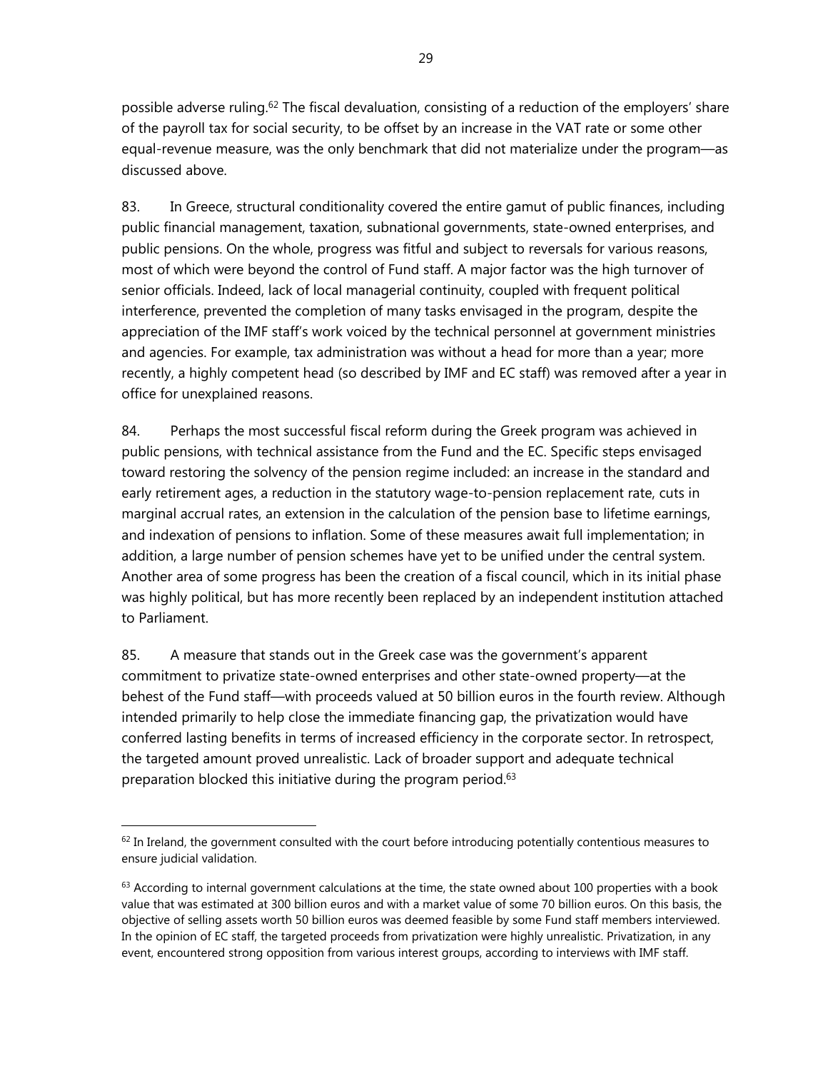possible adverse ruling.[62] The fiscal devaluation, consisting of a reduction of the employers' share of the payroll tax for social security, to be offset by an increase in the VAT rate or some other equal-revenue measure, was the only benchmark that did not materialize under the program—as discussed above.

83. In Greece, structural conditionality covered the entire gamut of public finances, including public financial management, taxation, subnational governments, state-owned enterprises, and public pensions. On the whole, progress was fitful and subject to reversals for various reasons, most of which were beyond the control of Fund staff. A major factor was the high turnover of senior officials. Indeed, lack of local managerial continuity, coupled with frequent political interference, prevented the completion of many tasks envisaged in the program, despite the appreciation of the IMF staff's work voiced by the technical personnel at government ministries and agencies. For example, tax administration was without a head for more than a year; more recently, a highly competent head (so described by IMF and EC staff) was removed after a year in office for unexplained reasons.

84. Perhaps the most successful fiscal reform during the Greek program was achieved in public pensions, with technical assistance from the Fund and the EC. Specific steps envisaged toward restoring the solvency of the pension regime included: an increase in the standard and early retirement ages, a reduction in the statutory wage-to-pension replacement rate, cuts in marginal accrual rates, an extension in the calculation of the pension base to lifetime earnings, and indexation of pensions to inflation. Some of these measures await full implementation; in addition, a large number of pension schemes have yet to be unified under the central system. Another area of some progress has been the creation of a fiscal council, which in its initial phase was highly political, but has more recently been replaced by an independent institution attached to Parliament.

85. A measure that stands out in the Greek case was the government's apparent commitment to privatize state-owned enterprises and other state-owned property—at the behest of the Fund staff—with proceeds valued at 50 billion euros in the fourth review. Although intended primarily to help close the immediate financing gap, the privatization would have conferred lasting benefits in terms of increased efficiency in the corporate sector. In retrospect, the targeted amount proved unrealistic. Lack of broader support and adequate technical preparation blocked this initiative during the program period.[63]

---

[62] In Ireland, the government consulted with the court before introducing potentially contentious measures to ensure judicial validation.

[63] According to internal government calculations at the time, the state owned about 100 properties with a book value that was estimated at 300 billion euros and with a market value of some 70 billion euros. On this basis, the objective of selling assets worth 50 billion euros was deemed feasible by some Fund staff members interviewed. In the opinion of EC staff, the targeted proceeds from privatization were highly unrealistic. Privatization, in any event, encountered strong opposition from various interest groups, according to interviews with IMF staff.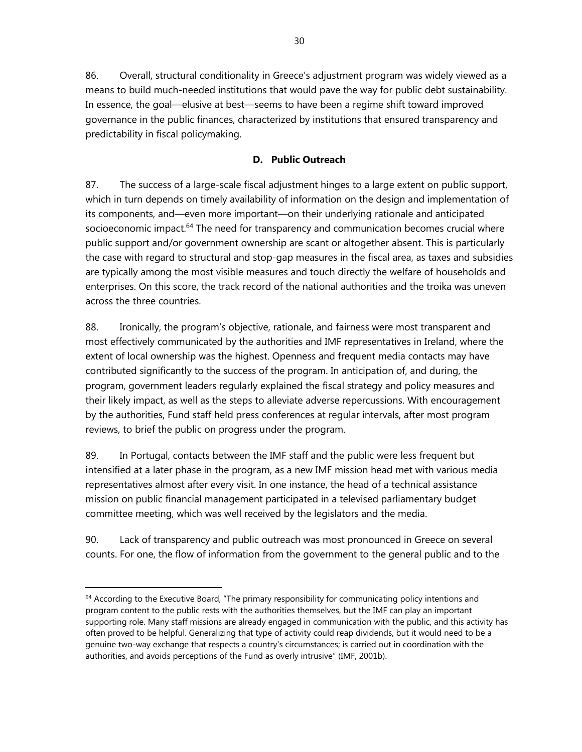86. Overall, structural conditionality in Greece's adjustment program was widely viewed as a means to build much-needed institutions that would pave the way for public debt sustainability. In essence, the goal—elusive at best—seems to have been a regime shift toward improved governance in the public finances, characterized by institutions that ensured transparency and predictability in fiscal policymaking.

### D. Public Outreach

87. The success of a large-scale fiscal adjustment hinges to a large extent on public support, which in turn depends on timely availability of information on the design and implementation of its components, and—even more important—on their underlying rationale and anticipated socioeconomic impact.[64] The need for transparency and communication becomes crucial where public support and/or government ownership are scant or altogether absent. This is particularly the case with regard to structural and stop-gap measures in the fiscal area, as taxes and subsidies are typically among the most visible measures and touch directly the welfare of households and enterprises. On this score, the track record of the national authorities and the troika was uneven across the three countries.

88. Ironically, the program's objective, rationale, and fairness were most transparent and most effectively communicated by the authorities and IMF representatives in Ireland, where the extent of local ownership was the highest. Openness and frequent media contacts may have contributed significantly to the success of the program. In anticipation of, and during, the program, government leaders regularly explained the fiscal strategy and policy measures and their likely impact, as well as the steps to alleviate adverse repercussions. With encouragement by the authorities, Fund staff held press conferences at regular intervals, after most program reviews, to brief the public on progress under the program.

89. In Portugal, contacts between the IMF staff and the public were less frequent but intensified at a later phase in the program, as a new IMF mission head met with various media representatives almost after every visit. In one instance, the head of a technical assistance mission on public financial management participated in a televised parliamentary budget committee meeting, which was well received by the legislators and the media.

90. Lack of transparency and public outreach was most pronounced in Greece on several counts. For one, the flow of information from the government to the general public and to the

---

[64] According to the Executive Board, "The primary responsibility for communicating policy intentions and program content to the public rests with the authorities themselves, but the IMF can play an important supporting role. Many staff missions are already engaged in communication with the public, and this activity has often proved to be helpful. Generalizing that type of activity could reap dividends, but it would need to be a genuine two-way exchange that respects a country's circumstances; is carried out in coordination with the authorities, and avoids perceptions of the Fund as overly intrusive" (IMF, 2001b).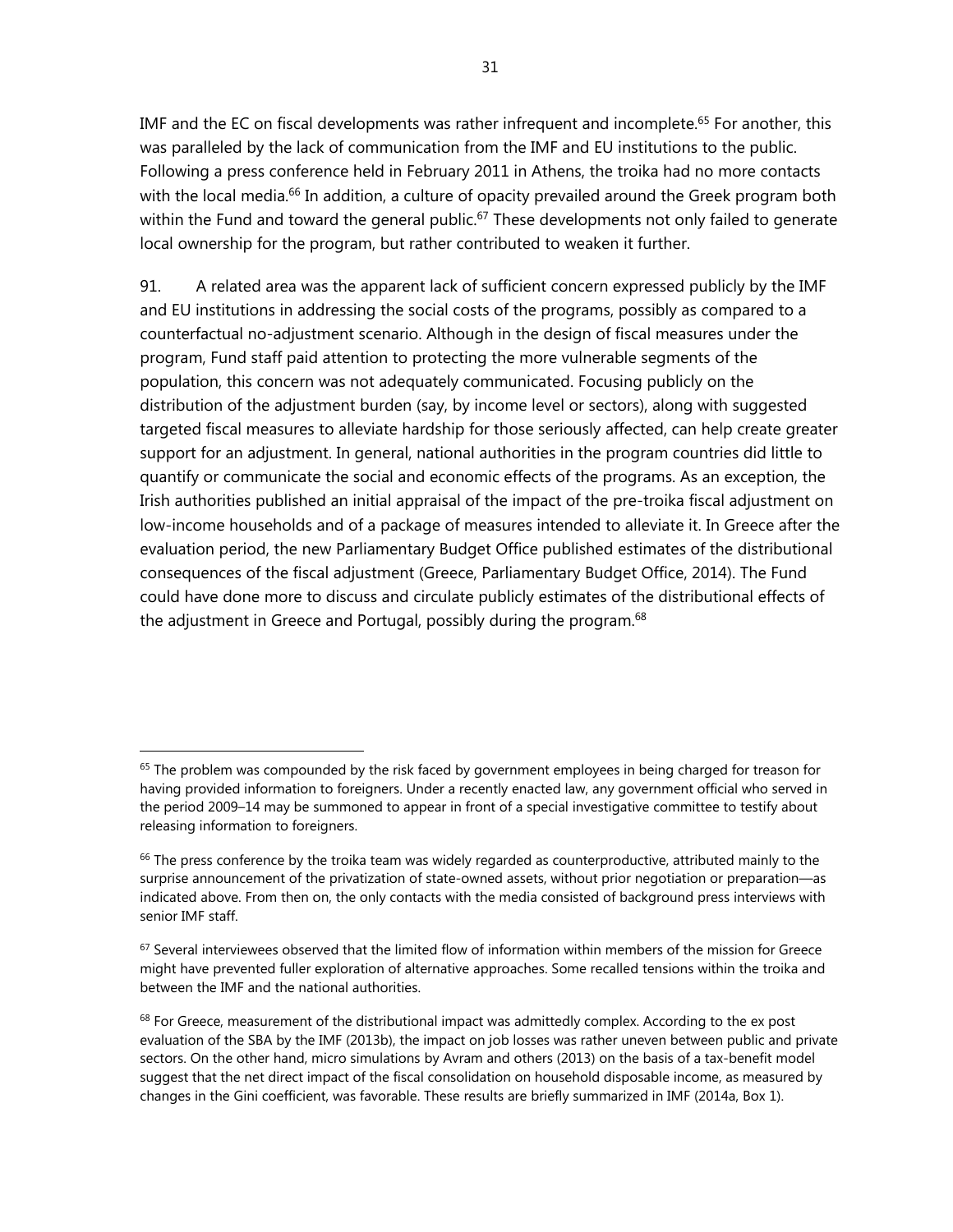IMF and the EC on fiscal developments was rather infrequent and incomplete.[65] For another, this was paralleled by the lack of communication from the IMF and EU institutions to the public. Following a press conference held in February 2011 in Athens, the troika had no more contacts with the local media.[66] In addition, a culture of opacity prevailed around the Greek program both within the Fund and toward the general public.[67] These developments not only failed to generate local ownership for the program, but rather contributed to weaken it further.

91. A related area was the apparent lack of sufficient concern expressed publicly by the IMF and EU institutions in addressing the social costs of the programs, possibly as compared to a counterfactual no-adjustment scenario. Although in the design of fiscal measures under the program, Fund staff paid attention to protecting the more vulnerable segments of the population, this concern was not adequately communicated. Focusing publicly on the distribution of the adjustment burden (say, by income level or sectors), along with suggested targeted fiscal measures to alleviate hardship for those seriously affected, can help create greater support for an adjustment. In general, national authorities in the program countries did little to quantify or communicate the social and economic effects of the programs. As an exception, the Irish authorities published an initial appraisal of the impact of the pre-troika fiscal adjustment on low-income households and of a package of measures intended to alleviate it. In Greece after the evaluation period, the new Parliamentary Budget Office published estimates of the distributional consequences of the fiscal adjustment (Greece, Parliamentary Budget Office, 2014). The Fund could have done more to discuss and circulate publicly estimates of the distributional effects of the adjustment in Greece and Portugal, possibly during the program.[68]

---

[65] The problem was compounded by the risk faced by government employees in being charged for treason for having provided information to foreigners. Under a recently enacted law, any government official who served in the period 2009–14 may be summoned to appear in front of a special investigative committee to testify about releasing information to foreigners.

[66] The press conference by the troika team was widely regarded as counterproductive, attributed mainly to the surprise announcement of the privatization of state-owned assets, without prior negotiation or preparation—as indicated above. From then on, the only contacts with the media consisted of background press interviews with senior IMF staff.

[67] Several interviewees observed that the limited flow of information within members of the mission for Greece might have prevented fuller exploration of alternative approaches. Some recalled tensions within the troika and between the IMF and the national authorities.

[68] For Greece, measurement of the distributional impact was admittedly complex. According to the ex post evaluation of the SBA by the IMF (2013b), the impact on job losses was rather uneven between public and private sectors. On the other hand, micro simulations by Avram and others (2013) on the basis of a tax-benefit model suggest that the net direct impact of the fiscal consolidation on household disposable income, as measured by changes in the Gini coefficient, was favorable. These results are briefly summarized in IMF (2014a, Box 1).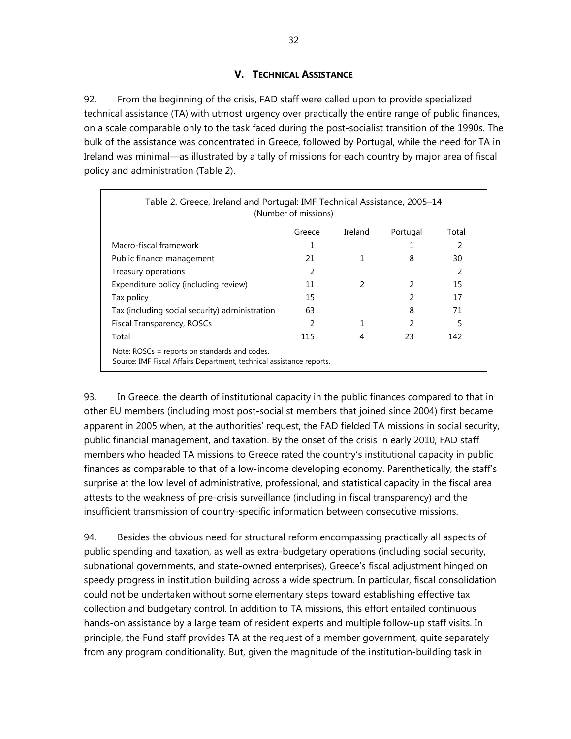## V. Technical Assistance

92. From the beginning of the crisis, FAD staff were called upon to provide specialized technical assistance (TA) with utmost urgency over practically the entire range of public finances, on a scale comparable only to the task faced during the post-socialist transition of the 1990s. The bulk of the assistance was concentrated in Greece, followed by Portugal, while the need for TA in Ireland was minimal—as illustrated by a tally of missions for each country by major area of fiscal policy and administration (Table 2).

Table 2. Greece, Ireland and Portugal: IMF Technical Assistance, 2005–14
(Number of missions)

| | Greece | Ireland | Portugal | Total |
|---|---|---|---|---|
| Macro-fiscal framework | 1 | | 1 | 2 |
| Public finance management | 21 | 1 | 8 | 30 |
| Treasury operations | 2 | | | 2 |
| Expenditure policy (including review) | 11 | 2 | 2 | 15 |
| Tax policy | 15 | | 2 | 17 |
| Tax (including social security) administration | 63 | | 8 | 71 |
| Fiscal Transparency, ROSCs | 2 | 1 | 2 | 5 |
| Total | 115 | 4 | 23 | 142 |

Note: ROSCs = reports on standards and codes.
Source: IMF Fiscal Affairs Department, technical assistance reports.

93. In Greece, the dearth of institutional capacity in the public finances compared to that in other EU members (including most post-socialist members that joined since 2004) first became apparent in 2005 when, at the authorities' request, the FAD fielded TA missions in social security, public financial management, and taxation. By the onset of the crisis in early 2010, FAD staff members who headed TA missions to Greece rated the country's institutional capacity in public finances as comparable to that of a low-income developing economy. Parenthetically, the staff's surprise at the low level of administrative, professional, and statistical capacity in the fiscal area attests to the weakness of pre-crisis surveillance (including in fiscal transparency) and the insufficient transmission of country-specific information between consecutive missions.

94. Besides the obvious need for structural reform encompassing practically all aspects of public spending and taxation, as well as extra-budgetary operations (including social security, subnational governments, and state-owned enterprises), Greece's fiscal adjustment hinged on speedy progress in institution building across a wide spectrum. In particular, fiscal consolidation could not be undertaken without some elementary steps toward establishing effective tax collection and budgetary control. In addition to TA missions, this effort entailed continuous hands-on assistance by a large team of resident experts and multiple follow-up staff visits. In principle, the Fund staff provides TA at the request of a member government, quite separately from any program conditionality. But, given the magnitude of the institution-building task in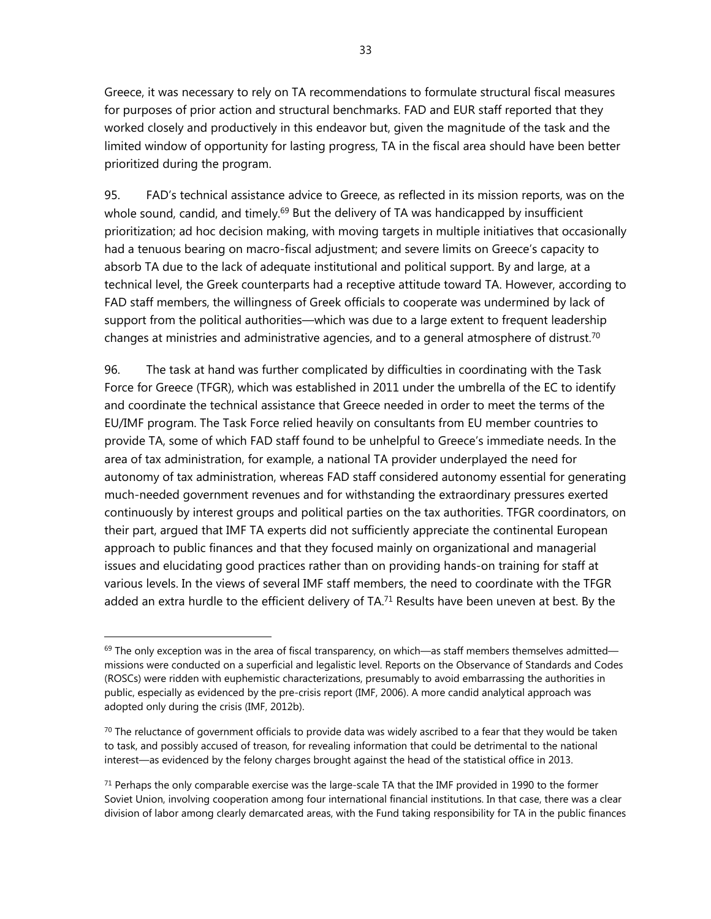Greece, it was necessary to rely on TA recommendations to formulate structural fiscal measures for purposes of prior action and structural benchmarks. FAD and EUR staff reported that they worked closely and productively in this endeavor but, given the magnitude of the task and the limited window of opportunity for lasting progress, TA in the fiscal area should have been better prioritized during the program.

95. FAD's technical assistance advice to Greece, as reflected in its mission reports, was on the whole sound, candid, and timely.[69] But the delivery of TA was handicapped by insufficient prioritization; ad hoc decision making, with moving targets in multiple initiatives that occasionally had a tenuous bearing on macro-fiscal adjustment; and severe limits on Greece's capacity to absorb TA due to the lack of adequate institutional and political support. By and large, at a technical level, the Greek counterparts had a receptive attitude toward TA. However, according to FAD staff members, the willingness of Greek officials to cooperate was undermined by lack of support from the political authorities—which was due to a large extent to frequent leadership changes at ministries and administrative agencies, and to a general atmosphere of distrust.[70]

96. The task at hand was further complicated by difficulties in coordinating with the Task Force for Greece (TFGR), which was established in 2011 under the umbrella of the EC to identify and coordinate the technical assistance that Greece needed in order to meet the terms of the EU/IMF program. The Task Force relied heavily on consultants from EU member countries to provide TA, some of which FAD staff found to be unhelpful to Greece's immediate needs. In the area of tax administration, for example, a national TA provider underplayed the need for autonomy of tax administration, whereas FAD staff considered autonomy essential for generating much-needed government revenues and for withstanding the extraordinary pressures exerted continuously by interest groups and political parties on the tax authorities. TFGR coordinators, on their part, argued that IMF TA experts did not sufficiently appreciate the continental European approach to public finances and that they focused mainly on organizational and managerial issues and elucidating good practices rather than on providing hands-on training for staff at various levels. In the views of several IMF staff members, the need to coordinate with the TFGR added an extra hurdle to the efficient delivery of TA.[71] Results have been uneven at best. By the

---

[69] The only exception was in the area of fiscal transparency, on which—as staff members themselves admitted—missions were conducted on a superficial and legalistic level. Reports on the Observance of Standards and Codes (ROSCs) were ridden with euphemistic characterizations, presumably to avoid embarrassing the authorities in public, especially as evidenced by the pre-crisis report (IMF, 2006). A more candid analytical approach was adopted only during the crisis (IMF, 2012b).

[70] The reluctance of government officials to provide data was widely ascribed to a fear that they would be taken to task, and possibly accused of treason, for revealing information that could be detrimental to the national interest—as evidenced by the felony charges brought against the head of the statistical office in 2013.

[71] Perhaps the only comparable exercise was the large-scale TA that the IMF provided in 1990 to the former Soviet Union, involving cooperation among four international financial institutions. In that case, there was a clear division of labor among clearly demarcated areas, with the Fund taking responsibility for TA in the public finances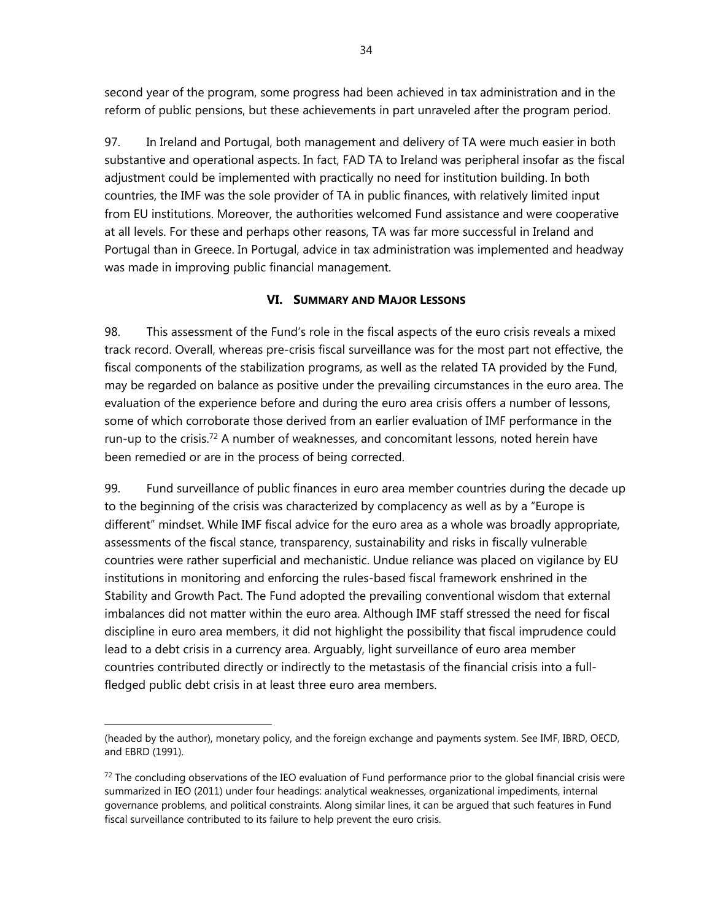second year of the program, some progress had been achieved in tax administration and in the reform of public pensions, but these achievements in part unraveled after the program period.

97. In Ireland and Portugal, both management and delivery of TA were much easier in both substantive and operational aspects. In fact, FAD TA to Ireland was peripheral insofar as the fiscal adjustment could be implemented with practically no need for institution building. In both countries, the IMF was the sole provider of TA in public finances, with relatively limited input from EU institutions. Moreover, the authorities welcomed Fund assistance and were cooperative at all levels. For these and perhaps other reasons, TA was far more successful in Ireland and Portugal than in Greece. In Portugal, advice in tax administration was implemented and headway was made in improving public financial management.

## VI. Summary and Major Lessons

98. This assessment of the Fund's role in the fiscal aspects of the euro crisis reveals a mixed track record. Overall, whereas pre-crisis fiscal surveillance was for the most part not effective, the fiscal components of the stabilization programs, as well as the related TA provided by the Fund, may be regarded on balance as positive under the prevailing circumstances in the euro area. The evaluation of the experience before and during the euro area crisis offers a number of lessons, some of which corroborate those derived from an earlier evaluation of IMF performance in the run-up to the crisis.[72] A number of weaknesses, and concomitant lessons, noted herein have been remedied or are in the process of being corrected.

99. Fund surveillance of public finances in euro area member countries during the decade up to the beginning of the crisis was characterized by complacency as well as by a "Europe is different" mindset. While IMF fiscal advice for the euro area as a whole was broadly appropriate, assessments of the fiscal stance, transparency, sustainability and risks in fiscally vulnerable countries were rather superficial and mechanistic. Undue reliance was placed on vigilance by EU institutions in monitoring and enforcing the rules-based fiscal framework enshrined in the Stability and Growth Pact. The Fund adopted the prevailing conventional wisdom that external imbalances did not matter within the euro area. Although IMF staff stressed the need for fiscal discipline in euro area members, it did not highlight the possibility that fiscal imprudence could lead to a debt crisis in a currency area. Arguably, light surveillance of euro area member countries contributed directly or indirectly to the metastasis of the financial crisis into a full-fledged public debt crisis in at least three euro area members.

(headed by the author), monetary policy, and the foreign exchange and payments system. See IMF, IBRD, OECD, and EBRD (1991).

[72] The concluding observations of the IEO evaluation of Fund performance prior to the global financial crisis were summarized in IEO (2011) under four headings: analytical weaknesses, organizational impediments, internal governance problems, and political constraints. Along similar lines, it can be argued that such features in Fund fiscal surveillance contributed to its failure to help prevent the euro crisis.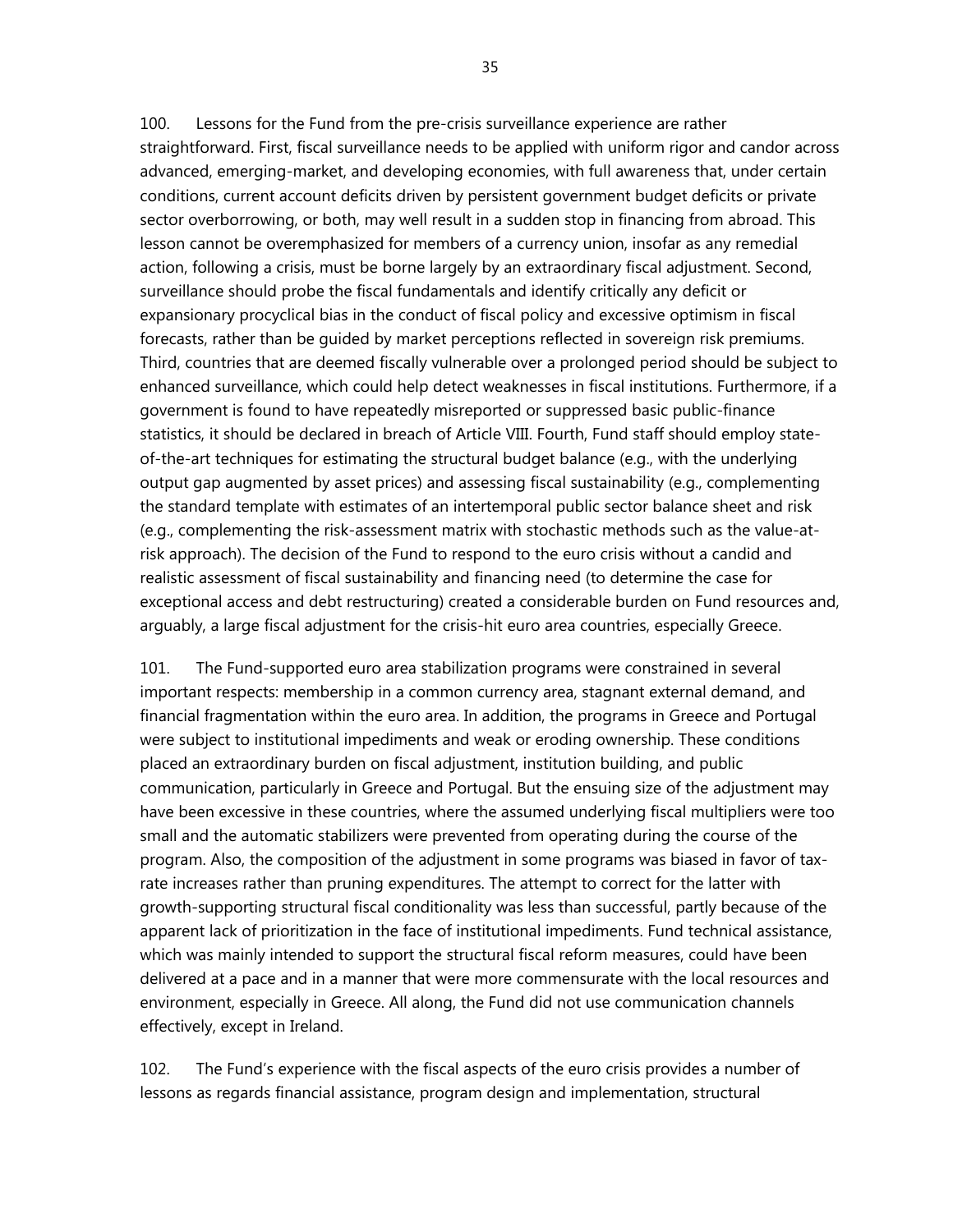100. Lessons for the Fund from the pre-crisis surveillance experience are rather straightforward. First, fiscal surveillance needs to be applied with uniform rigor and candor across advanced, emerging-market, and developing economies, with full awareness that, under certain conditions, current account deficits driven by persistent government budget deficits or private sector overborrowing, or both, may well result in a sudden stop in financing from abroad. This lesson cannot be overemphasized for members of a currency union, insofar as any remedial action, following a crisis, must be borne largely by an extraordinary fiscal adjustment. Second, surveillance should probe the fiscal fundamentals and identify critically any deficit or expansionary procyclical bias in the conduct of fiscal policy and excessive optimism in fiscal forecasts, rather than be guided by market perceptions reflected in sovereign risk premiums. Third, countries that are deemed fiscally vulnerable over a prolonged period should be subject to enhanced surveillance, which could help detect weaknesses in fiscal institutions. Furthermore, if a government is found to have repeatedly misreported or suppressed basic public-finance statistics, it should be declared in breach of Article VIII. Fourth, Fund staff should employ state-of-the-art techniques for estimating the structural budget balance (e.g., with the underlying output gap augmented by asset prices) and assessing fiscal sustainability (e.g., complementing the standard template with estimates of an intertemporal public sector balance sheet and risk (e.g., complementing the risk-assessment matrix with stochastic methods such as the value-at-risk approach). The decision of the Fund to respond to the euro crisis without a candid and realistic assessment of fiscal sustainability and financing need (to determine the case for exceptional access and debt restructuring) created a considerable burden on Fund resources and, arguably, a large fiscal adjustment for the crisis-hit euro area countries, especially Greece.

101. The Fund-supported euro area stabilization programs were constrained in several important respects: membership in a common currency area, stagnant external demand, and financial fragmentation within the euro area. In addition, the programs in Greece and Portugal were subject to institutional impediments and weak or eroding ownership. These conditions placed an extraordinary burden on fiscal adjustment, institution building, and public communication, particularly in Greece and Portugal. But the ensuing size of the adjustment may have been excessive in these countries, where the assumed underlying fiscal multipliers were too small and the automatic stabilizers were prevented from operating during the course of the program. Also, the composition of the adjustment in some programs was biased in favor of tax-rate increases rather than pruning expenditures. The attempt to correct for the latter with growth-supporting structural fiscal conditionality was less than successful, partly because of the apparent lack of prioritization in the face of institutional impediments. Fund technical assistance, which was mainly intended to support the structural fiscal reform measures, could have been delivered at a pace and in a manner that were more commensurate with the local resources and environment, especially in Greece. All along, the Fund did not use communication channels effectively, except in Ireland.

102. The Fund's experience with the fiscal aspects of the euro crisis provides a number of lessons as regards financial assistance, program design and implementation, structural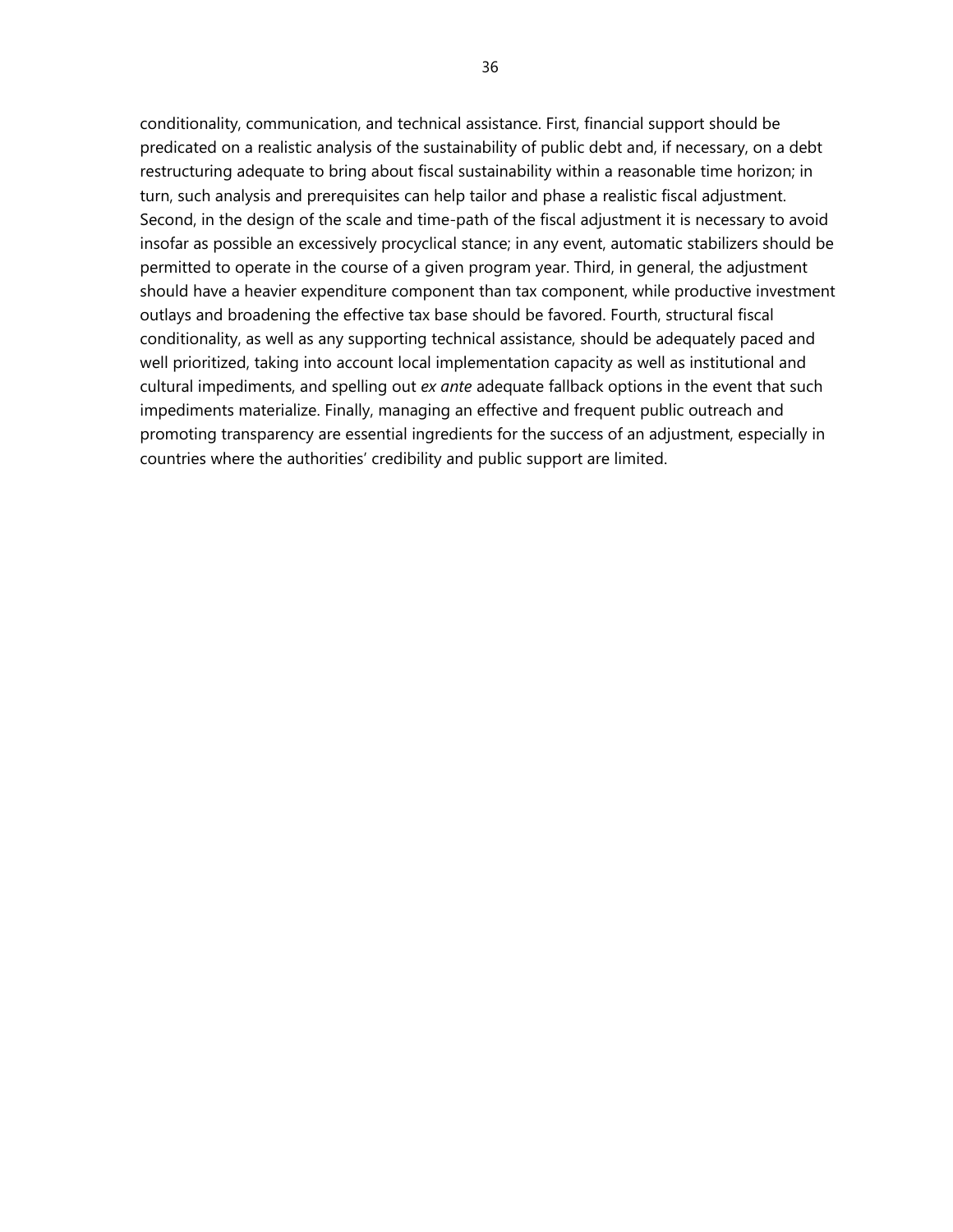conditionality, communication, and technical assistance. First, financial support should be predicated on a realistic analysis of the sustainability of public debt and, if necessary, on a debt restructuring adequate to bring about fiscal sustainability within a reasonable time horizon; in turn, such analysis and prerequisites can help tailor and phase a realistic fiscal adjustment. Second, in the design of the scale and time-path of the fiscal adjustment it is necessary to avoid insofar as possible an excessively procyclical stance; in any event, automatic stabilizers should be permitted to operate in the course of a given program year. Third, in general, the adjustment should have a heavier expenditure component than tax component, while productive investment outlays and broadening the effective tax base should be favored. Fourth, structural fiscal conditionality, as well as any supporting technical assistance, should be adequately paced and well prioritized, taking into account local implementation capacity as well as institutional and cultural impediments, and spelling out *ex ante* adequate fallback options in the event that such impediments materialize. Finally, managing an effective and frequent public outreach and promoting transparency are essential ingredients for the success of an adjustment, especially in countries where the authorities' credibility and public support are limited.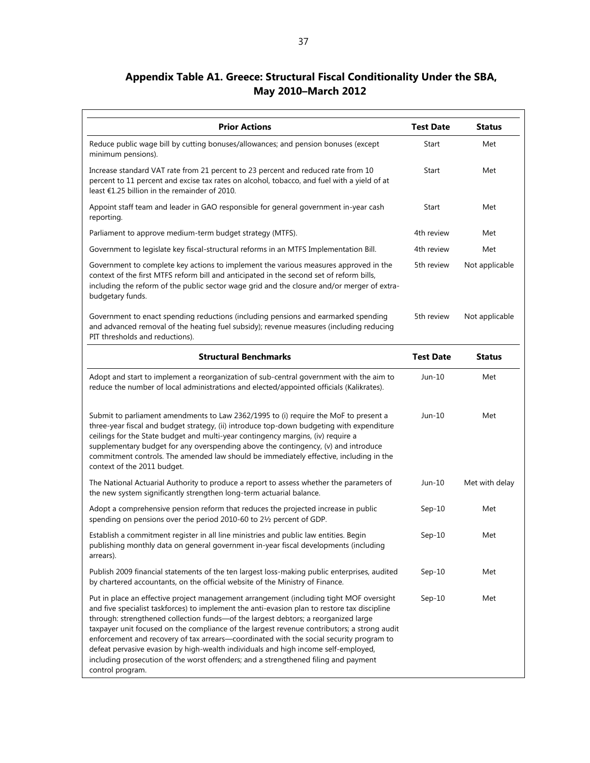## Appendix Table A1. Greece: Structural Fiscal Conditionality Under the SBA, May 2010–March 2012

| Prior Actions | Test Date | Status |
|---|---|---|
| Reduce public wage bill by cutting bonuses/allowances; and pension bonuses (except minimum pensions). | Start | Met |
| Increase standard VAT rate from 21 percent to 23 percent and reduced rate from 10 percent to 11 percent and excise tax rates on alcohol, tobacco, and fuel with a yield of at least €1.25 billion in the remainder of 2010. | Start | Met |
| Appoint staff team and leader in GAO responsible for general government in-year cash reporting. | Start | Met |
| Parliament to approve medium-term budget strategy (MTFS). | 4th review | Met |
| Government to legislate key fiscal-structural reforms in an MTFS Implementation Bill. | 4th review | Met |
| Government to complete key actions to implement the various measures approved in the context of the first MTFS reform bill and anticipated in the second set of reform bills, including the reform of the public sector wage grid and the closure and/or merger of extra-budgetary funds. | 5th review | Not applicable |
| Government to enact spending reductions (including pensions and earmarked spending and advanced removal of the heating fuel subsidy); revenue measures (including reducing PIT thresholds and reductions). | 5th review | Not applicable |
| **Structural Benchmarks** | **Test Date** | **Status** |
| Adopt and start to implement a reorganization of sub-central government with the aim to reduce the number of local administrations and elected/appointed officials (Kalikrates). | Jun-10 | Met |
| Submit to parliament amendments to Law 2362/1995 to (i) require the MoF to present a three-year fiscal and budget strategy, (ii) introduce top-down budgeting with expenditure ceilings for the State budget and multi-year contingency margins, (iv) require a supplementary budget for any overspending above the contingency, (v) and introduce commitment controls. The amended law should be immediately effective, including in the context of the 2011 budget. | Jun-10 | Met |
| The National Actuarial Authority to produce a report to assess whether the parameters of the new system significantly strengthen long-term actuarial balance. | Jun-10 | Met with delay |
| Adopt a comprehensive pension reform that reduces the projected increase in public spending on pensions over the period 2010-60 to 2½ percent of GDP. | Sep-10 | Met |
| Establish a commitment register in all line ministries and public law entities. Begin publishing monthly data on general government in-year fiscal developments (including arrears). | Sep-10 | Met |
| Publish 2009 financial statements of the ten largest loss-making public enterprises, audited by chartered accountants, on the official website of the Ministry of Finance. | Sep-10 | Met |
| Put in place an effective project management arrangement (including tight MOF oversight and five specialist taskforces) to implement the anti-evasion plan to restore tax discipline through: strengthened collection funds—of the largest debtors; a reorganized large taxpayer unit focused on the compliance of the largest revenue contributors; a strong audit enforcement and recovery of tax arrears—coordinated with the social security program to defeat pervasive evasion by high-wealth individuals and high income self-employed, including prosecution of the worst offenders; and a strengthened filing and payment control program. | Sep-10 | Met |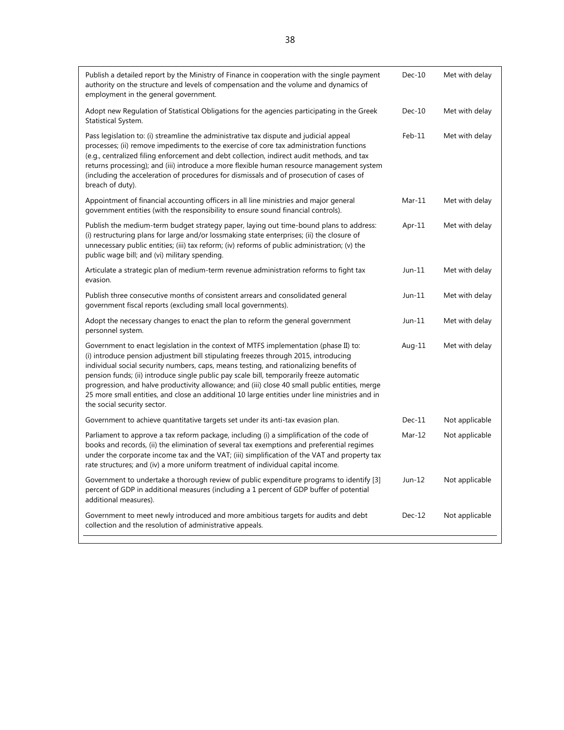| | | |
|---|---|---|
| Publish a detailed report by the Ministry of Finance in cooperation with the single payment authority on the structure and levels of compensation and the volume and dynamics of employment in the general government. | Dec-10 | Met with delay |
| Adopt new Regulation of Statistical Obligations for the agencies participating in the Greek Statistical System. | Dec-10 | Met with delay |
| Pass legislation to: (i) streamline the administrative tax dispute and judicial appeal processes; (ii) remove impediments to the exercise of core tax administration functions (e.g., centralized filing enforcement and debt collection, indirect audit methods, and tax returns processing); and (iii) introduce a more flexible human resource management system (including the acceleration of procedures for dismissals and of prosecution of cases of breach of duty). | Feb-11 | Met with delay |
| Appointment of financial accounting officers in all line ministries and major general government entities (with the responsibility to ensure sound financial controls). | Mar-11 | Met with delay |
| Publish the medium-term budget strategy paper, laying out time-bound plans to address: (i) restructuring plans for large and/or lossmaking state enterprises; (ii) the closure of unnecessary public entities; (iii) tax reform; (iv) reforms of public administration; (v) the public wage bill; and (vi) military spending. | Apr-11 | Met with delay |
| Articulate a strategic plan of medium-term revenue administration reforms to fight tax evasion. | Jun-11 | Met with delay |
| Publish three consecutive months of consistent arrears and consolidated general government fiscal reports (excluding small local governments). | Jun-11 | Met with delay |
| Adopt the necessary changes to enact the plan to reform the general government personnel system. | Jun-11 | Met with delay |
| Government to enact legislation in the context of MTFS implementation (phase II) to: (i) introduce pension adjustment bill stipulating freezes through 2015, introducing individual social security numbers, caps, means testing, and rationalizing benefits of pension funds; (ii) introduce single public pay scale bill, temporarily freeze automatic progression, and halve productivity allowance; and (iii) close 40 small public entities, merge 25 more small entities, and close an additional 10 large entities under line ministries and in the social security sector. | Aug-11 | Met with delay |
| Government to achieve quantitative targets set under its anti-tax evasion plan. | Dec-11 | Not applicable |
| Parliament to approve a tax reform package, including (i) a simplification of the code of books and records, (ii) the elimination of several tax exemptions and preferential regimes under the corporate income tax and the VAT; (iii) simplification of the VAT and property tax rate structures; and (iv) a more uniform treatment of individual capital income. | Mar-12 | Not applicable |
| Government to undertake a thorough review of public expenditure programs to identify [3] percent of GDP in additional measures (including a 1 percent of GDP buffer of potential additional measures). | Jun-12 | Not applicable |
| Government to meet newly introduced and more ambitious targets for audits and debt collection and the resolution of administrative appeals. | Dec-12 | Not applicable |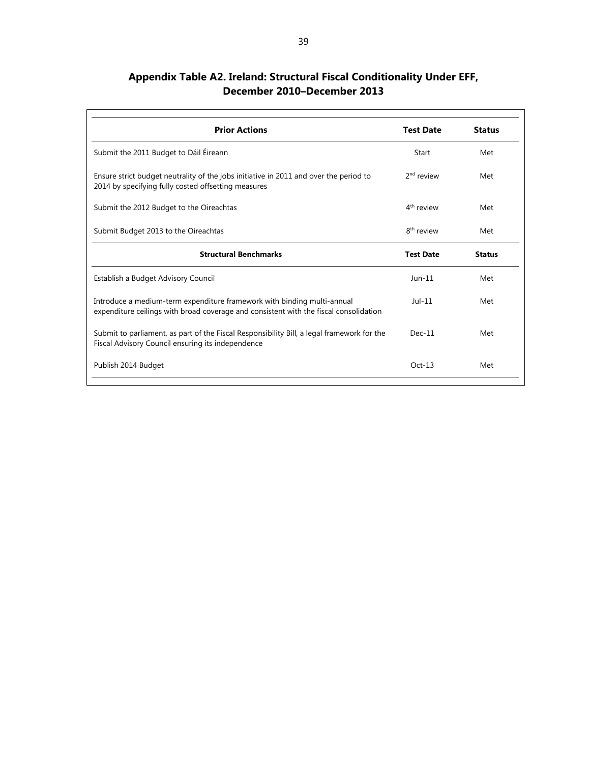## Appendix Table A2. Ireland: Structural Fiscal Conditionality Under EFF, December 2010–December 2013

| Prior Actions | Test Date | Status |
|---|---|---|
| Submit the 2011 Budget to Dáil Éireann | Start | Met |
| Ensure strict budget neutrality of the jobs initiative in 2011 and over the period to 2014 by specifying fully costed offsetting measures | 2nd review | Met |
| Submit the 2012 Budget to the Oireachtas | 4th review | Met |
| Submit Budget 2013 to the Oireachtas | 8th review | Met |
| **Structural Benchmarks** | **Test Date** | **Status** |
| Establish a Budget Advisory Council | Jun-11 | Met |
| Introduce a medium-term expenditure framework with binding multi-annual expenditure ceilings with broad coverage and consistent with the fiscal consolidation | Jul-11 | Met |
| Submit to parliament, as part of the Fiscal Responsibility Bill, a legal framework for the Fiscal Advisory Council ensuring its independence | Dec-11 | Met |
| Publish 2014 Budget | Oct-13 | Met |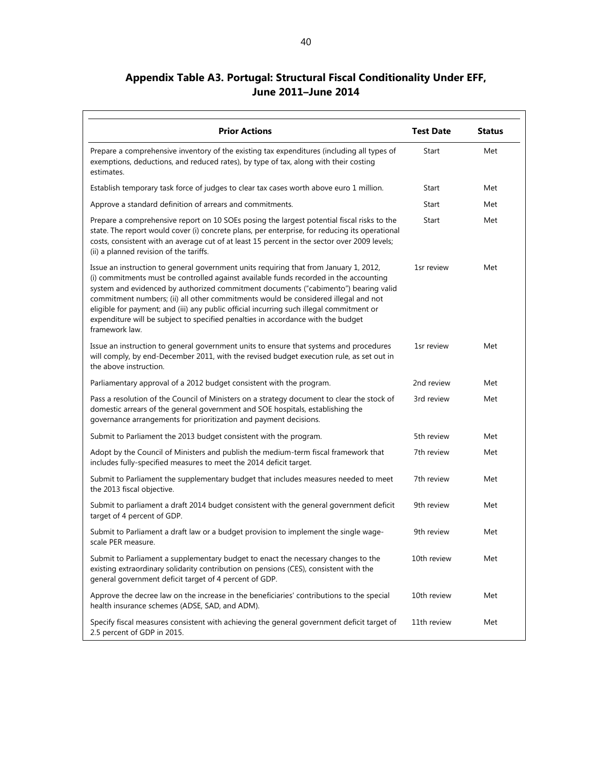## Appendix Table A3. Portugal: Structural Fiscal Conditionality Under EFF, June 2011–June 2014

| Prior Actions | Test Date | Status |
|---|---|---|
| Prepare a comprehensive inventory of the existing tax expenditures (including all types of exemptions, deductions, and reduced rates), by type of tax, along with their costing estimates. | Start | Met |
| Establish temporary task force of judges to clear tax cases worth above euro 1 million. | Start | Met |
| Approve a standard definition of arrears and commitments. | Start | Met |
| Prepare a comprehensive report on 10 SOEs posing the largest potential fiscal risks to the state. The report would cover (i) concrete plans, per enterprise, for reducing its operational costs, consistent with an average cut of at least 15 percent in the sector over 2009 levels; (ii) a planned revision of the tariffs. | Start | Met |
| Issue an instruction to general government units requiring that from January 1, 2012, (i) commitments must be controlled against available funds recorded in the accounting system and evidenced by authorized commitment documents ("cabimento") bearing valid commitment numbers; (ii) all other commitments would be considered illegal and not eligible for payment; and (iii) any public official incurring such illegal commitment or expenditure will be subject to specified penalties in accordance with the budget framework law. | 1sr review | Met |
| Issue an instruction to general government units to ensure that systems and procedures will comply, by end-December 2011, with the revised budget execution rule, as set out in the above instruction. | 1sr review | Met |
| Parliamentary approval of a 2012 budget consistent with the program. | 2nd review | Met |
| Pass a resolution of the Council of Ministers on a strategy document to clear the stock of domestic arrears of the general government and SOE hospitals, establishing the governance arrangements for prioritization and payment decisions. | 3rd review | Met |
| Submit to Parliament the 2013 budget consistent with the program. | 5th review | Met |
| Adopt by the Council of Ministers and publish the medium-term fiscal framework that includes fully-specified measures to meet the 2014 deficit target. | 7th review | Met |
| Submit to Parliament the supplementary budget that includes measures needed to meet the 2013 fiscal objective. | 7th review | Met |
| Submit to parliament a draft 2014 budget consistent with the general government deficit target of 4 percent of GDP. | 9th review | Met |
| Submit to Parliament a draft law or a budget provision to implement the single wage-scale PER measure. | 9th review | Met |
| Submit to Parliament a supplementary budget to enact the necessary changes to the existing extraordinary solidarity contribution on pensions (CES), consistent with the general government deficit target of 4 percent of GDP. | 10th review | Met |
| Approve the decree law on the increase in the beneficiaries' contributions to the special health insurance schemes (ADSE, SAD, and ADM). | 10th review | Met |
| Specify fiscal measures consistent with achieving the general government deficit target of 2.5 percent of GDP in 2015. | 11th review | Met |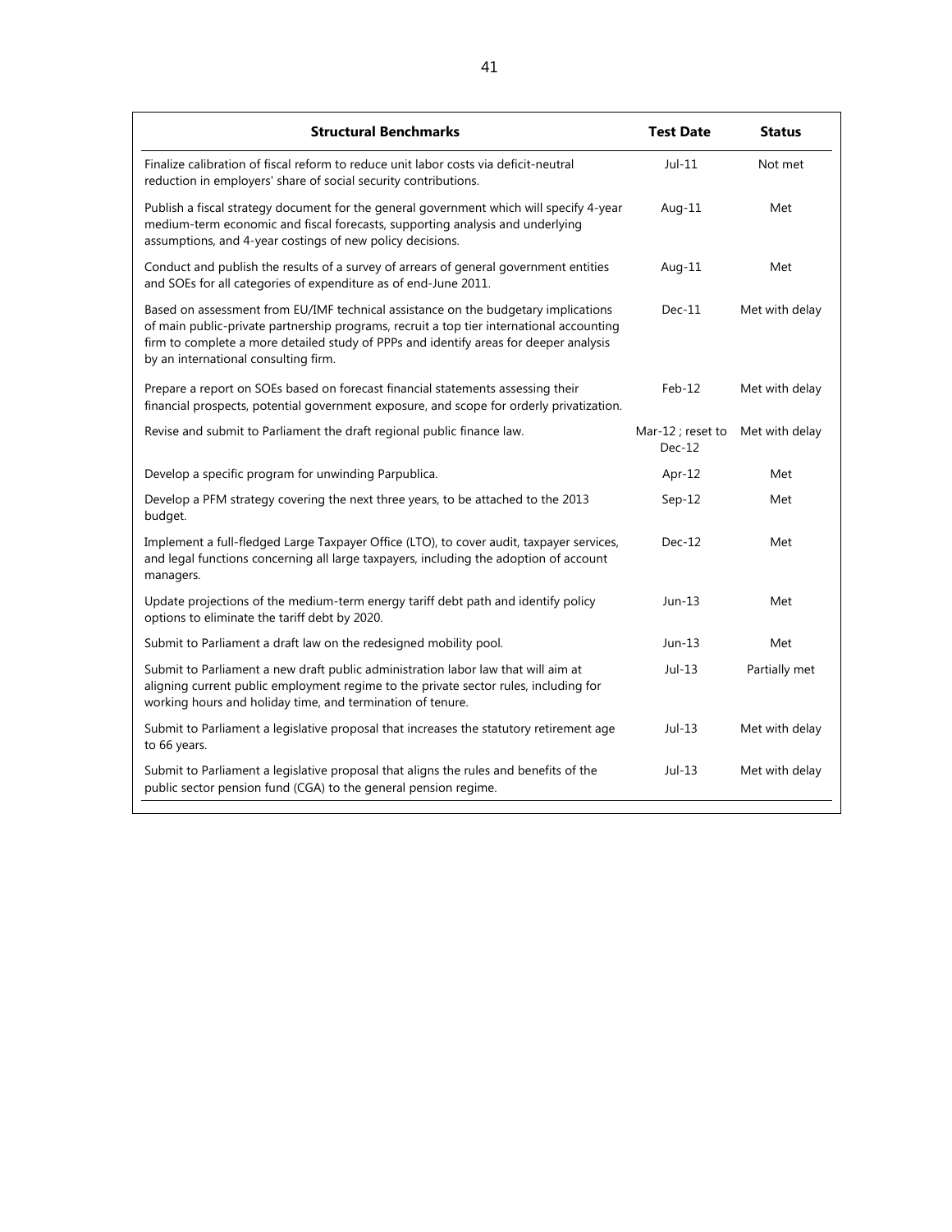| Structural Benchmarks | Test Date | Status |
|---|---|---|
| Finalize calibration of fiscal reform to reduce unit labor costs via deficit-neutral reduction in employers' share of social security contributions. | Jul-11 | Not met |
| Publish a fiscal strategy document for the general government which will specify 4-year medium-term economic and fiscal forecasts, supporting analysis and underlying assumptions, and 4-year costings of new policy decisions. | Aug-11 | Met |
| Conduct and publish the results of a survey of arrears of general government entities and SOEs for all categories of expenditure as of end-June 2011. | Aug-11 | Met |
| Based on assessment from EU/IMF technical assistance on the budgetary implications of main public-private partnership programs, recruit a top tier international accounting firm to complete a more detailed study of PPPs and identify areas for deeper analysis by an international consulting firm. | Dec-11 | Met with delay |
| Prepare a report on SOEs based on forecast financial statements assessing their financial prospects, potential government exposure, and scope for orderly privatization. | Feb-12 | Met with delay |
| Revise and submit to Parliament the draft regional public finance law. | Mar-12 ; reset to Dec-12 | Met with delay |
| Develop a specific program for unwinding Parpublica. | Apr-12 | Met |
| Develop a PFM strategy covering the next three years, to be attached to the 2013 budget. | Sep-12 | Met |
| Implement a full-fledged Large Taxpayer Office (LTO), to cover audit, taxpayer services, and legal functions concerning all large taxpayers, including the adoption of account managers. | Dec-12 | Met |
| Update projections of the medium-term energy tariff debt path and identify policy options to eliminate the tariff debt by 2020. | Jun-13 | Met |
| Submit to Parliament a draft law on the redesigned mobility pool. | Jun-13 | Met |
| Submit to Parliament a new draft public administration labor law that will aim at aligning current public employment regime to the private sector rules, including for working hours and holiday time, and termination of tenure. | Jul-13 | Partially met |
| Submit to Parliament a legislative proposal that increases the statutory retirement age to 66 years. | Jul-13 | Met with delay |
| Submit to Parliament a legislative proposal that aligns the rules and benefits of the public sector pension fund (CGA) to the general pension regime. | Jul-13 | Met with delay |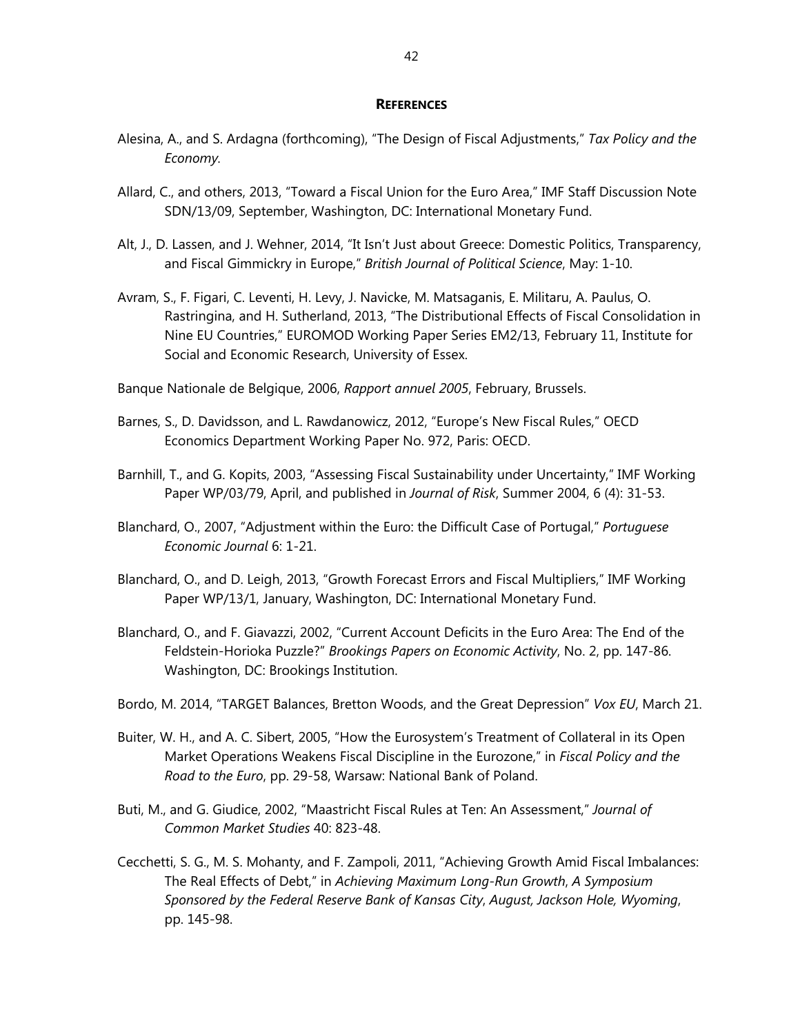## References

Alesina, A., and S. Ardagna (forthcoming), "The Design of Fiscal Adjustments," *Tax Policy and the Economy*.

Allard, C., and others, 2013, "Toward a Fiscal Union for the Euro Area," IMF Staff Discussion Note SDN/13/09, September, Washington, DC: International Monetary Fund.

Alt, J., D. Lassen, and J. Wehner, 2014, "It Isn't Just about Greece: Domestic Politics, Transparency, and Fiscal Gimmickry in Europe," *British Journal of Political Science*, May: 1-10.

Avram, S., F. Figari, C. Leventi, H. Levy, J. Navicke, M. Matsaganis, E. Militaru, A. Paulus, O. Rastringina, and H. Sutherland, 2013, "The Distributional Effects of Fiscal Consolidation in Nine EU Countries," EUROMOD Working Paper Series EM2/13, February 11, Institute for Social and Economic Research, University of Essex.

Banque Nationale de Belgique, 2006, *Rapport annuel 2005*, February, Brussels.

Barnes, S., D. Davidsson, and L. Rawdanowicz, 2012, "Europe's New Fiscal Rules," OECD Economics Department Working Paper No. 972, Paris: OECD.

Barnhill, T., and G. Kopits, 2003, "Assessing Fiscal Sustainability under Uncertainty," IMF Working Paper WP/03/79, April, and published in *Journal of Risk*, Summer 2004, 6 (4): 31-53.

Blanchard, O., 2007, "Adjustment within the Euro: the Difficult Case of Portugal," *Portuguese Economic Journal* 6: 1-21.

Blanchard, O., and D. Leigh, 2013, "Growth Forecast Errors and Fiscal Multipliers," IMF Working Paper WP/13/1, January, Washington, DC: International Monetary Fund.

Blanchard, O., and F. Giavazzi, 2002, "Current Account Deficits in the Euro Area: The End of the Feldstein-Horioka Puzzle?" *Brookings Papers on Economic Activity*, No. 2, pp. 147-86. Washington, DC: Brookings Institution.

Bordo, M. 2014, "TARGET Balances, Bretton Woods, and the Great Depression" *Vox EU*, March 21.

Buiter, W. H., and A. C. Sibert, 2005, "How the Eurosystem's Treatment of Collateral in its Open Market Operations Weakens Fiscal Discipline in the Eurozone," in *Fiscal Policy and the Road to the Euro*, pp. 29-58, Warsaw: National Bank of Poland.

Buti, M., and G. Giudice, 2002, "Maastricht Fiscal Rules at Ten: An Assessment," *Journal of Common Market Studies* 40: 823-48.

Cecchetti, S. G., M. S. Mohanty, and F. Zampoli, 2011, "Achieving Growth Amid Fiscal Imbalances: The Real Effects of Debt," in *Achieving Maximum Long-Run Growth*, *A Symposium Sponsored by the Federal Reserve Bank of Kansas City*, *August, Jackson Hole, Wyoming*, pp. 145-98.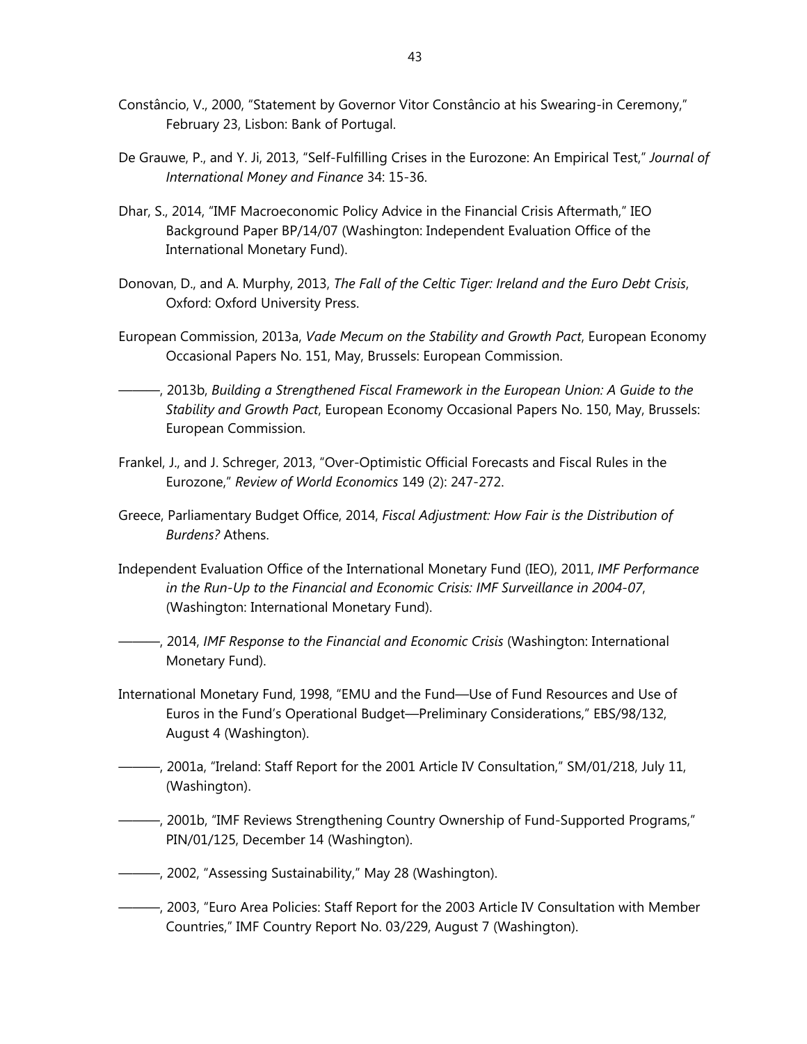Constâncio, V., 2000, "Statement by Governor Vitor Constâncio at his Swearing-in Ceremony," February 23, Lisbon: Bank of Portugal.

De Grauwe, P., and Y. Ji, 2013, "Self-Fulfilling Crises in the Eurozone: An Empirical Test," *Journal of International Money and Finance* 34: 15-36.

Dhar, S., 2014, "IMF Macroeconomic Policy Advice in the Financial Crisis Aftermath," IEO Background Paper BP/14/07 (Washington: Independent Evaluation Office of the International Monetary Fund).

Donovan, D., and A. Murphy, 2013, *The Fall of the Celtic Tiger: Ireland and the Euro Debt Crisis*, Oxford: Oxford University Press.

European Commission, 2013a, *Vade Mecum on the Stability and Growth Pact*, European Economy Occasional Papers No. 151, May, Brussels: European Commission.

———, 2013b, *Building a Strengthened Fiscal Framework in the European Union: A Guide to the Stability and Growth Pact*, European Economy Occasional Papers No. 150, May, Brussels: European Commission.

Frankel, J., and J. Schreger, 2013, "Over-Optimistic Official Forecasts and Fiscal Rules in the Eurozone," *Review of World Economics* 149 (2): 247-272.

Greece, Parliamentary Budget Office, 2014, *Fiscal Adjustment: How Fair is the Distribution of Burdens?* Athens.

Independent Evaluation Office of the International Monetary Fund (IEO), 2011, *IMF Performance in the Run-Up to the Financial and Economic Crisis: IMF Surveillance in 2004-07*, (Washington: International Monetary Fund).

———, 2014, *IMF Response to the Financial and Economic Crisis* (Washington: International Monetary Fund).

International Monetary Fund, 1998, "EMU and the Fund—Use of Fund Resources and Use of Euros in the Fund's Operational Budget—Preliminary Considerations," EBS/98/132, August 4 (Washington).

———, 2001a, "Ireland: Staff Report for the 2001 Article IV Consultation," SM/01/218, July 11, (Washington).

———, 2001b, "IMF Reviews Strengthening Country Ownership of Fund-Supported Programs," PIN/01/125, December 14 (Washington).

———, 2002, "Assessing Sustainability," May 28 (Washington).

———, 2003, "Euro Area Policies: Staff Report for the 2003 Article IV Consultation with Member Countries," IMF Country Report No. 03/229, August 7 (Washington).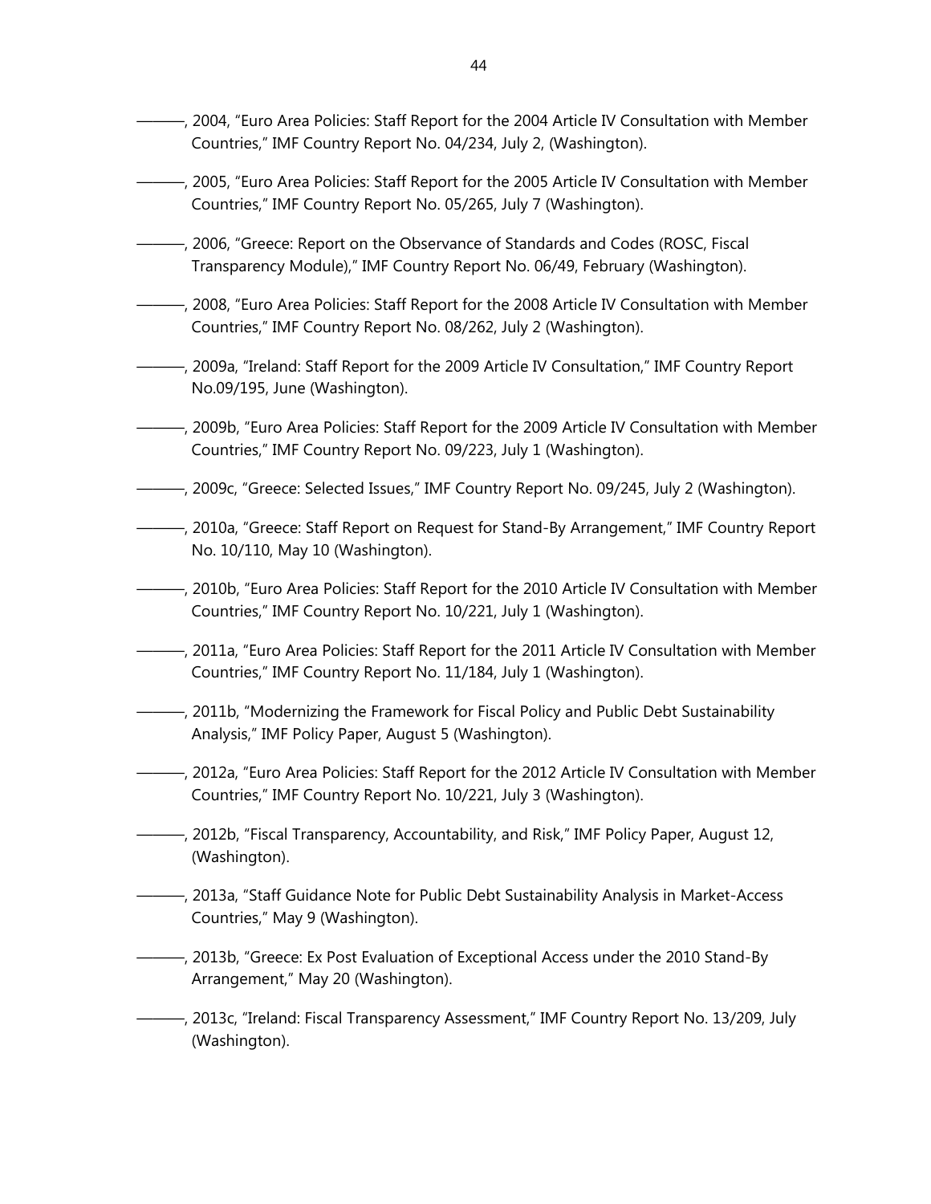———, 2004, "Euro Area Policies: Staff Report for the 2004 Article IV Consultation with Member Countries," IMF Country Report No. 04/234, July 2, (Washington).

———, 2005, "Euro Area Policies: Staff Report for the 2005 Article IV Consultation with Member Countries," IMF Country Report No. 05/265, July 7 (Washington).

———, 2006, "Greece: Report on the Observance of Standards and Codes (ROSC, Fiscal Transparency Module)," IMF Country Report No. 06/49, February (Washington).

———, 2008, "Euro Area Policies: Staff Report for the 2008 Article IV Consultation with Member Countries," IMF Country Report No. 08/262, July 2 (Washington).

———, 2009a, "Ireland: Staff Report for the 2009 Article IV Consultation," IMF Country Report No.09/195, June (Washington).

———, 2009b, "Euro Area Policies: Staff Report for the 2009 Article IV Consultation with Member Countries," IMF Country Report No. 09/223, July 1 (Washington).

———, 2009c, "Greece: Selected Issues," IMF Country Report No. 09/245, July 2 (Washington).

———, 2010a, "Greece: Staff Report on Request for Stand-By Arrangement," IMF Country Report No. 10/110, May 10 (Washington).

———, 2010b, "Euro Area Policies: Staff Report for the 2010 Article IV Consultation with Member Countries," IMF Country Report No. 10/221, July 1 (Washington).

———, 2011a, "Euro Area Policies: Staff Report for the 2011 Article IV Consultation with Member Countries," IMF Country Report No. 11/184, July 1 (Washington).

———, 2011b, "Modernizing the Framework for Fiscal Policy and Public Debt Sustainability Analysis," IMF Policy Paper, August 5 (Washington).

———, 2012a, "Euro Area Policies: Staff Report for the 2012 Article IV Consultation with Member Countries," IMF Country Report No. 10/221, July 3 (Washington).

———, 2012b, "Fiscal Transparency, Accountability, and Risk," IMF Policy Paper, August 12, (Washington).

———, 2013a, "Staff Guidance Note for Public Debt Sustainability Analysis in Market-Access Countries," May 9 (Washington).

———, 2013b, "Greece: Ex Post Evaluation of Exceptional Access under the 2010 Stand-By Arrangement," May 20 (Washington).

———, 2013c, "Ireland: Fiscal Transparency Assessment," IMF Country Report No. 13/209, July (Washington).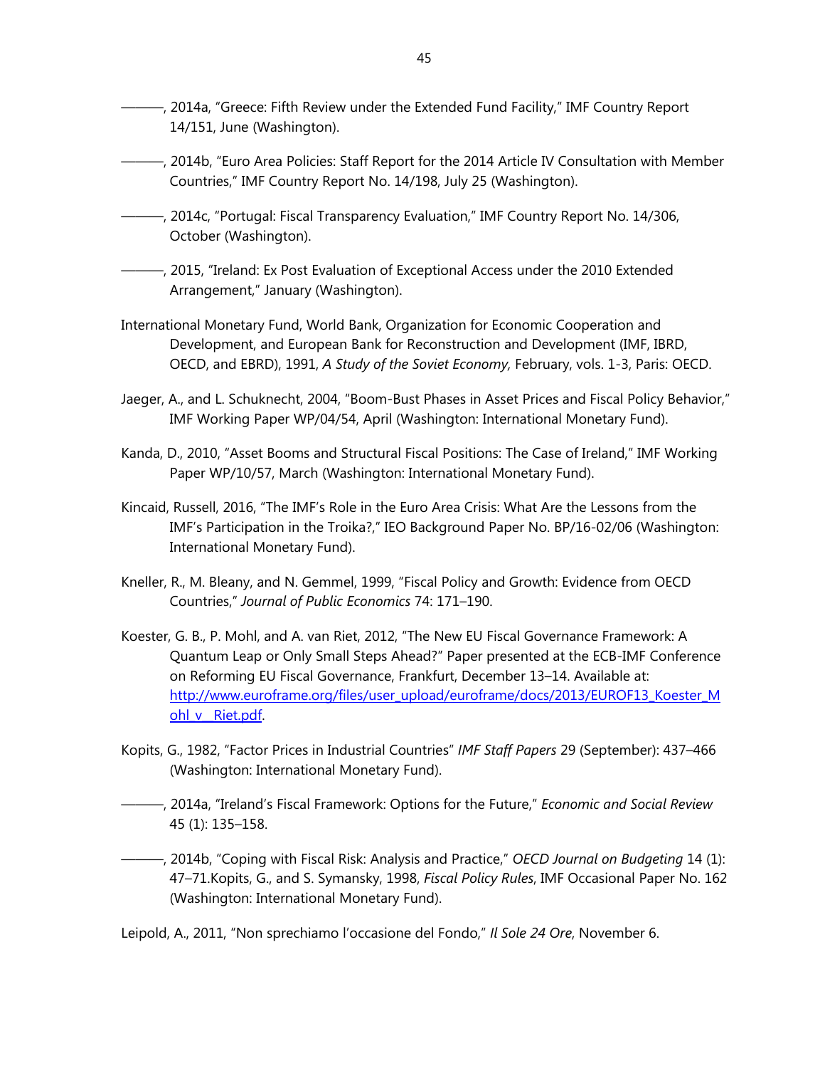———, 2014a, "Greece: Fifth Review under the Extended Fund Facility," IMF Country Report 14/151, June (Washington).

———, 2014b, "Euro Area Policies: Staff Report for the 2014 Article IV Consultation with Member Countries," IMF Country Report No. 14/198, July 25 (Washington).

———, 2014c, "Portugal: Fiscal Transparency Evaluation," IMF Country Report No. 14/306, October (Washington).

———, 2015, "Ireland: Ex Post Evaluation of Exceptional Access under the 2010 Extended Arrangement," January (Washington).

International Monetary Fund, World Bank, Organization for Economic Cooperation and Development, and European Bank for Reconstruction and Development (IMF, IBRD, OECD, and EBRD), 1991, *A Study of the Soviet Economy,* February, vols. 1-3, Paris: OECD.

Jaeger, A., and L. Schuknecht, 2004, "Boom-Bust Phases in Asset Prices and Fiscal Policy Behavior," IMF Working Paper WP/04/54, April (Washington: International Monetary Fund).

Kanda, D., 2010, "Asset Booms and Structural Fiscal Positions: The Case of Ireland," IMF Working Paper WP/10/57, March (Washington: International Monetary Fund).

Kincaid, Russell, 2016, "The IMF's Role in the Euro Area Crisis: What Are the Lessons from the IMF's Participation in the Troika?," IEO Background Paper No. BP/16-02/06 (Washington: International Monetary Fund).

Kneller, R., M. Bleany, and N. Gemmel, 1999, "Fiscal Policy and Growth: Evidence from OECD Countries," *Journal of Public Economics* 74: 171–190.

Koester, G. B., P. Mohl, and A. van Riet, 2012, "The New EU Fiscal Governance Framework: A Quantum Leap or Only Small Steps Ahead?" Paper presented at the ECB-IMF Conference on Reforming EU Fiscal Governance, Frankfurt, December 13–14. Available at: http://www.euroframe.org/files/user_upload/euroframe/docs/2013/EUROF13_Koester_Mohl_v__Riet.pdf.

Kopits, G., 1982, "Factor Prices in Industrial Countries" *IMF Staff Papers* 29 (September): 437–466 (Washington: International Monetary Fund).

———, 2014a, "Ireland's Fiscal Framework: Options for the Future," *Economic and Social Review* 45 (1): 135–158.

———, 2014b, "Coping with Fiscal Risk: Analysis and Practice," *OECD Journal on Budgeting* 14 (1): 47–71.Kopits, G., and S. Symansky, 1998, *Fiscal Policy Rules*, IMF Occasional Paper No. 162 (Washington: International Monetary Fund).

Leipold, A., 2011, "Non sprechiamo l'occasione del Fondo," *Il Sole 24 Ore*, November 6.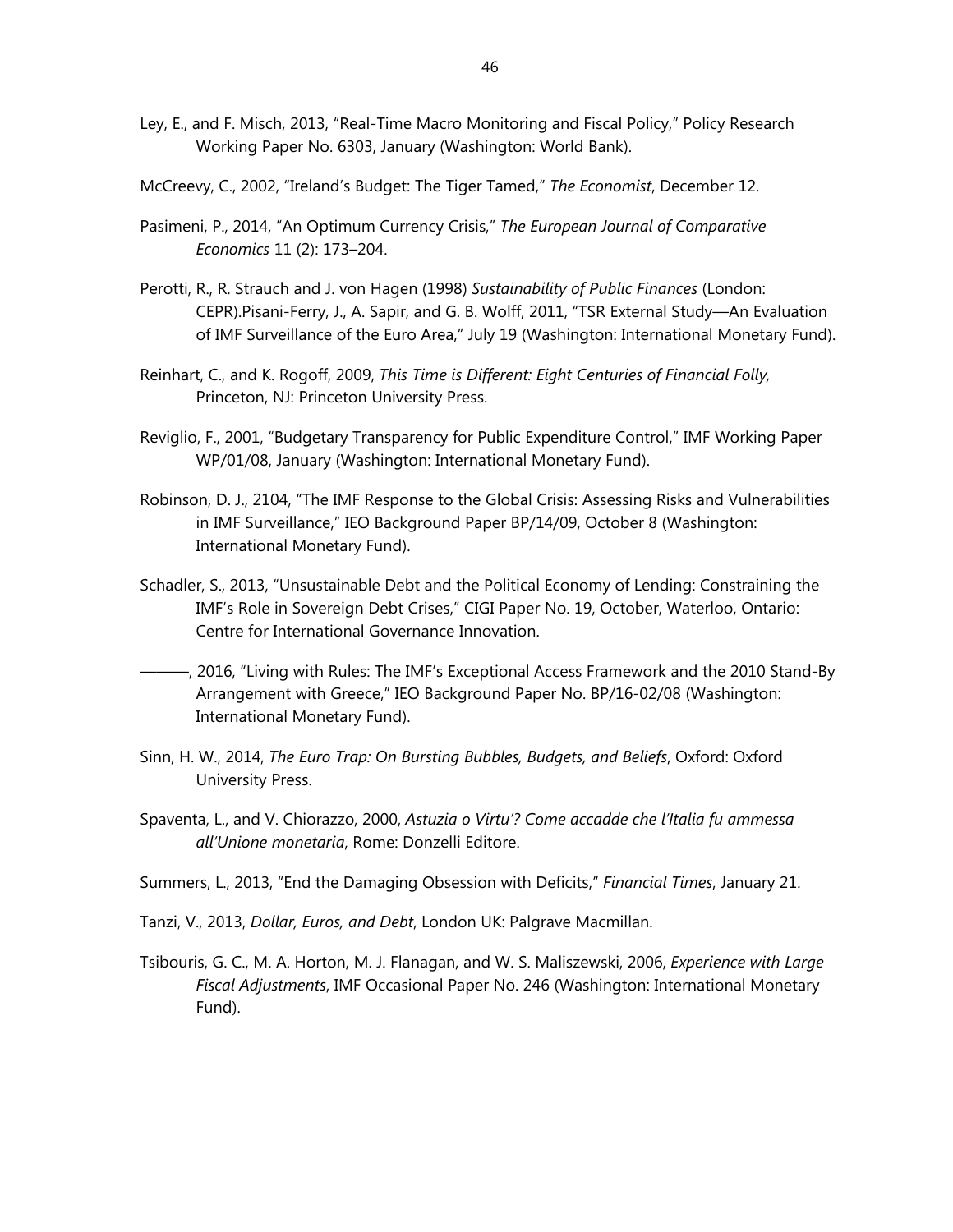Ley, E., and F. Misch, 2013, "Real-Time Macro Monitoring and Fiscal Policy," Policy Research Working Paper No. 6303, January (Washington: World Bank).

McCreevy, C., 2002, "Ireland's Budget: The Tiger Tamed," *The Economist*, December 12.

Pasimeni, P., 2014, "An Optimum Currency Crisis," *The European Journal of Comparative Economics* 11 (2): 173–204.

Perotti, R., R. Strauch and J. von Hagen (1998) *Sustainability of Public Finances* (London: CEPR).Pisani-Ferry, J., A. Sapir, and G. B. Wolff, 2011, "TSR External Study—An Evaluation of IMF Surveillance of the Euro Area," July 19 (Washington: International Monetary Fund).

Reinhart, C., and K. Rogoff, 2009, *This Time is Different: Eight Centuries of Financial Folly*, Princeton, NJ: Princeton University Press.

Reviglio, F., 2001, "Budgetary Transparency for Public Expenditure Control," IMF Working Paper WP/01/08, January (Washington: International Monetary Fund).

Robinson, D. J., 2104, "The IMF Response to the Global Crisis: Assessing Risks and Vulnerabilities in IMF Surveillance," IEO Background Paper BP/14/09, October 8 (Washington: International Monetary Fund).

Schadler, S., 2013, "Unsustainable Debt and the Political Economy of Lending: Constraining the IMF's Role in Sovereign Debt Crises," CIGI Paper No. 19, October, Waterloo, Ontario: Centre for International Governance Innovation.

———, 2016, "Living with Rules: The IMF's Exceptional Access Framework and the 2010 Stand-By Arrangement with Greece," IEO Background Paper No. BP/16-02/08 (Washington: International Monetary Fund).

Sinn, H. W., 2014, *The Euro Trap: On Bursting Bubbles, Budgets, and Beliefs*, Oxford: Oxford University Press.

Spaventa, L., and V. Chiorazzo, 2000, *Astuzia o Virtu'? Come accadde che l'Italia fu ammessa all'Unione monetaria*, Rome: Donzelli Editore.

Summers, L., 2013, "End the Damaging Obsession with Deficits," *Financial Times*, January 21.

Tanzi, V., 2013, *Dollar, Euros, and Debt*, London UK: Palgrave Macmillan.

Tsibouris, G. C., M. A. Horton, M. J. Flanagan, and W. S. Maliszewski, 2006, *Experience with Large Fiscal Adjustments*, IMF Occasional Paper No. 246 (Washington: International Monetary Fund).